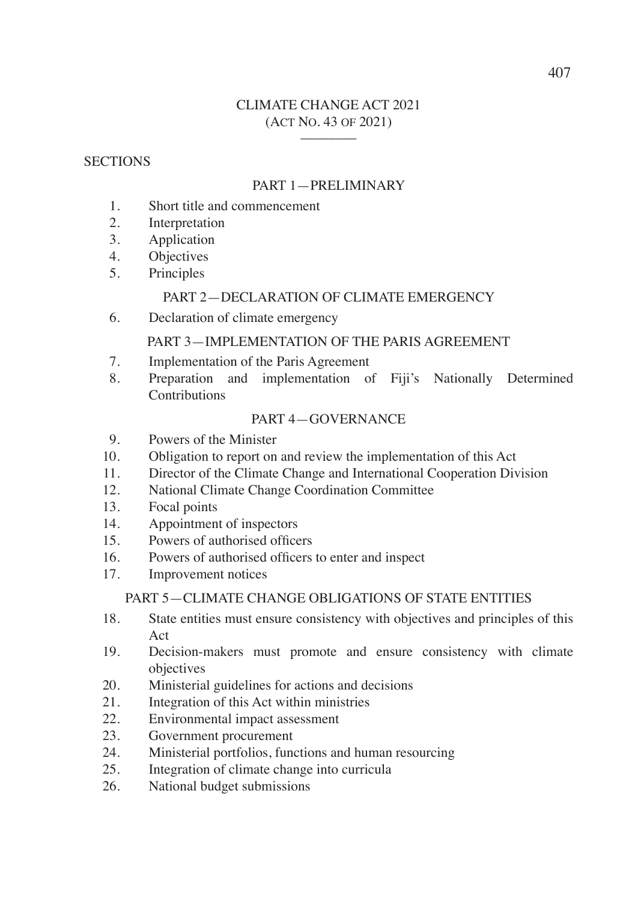# CLIMATE CHANGE ACT 2021

(ACT NO. 43 OF 2021)

SECTIONS

## PART 1—PRELIMINARY

1. Short title and commencement
2. Interpretation
3. Application
4. Objectives
5. Principles

## PART 2—DECLARATION OF CLIMATE EMERGENCY

6. Declaration of climate emergency

## PART 3—IMPLEMENTATION OF THE PARIS AGREEMENT

7. Implementation of the Paris Agreement
8. Preparation and implementation of Fiji's Nationally Determined Contributions

## PART 4—GOVERNANCE

9. Powers of the Minister
10. Obligation to report on and review the implementation of this Act
11. Director of the Climate Change and International Cooperation Division
12. National Climate Change Coordination Committee
13. Focal points
14. Appointment of inspectors
15. Powers of authorised officers
16. Powers of authorised officers to enter and inspect
17. Improvement notices

## PART 5—CLIMATE CHANGE OBLIGATIONS OF STATE ENTITIES

18. State entities must ensure consistency with objectives and principles of this Act
19. Decision-makers must promote and ensure consistency with climate objectives
20. Ministerial guidelines for actions and decisions
21. Integration of this Act within ministries
22. Environmental impact assessment
23. Government procurement
24. Ministerial portfolios, functions and human resourcing
25. Integration of climate change into curricula
26. National budget submissions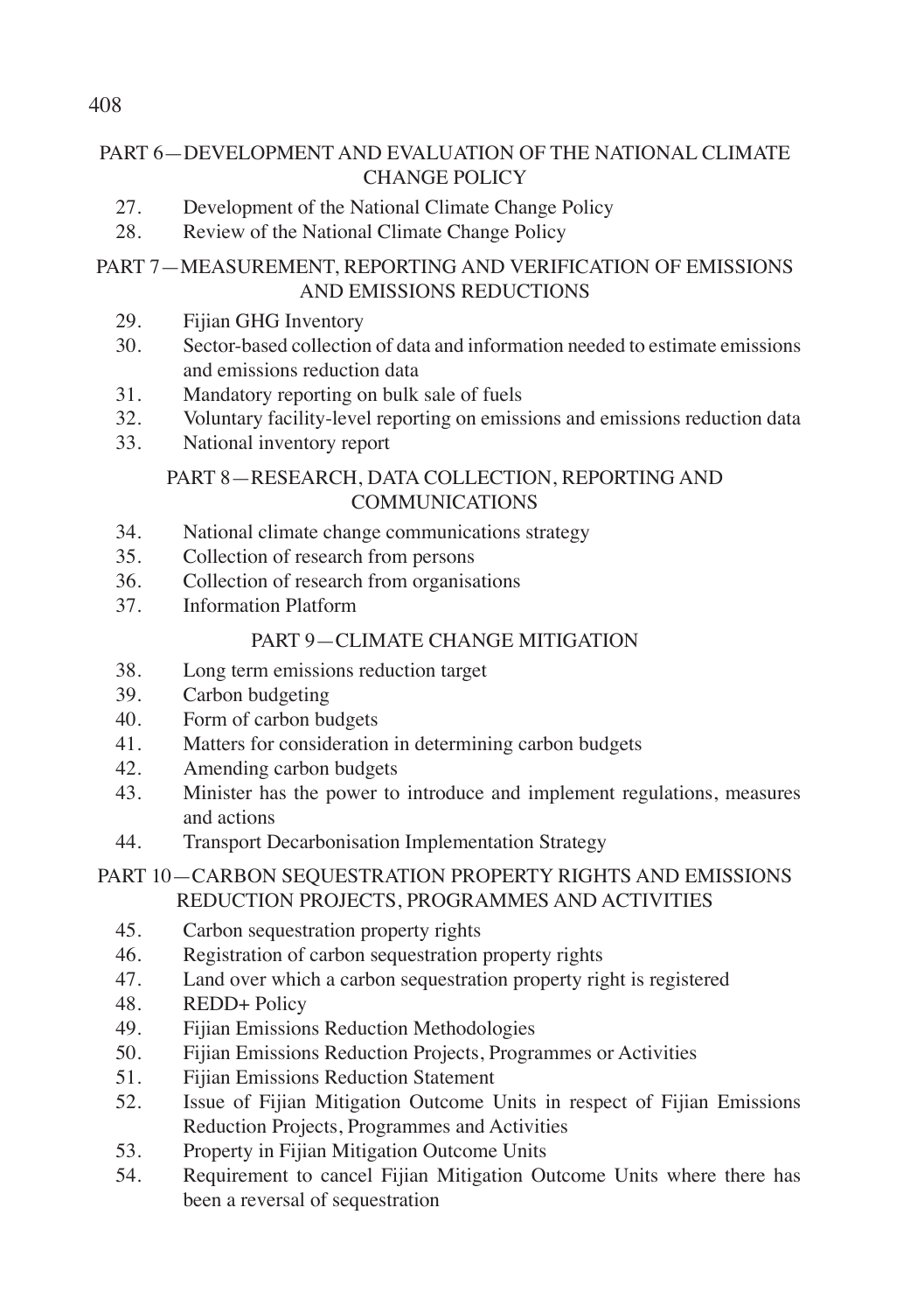## PART 6—DEVELOPMENT AND EVALUATION OF THE NATIONAL CLIMATE CHANGE POLICY

27. Development of the National Climate Change Policy
28. Review of the National Climate Change Policy

## PART 7—MEASUREMENT, REPORTING AND VERIFICATION OF EMISSIONS AND EMISSIONS REDUCTIONS

29. Fijian GHG Inventory
30. Sector-based collection of data and information needed to estimate emissions and emissions reduction data
31. Mandatory reporting on bulk sale of fuels
32. Voluntary facility-level reporting on emissions and emissions reduction data
33. National inventory report

## PART 8—RESEARCH, DATA COLLECTION, REPORTING AND COMMUNICATIONS

34. National climate change communications strategy
35. Collection of research from persons
36. Collection of research from organisations
37. Information Platform

## PART 9—CLIMATE CHANGE MITIGATION

38. Long term emissions reduction target
39. Carbon budgeting
40. Form of carbon budgets
41. Matters for consideration in determining carbon budgets
42. Amending carbon budgets
43. Minister has the power to introduce and implement regulations, measures and actions
44. Transport Decarbonisation Implementation Strategy

## PART 10—CARBON SEQUESTRATION PROPERTY RIGHTS AND EMISSIONS REDUCTION PROJECTS, PROGRAMMES AND ACTIVITIES

45. Carbon sequestration property rights
46. Registration of carbon sequestration property rights
47. Land over which a carbon sequestration property right is registered
48. REDD+ Policy
49. Fijian Emissions Reduction Methodologies
50. Fijian Emissions Reduction Projects, Programmes or Activities
51. Fijian Emissions Reduction Statement
52. Issue of Fijian Mitigation Outcome Units in respect of Fijian Emissions Reduction Projects, Programmes and Activities
53. Property in Fijian Mitigation Outcome Units
54. Requirement to cancel Fijian Mitigation Outcome Units where there has been a reversal of sequestration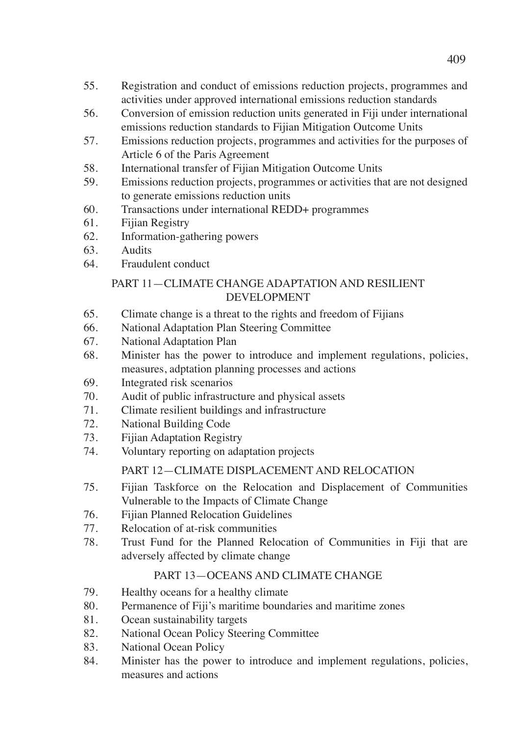55. Registration and conduct of emissions reduction projects, programmes and activities under approved international emissions reduction standards
56. Conversion of emission reduction units generated in Fiji under international emissions reduction standards to Fijian Mitigation Outcome Units
57. Emissions reduction projects, programmes and activities for the purposes of Article 6 of the Paris Agreement
58. International transfer of Fijian Mitigation Outcome Units
59. Emissions reduction projects, programmes or activities that are not designed to generate emissions reduction units
60. Transactions under international REDD+ programmes
61. Fijian Registry
62. Information-gathering powers
63. Audits
64. Fraudulent conduct

PART 11—CLIMATE CHANGE ADAPTATION AND RESILIENT DEVELOPMENT

65. Climate change is a threat to the rights and freedom of Fijians
66. National Adaptation Plan Steering Committee
67. National Adaptation Plan
68. Minister has the power to introduce and implement regulations, policies, measures, adptation planning processes and actions
69. Integrated risk scenarios
70. Audit of public infrastructure and physical assets
71. Climate resilient buildings and infrastructure
72. National Building Code
73. Fijian Adaptation Registry
74. Voluntary reporting on adaptation projects

PART 12—CLIMATE DISPLACEMENT AND RELOCATION

75. Fijian Taskforce on the Relocation and Displacement of Communities Vulnerable to the Impacts of Climate Change
76. Fijian Planned Relocation Guidelines
77. Relocation of at-risk communities
78. Trust Fund for the Planned Relocation of Communities in Fiji that are adversely affected by climate change

PART 13—OCEANS AND CLIMATE CHANGE

79. Healthy oceans for a healthy climate
80. Permanence of Fiji's maritime boundaries and maritime zones
81. Ocean sustainability targets
82. National Ocean Policy Steering Committee
83. National Ocean Policy
84. Minister has the power to introduce and implement regulations, policies, measures and actions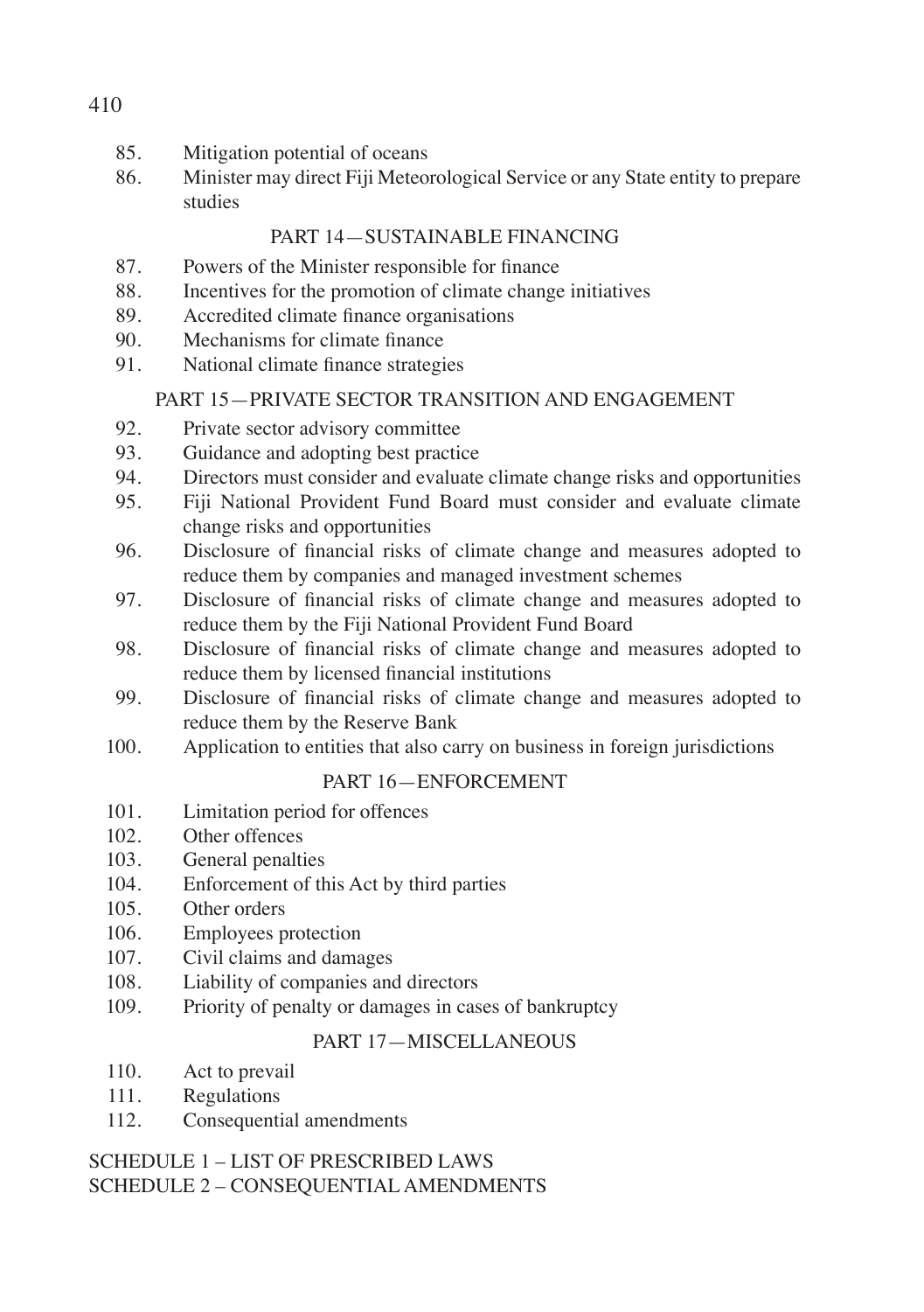85. Mitigation potential of oceans
86. Minister may direct Fiji Meteorological Service or any State entity to prepare studies

PART 14—SUSTAINABLE FINANCING

87. Powers of the Minister responsible for finance
88. Incentives for the promotion of climate change initiatives
89. Accredited climate finance organisations
90. Mechanisms for climate finance
91. National climate finance strategies

PART 15—PRIVATE SECTOR TRANSITION AND ENGAGEMENT

92. Private sector advisory committee
93. Guidance and adopting best practice
94. Directors must consider and evaluate climate change risks and opportunities
95. Fiji National Provident Fund Board must consider and evaluate climate change risks and opportunities
96. Disclosure of financial risks of climate change and measures adopted to reduce them by companies and managed investment schemes
97. Disclosure of financial risks of climate change and measures adopted to reduce them by the Fiji National Provident Fund Board
98. Disclosure of financial risks of climate change and measures adopted to reduce them by licensed financial institutions
99. Disclosure of financial risks of climate change and measures adopted to reduce them by the Reserve Bank
100. Application to entities that also carry on business in foreign jurisdictions

PART 16—ENFORCEMENT

101. Limitation period for offences
102. Other offences
103. General penalties
104. Enforcement of this Act by third parties
105. Other orders
106. Employees protection
107. Civil claims and damages
108. Liability of companies and directors
109. Priority of penalty or damages in cases of bankruptcy

PART 17—MISCELLANEOUS

110. Act to prevail
111. Regulations
112. Consequential amendments

SCHEDULE 1 – LIST OF PRESCRIBED LAWS
SCHEDULE 2 – CONSEQUENTIAL AMENDMENTS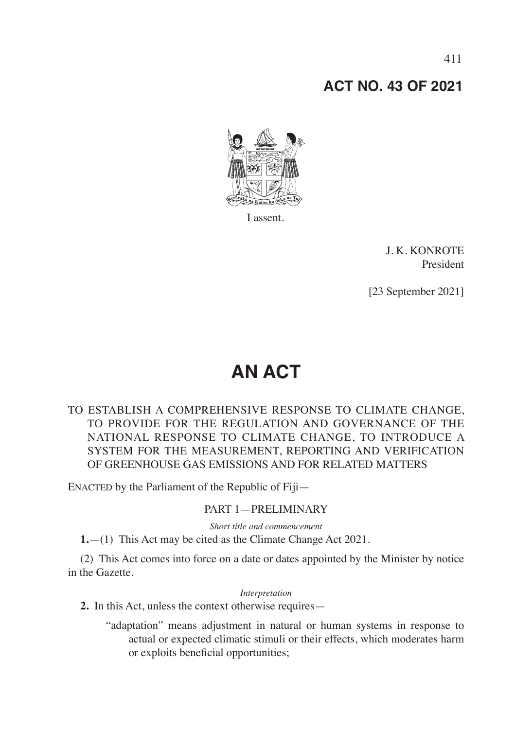# ACT NO. 43 OF 2021

I assent.

J. K. KONROTE
President

[23 September 2021]

# AN ACT

TO ESTABLISH A COMPREHENSIVE RESPONSE TO CLIMATE CHANGE, TO PROVIDE FOR THE REGULATION AND GOVERNANCE OF THE NATIONAL RESPONSE TO CLIMATE CHANGE, TO INTRODUCE A SYSTEM FOR THE MEASUREMENT, REPORTING AND VERIFICATION OF GREENHOUSE GAS EMISSIONS AND FOR RELATED MATTERS

ENACTED by the Parliament of the Republic of Fiji—

## PART 1—PRELIMINARY

*Short title and commencement*

**1.**—(1) This Act may be cited as the Climate Change Act 2021.

(2) This Act comes into force on a date or dates appointed by the Minister by notice in the Gazette.

*Interpretation*

**2.** In this Act, unless the context otherwise requires—

"adaptation" means adjustment in natural or human systems in response to actual or expected climatic stimuli or their effects, which moderates harm or exploits beneficial opportunities;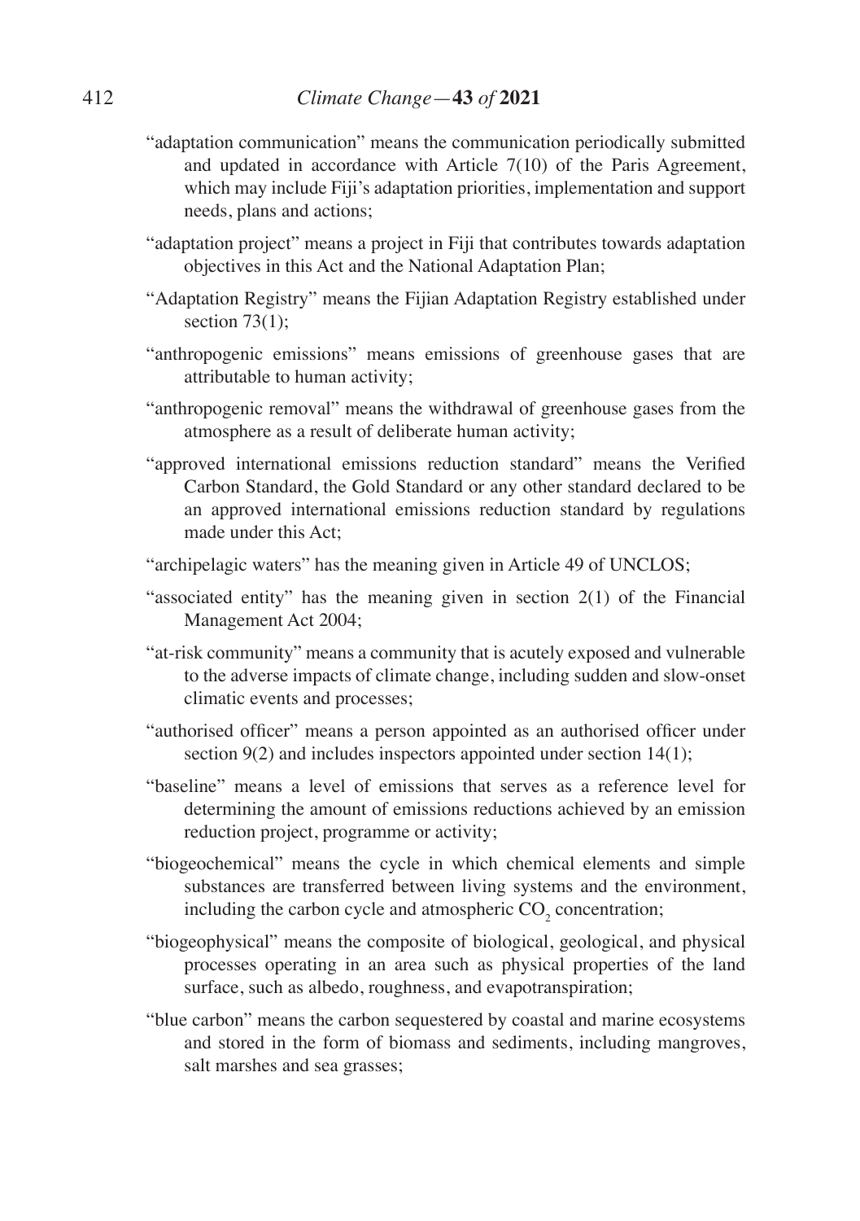"adaptation communication" means the communication periodically submitted and updated in accordance with Article 7(10) of the Paris Agreement, which may include Fiji's adaptation priorities, implementation and support needs, plans and actions;

"adaptation project" means a project in Fiji that contributes towards adaptation objectives in this Act and the National Adaptation Plan;

"Adaptation Registry" means the Fijian Adaptation Registry established under section 73(1);

"anthropogenic emissions" means emissions of greenhouse gases that are attributable to human activity;

"anthropogenic removal" means the withdrawal of greenhouse gases from the atmosphere as a result of deliberate human activity;

"approved international emissions reduction standard" means the Verified Carbon Standard, the Gold Standard or any other standard declared to be an approved international emissions reduction standard by regulations made under this Act;

"archipelagic waters" has the meaning given in Article 49 of UNCLOS;

"associated entity" has the meaning given in section 2(1) of the Financial Management Act 2004;

"at-risk community" means a community that is acutely exposed and vulnerable to the adverse impacts of climate change, including sudden and slow-onset climatic events and processes;

"authorised officer" means a person appointed as an authorised officer under section 9(2) and includes inspectors appointed under section 14(1);

"baseline" means a level of emissions that serves as a reference level for determining the amount of emissions reductions achieved by an emission reduction project, programme or activity;

"biogeochemical" means the cycle in which chemical elements and simple substances are transferred between living systems and the environment, including the carbon cycle and atmospheric $CO_2$ concentration;

"biogeophysical" means the composite of biological, geological, and physical processes operating in an area such as physical properties of the land surface, such as albedo, roughness, and evapotranspiration;

"blue carbon" means the carbon sequestered by coastal and marine ecosystems and stored in the form of biomass and sediments, including mangroves, salt marshes and sea grasses;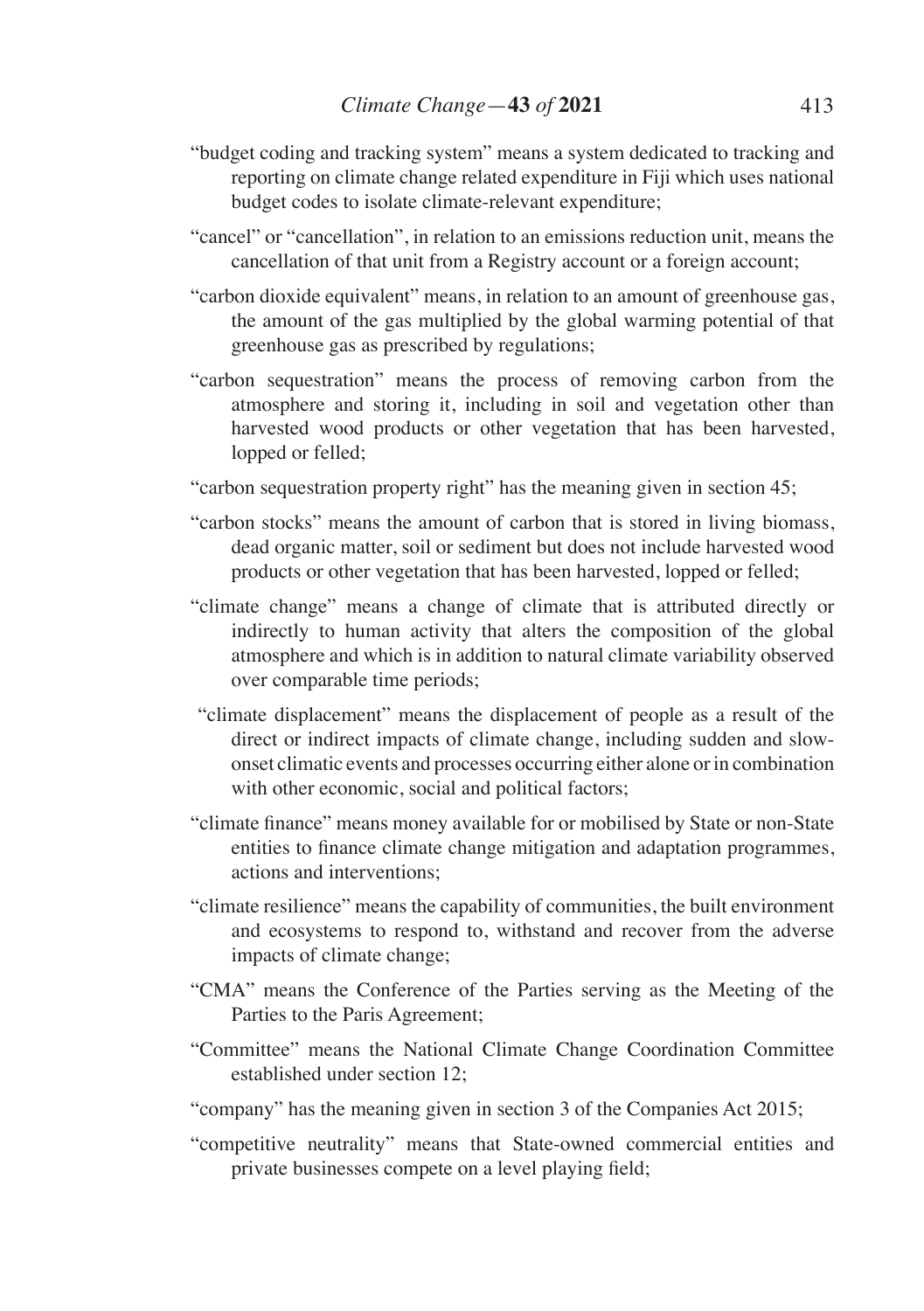"budget coding and tracking system" means a system dedicated to tracking and reporting on climate change related expenditure in Fiji which uses national budget codes to isolate climate-relevant expenditure;

"cancel" or "cancellation", in relation to an emissions reduction unit, means the cancellation of that unit from a Registry account or a foreign account;

"carbon dioxide equivalent" means, in relation to an amount of greenhouse gas, the amount of the gas multiplied by the global warming potential of that greenhouse gas as prescribed by regulations;

"carbon sequestration" means the process of removing carbon from the atmosphere and storing it, including in soil and vegetation other than harvested wood products or other vegetation that has been harvested, lopped or felled;

"carbon sequestration property right" has the meaning given in section 45;

"carbon stocks" means the amount of carbon that is stored in living biomass, dead organic matter, soil or sediment but does not include harvested wood products or other vegetation that has been harvested, lopped or felled;

"climate change" means a change of climate that is attributed directly or indirectly to human activity that alters the composition of the global atmosphere and which is in addition to natural climate variability observed over comparable time periods;

"climate displacement" means the displacement of people as a result of the direct or indirect impacts of climate change, including sudden and slow-onset climatic events and processes occurring either alone or in combination with other economic, social and political factors;

"climate finance" means money available for or mobilised by State or non-State entities to finance climate change mitigation and adaptation programmes, actions and interventions;

"climate resilience" means the capability of communities, the built environment and ecosystems to respond to, withstand and recover from the adverse impacts of climate change;

"CMA" means the Conference of the Parties serving as the Meeting of the Parties to the Paris Agreement;

"Committee" means the National Climate Change Coordination Committee established under section 12;

"company" has the meaning given in section 3 of the Companies Act 2015;

"competitive neutrality" means that State-owned commercial entities and private businesses compete on a level playing field;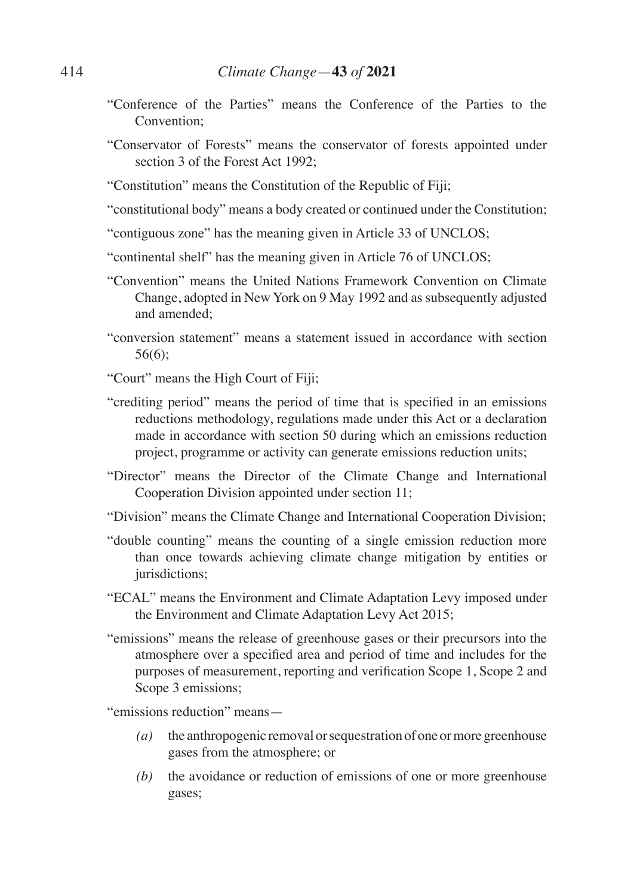"Conference of the Parties" means the Conference of the Parties to the Convention;

"Conservator of Forests" means the conservator of forests appointed under section 3 of the Forest Act 1992;

"Constitution" means the Constitution of the Republic of Fiji;

"constitutional body" means a body created or continued under the Constitution;

"contiguous zone" has the meaning given in Article 33 of UNCLOS;

"continental shelf" has the meaning given in Article 76 of UNCLOS;

"Convention" means the United Nations Framework Convention on Climate Change, adopted in New York on 9 May 1992 and as subsequently adjusted and amended;

"conversion statement" means a statement issued in accordance with section 56(6);

"Court" means the High Court of Fiji;

"crediting period" means the period of time that is specified in an emissions reductions methodology, regulations made under this Act or a declaration made in accordance with section 50 during which an emissions reduction project, programme or activity can generate emissions reduction units;

"Director" means the Director of the Climate Change and International Cooperation Division appointed under section 11;

"Division" means the Climate Change and International Cooperation Division;

"double counting" means the counting of a single emission reduction more than once towards achieving climate change mitigation by entities or jurisdictions;

"ECAL" means the Environment and Climate Adaptation Levy imposed under the Environment and Climate Adaptation Levy Act 2015;

"emissions" means the release of greenhouse gases or their precursors into the atmosphere over a specified area and period of time and includes for the purposes of measurement, reporting and verification Scope 1, Scope 2 and Scope 3 emissions;

"emissions reduction" means—

*(a)* the anthropogenic removal or sequestration of one or more greenhouse gases from the atmosphere; or

*(b)* the avoidance or reduction of emissions of one or more greenhouse gases;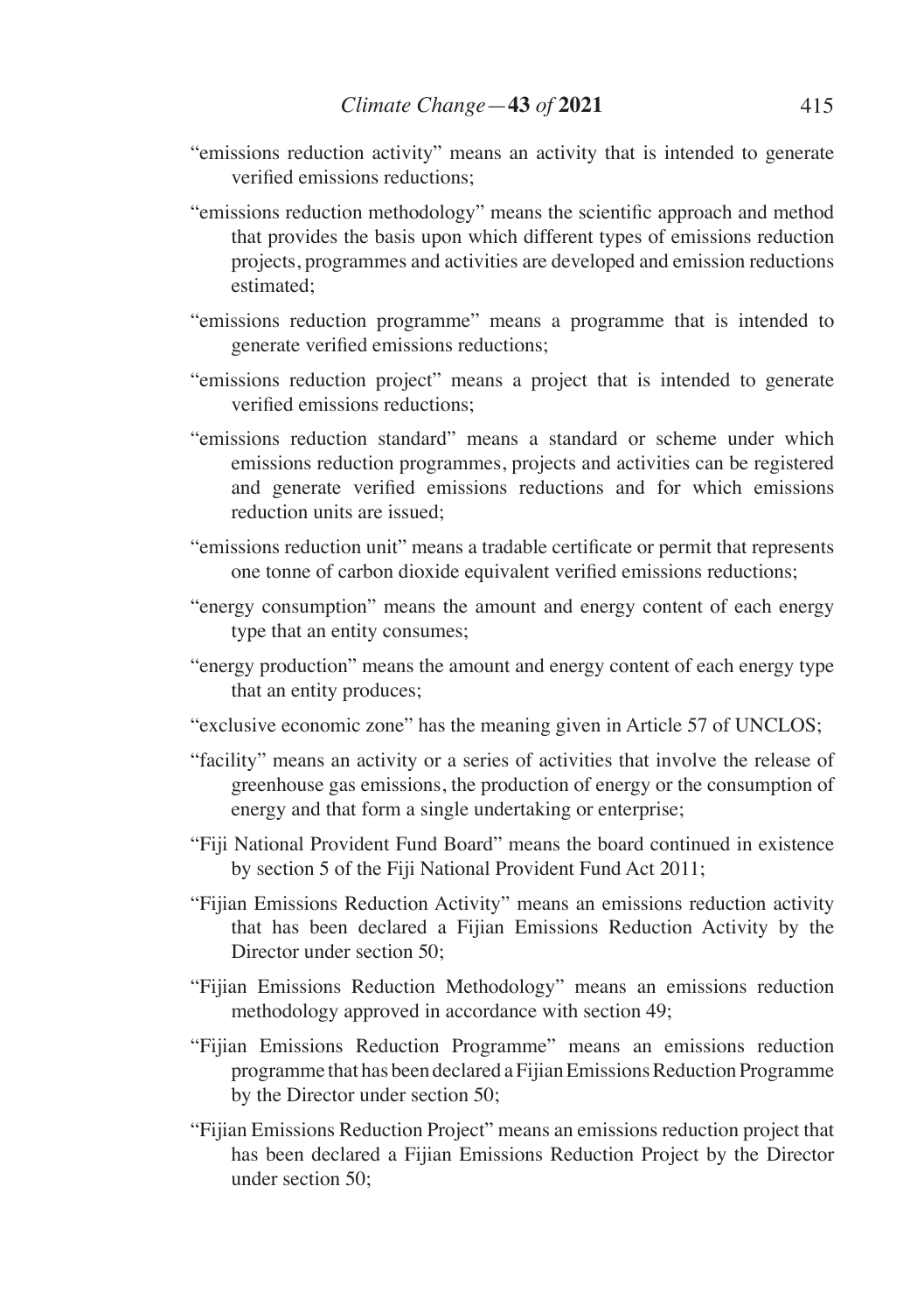"emissions reduction activity" means an activity that is intended to generate verified emissions reductions;

"emissions reduction methodology" means the scientific approach and method that provides the basis upon which different types of emissions reduction projects, programmes and activities are developed and emission reductions estimated;

"emissions reduction programme" means a programme that is intended to generate verified emissions reductions;

"emissions reduction project" means a project that is intended to generate verified emissions reductions;

"emissions reduction standard" means a standard or scheme under which emissions reduction programmes, projects and activities can be registered and generate verified emissions reductions and for which emissions reduction units are issued;

"emissions reduction unit" means a tradable certificate or permit that represents one tonne of carbon dioxide equivalent verified emissions reductions;

"energy consumption" means the amount and energy content of each energy type that an entity consumes;

"energy production" means the amount and energy content of each energy type that an entity produces;

"exclusive economic zone" has the meaning given in Article 57 of UNCLOS;

"facility" means an activity or a series of activities that involve the release of greenhouse gas emissions, the production of energy or the consumption of energy and that form a single undertaking or enterprise;

"Fiji National Provident Fund Board" means the board continued in existence by section 5 of the Fiji National Provident Fund Act 2011;

"Fijian Emissions Reduction Activity" means an emissions reduction activity that has been declared a Fijian Emissions Reduction Activity by the Director under section 50;

"Fijian Emissions Reduction Methodology" means an emissions reduction methodology approved in accordance with section 49;

"Fijian Emissions Reduction Programme" means an emissions reduction programme that has been declared a Fijian Emissions Reduction Programme by the Director under section 50;

"Fijian Emissions Reduction Project" means an emissions reduction project that has been declared a Fijian Emissions Reduction Project by the Director under section 50;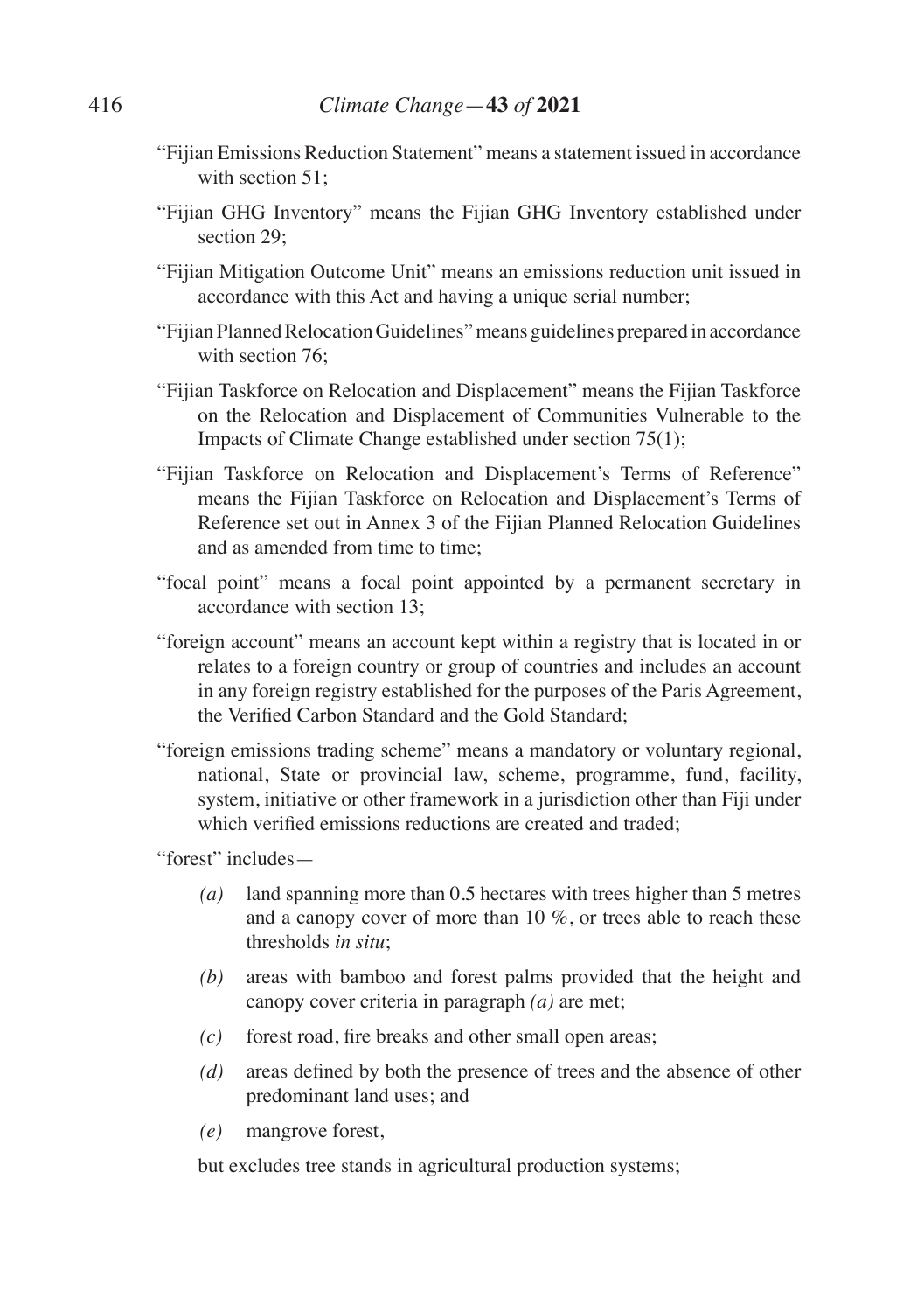"Fijian Emissions Reduction Statement" means a statement issued in accordance with section 51;

"Fijian GHG Inventory" means the Fijian GHG Inventory established under section 29;

"Fijian Mitigation Outcome Unit" means an emissions reduction unit issued in accordance with this Act and having a unique serial number;

"Fijian Planned Relocation Guidelines" means guidelines prepared in accordance with section 76;

"Fijian Taskforce on Relocation and Displacement" means the Fijian Taskforce on the Relocation and Displacement of Communities Vulnerable to the Impacts of Climate Change established under section 75(1);

"Fijian Taskforce on Relocation and Displacement's Terms of Reference" means the Fijian Taskforce on Relocation and Displacement's Terms of Reference set out in Annex 3 of the Fijian Planned Relocation Guidelines and as amended from time to time;

"focal point" means a focal point appointed by a permanent secretary in accordance with section 13;

"foreign account" means an account kept within a registry that is located in or relates to a foreign country or group of countries and includes an account in any foreign registry established for the purposes of the Paris Agreement, the Verified Carbon Standard and the Gold Standard;

"foreign emissions trading scheme" means a mandatory or voluntary regional, national, State or provincial law, scheme, programme, fund, facility, system, initiative or other framework in a jurisdiction other than Fiji under which verified emissions reductions are created and traded;

"forest" includes—

*(a)* land spanning more than 0.5 hectares with trees higher than 5 metres and a canopy cover of more than 10 %, or trees able to reach these thresholds *in situ*;

*(b)* areas with bamboo and forest palms provided that the height and canopy cover criteria in paragraph *(a)* are met;

*(c)* forest road, fire breaks and other small open areas;

*(d)* areas defined by both the presence of trees and the absence of other predominant land uses; and

*(e)* mangrove forest,

but excludes tree stands in agricultural production systems;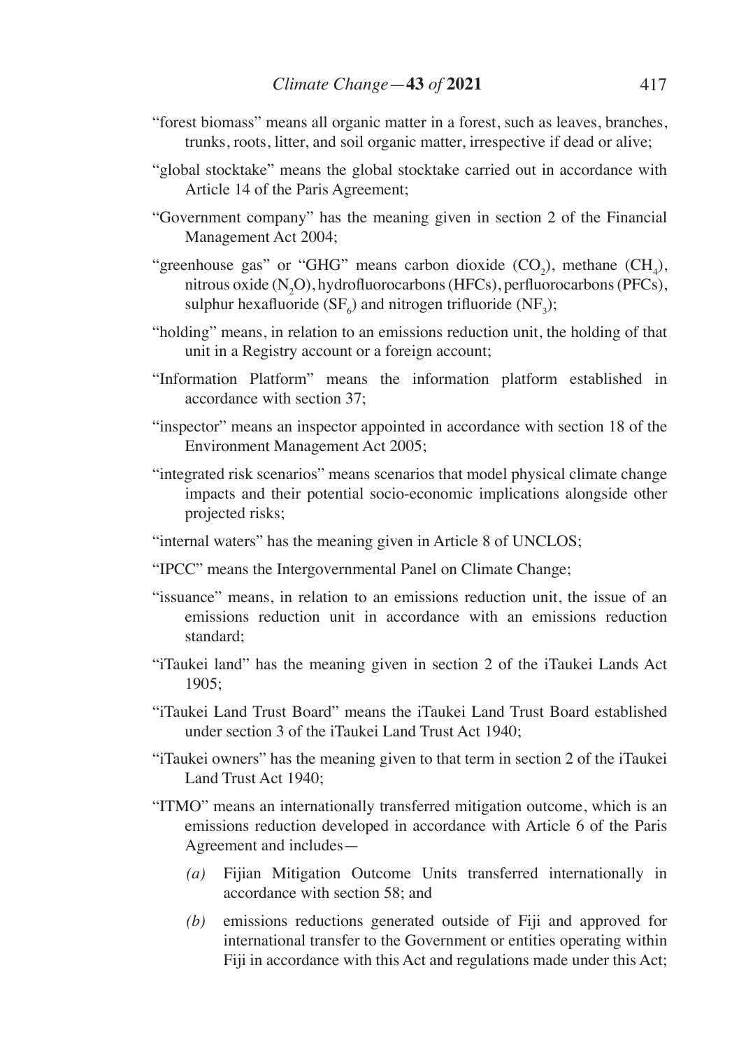"forest biomass" means all organic matter in a forest, such as leaves, branches, trunks, roots, litter, and soil organic matter, irrespective if dead or alive;

"global stocktake" means the global stocktake carried out in accordance with Article 14 of the Paris Agreement;

"Government company" has the meaning given in section 2 of the Financial Management Act 2004;

"greenhouse gas" or "GHG" means carbon dioxide ($CO_2$), methane ($CH_4$), nitrous oxide ($N_2O$), hydrofluorocarbons (HFCs), perfluorocarbons (PFCs), sulphur hexafluoride ($SF_6$) and nitrogen trifluoride ($NF_3$);

"holding" means, in relation to an emissions reduction unit, the holding of that unit in a Registry account or a foreign account;

"Information Platform" means the information platform established in accordance with section 37;

"inspector" means an inspector appointed in accordance with section 18 of the Environment Management Act 2005;

"integrated risk scenarios" means scenarios that model physical climate change impacts and their potential socio-economic implications alongside other projected risks;

"internal waters" has the meaning given in Article 8 of UNCLOS;

"IPCC" means the Intergovernmental Panel on Climate Change;

"issuance" means, in relation to an emissions reduction unit, the issue of an emissions reduction unit in accordance with an emissions reduction standard;

"iTaukei land" has the meaning given in section 2 of the iTaukei Lands Act 1905;

"iTaukei Land Trust Board" means the iTaukei Land Trust Board established under section 3 of the iTaukei Land Trust Act 1940;

"iTaukei owners" has the meaning given to that term in section 2 of the iTaukei Land Trust Act 1940;

"ITMO" means an internationally transferred mitigation outcome, which is an emissions reduction developed in accordance with Article 6 of the Paris Agreement and includes—

*(a)* Fijian Mitigation Outcome Units transferred internationally in accordance with section 58; and

*(b)* emissions reductions generated outside of Fiji and approved for international transfer to the Government or entities operating within Fiji in accordance with this Act and regulations made under this Act;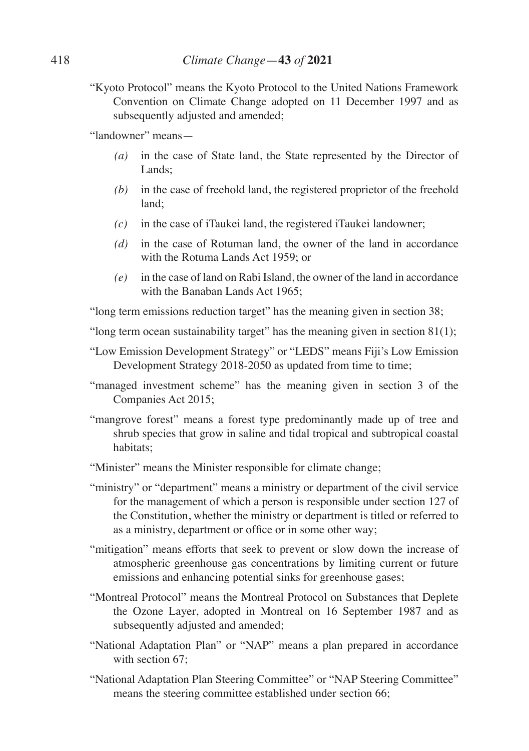"Kyoto Protocol" means the Kyoto Protocol to the United Nations Framework Convention on Climate Change adopted on 11 December 1997 and as subsequently adjusted and amended;

"landowner" means—

- *(a)* in the case of State land, the State represented by the Director of Lands;
- *(b)* in the case of freehold land, the registered proprietor of the freehold land;
- *(c)* in the case of iTaukei land, the registered iTaukei landowner;
- *(d)* in the case of Rotuman land, the owner of the land in accordance with the Rotuma Lands Act 1959; or
- *(e)* in the case of land on Rabi Island, the owner of the land in accordance with the Banaban Lands Act 1965;

"long term emissions reduction target" has the meaning given in section 38;

"long term ocean sustainability target" has the meaning given in section 81(1);

"Low Emission Development Strategy" or "LEDS" means Fiji's Low Emission Development Strategy 2018-2050 as updated from time to time;

"managed investment scheme" has the meaning given in section 3 of the Companies Act 2015;

"mangrove forest" means a forest type predominantly made up of tree and shrub species that grow in saline and tidal tropical and subtropical coastal habitats;

"Minister" means the Minister responsible for climate change;

"ministry" or "department" means a ministry or department of the civil service for the management of which a person is responsible under section 127 of the Constitution, whether the ministry or department is titled or referred to as a ministry, department or office or in some other way;

"mitigation" means efforts that seek to prevent or slow down the increase of atmospheric greenhouse gas concentrations by limiting current or future emissions and enhancing potential sinks for greenhouse gases;

"Montreal Protocol" means the Montreal Protocol on Substances that Deplete the Ozone Layer, adopted in Montreal on 16 September 1987 and as subsequently adjusted and amended;

"National Adaptation Plan" or "NAP" means a plan prepared in accordance with section 67;

"National Adaptation Plan Steering Committee" or "NAP Steering Committee" means the steering committee established under section 66;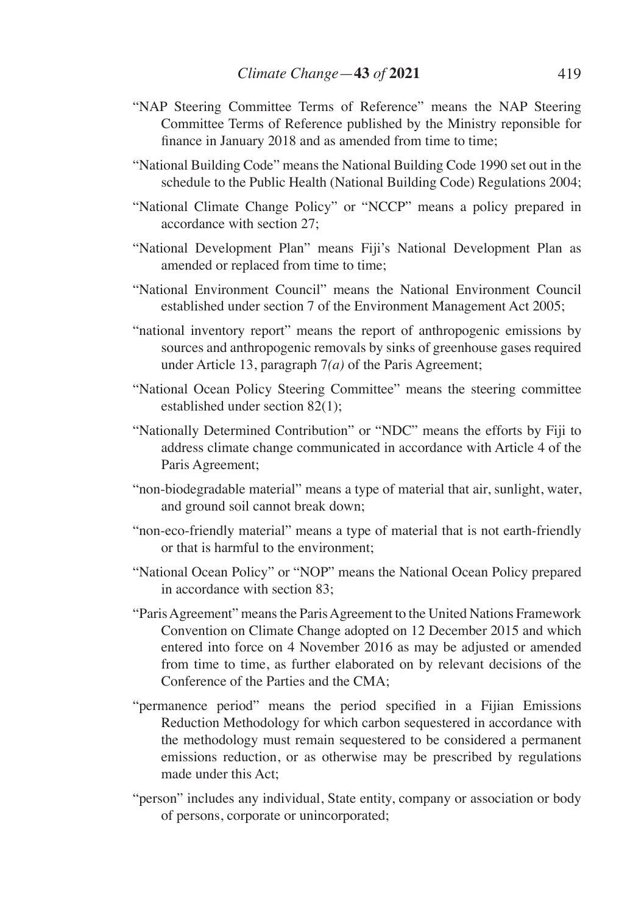"NAP Steering Committee Terms of Reference" means the NAP Steering Committee Terms of Reference published by the Ministry reponsible for finance in January 2018 and as amended from time to time;

"National Building Code" means the National Building Code 1990 set out in the schedule to the Public Health (National Building Code) Regulations 2004;

"National Climate Change Policy" or "NCCP" means a policy prepared in accordance with section 27;

"National Development Plan" means Fiji's National Development Plan as amended or replaced from time to time;

"National Environment Council" means the National Environment Council established under section 7 of the Environment Management Act 2005;

"national inventory report" means the report of anthropogenic emissions by sources and anthropogenic removals by sinks of greenhouse gases required under Article 13, paragraph 7*(a)* of the Paris Agreement;

"National Ocean Policy Steering Committee" means the steering committee established under section 82(1);

"Nationally Determined Contribution" or "NDC" means the efforts by Fiji to address climate change communicated in accordance with Article 4 of the Paris Agreement;

"non-biodegradable material" means a type of material that air, sunlight, water, and ground soil cannot break down;

"non-eco-friendly material" means a type of material that is not earth-friendly or that is harmful to the environment;

"National Ocean Policy" or "NOP" means the National Ocean Policy prepared in accordance with section 83;

"Paris Agreement" means the Paris Agreement to the United Nations Framework Convention on Climate Change adopted on 12 December 2015 and which entered into force on 4 November 2016 as may be adjusted or amended from time to time, as further elaborated on by relevant decisions of the Conference of the Parties and the CMA;

"permanence period" means the period specified in a Fijian Emissions Reduction Methodology for which carbon sequestered in accordance with the methodology must remain sequestered to be considered a permanent emissions reduction, or as otherwise may be prescribed by regulations made under this Act;

"person" includes any individual, State entity, company or association or body of persons, corporate or unincorporated;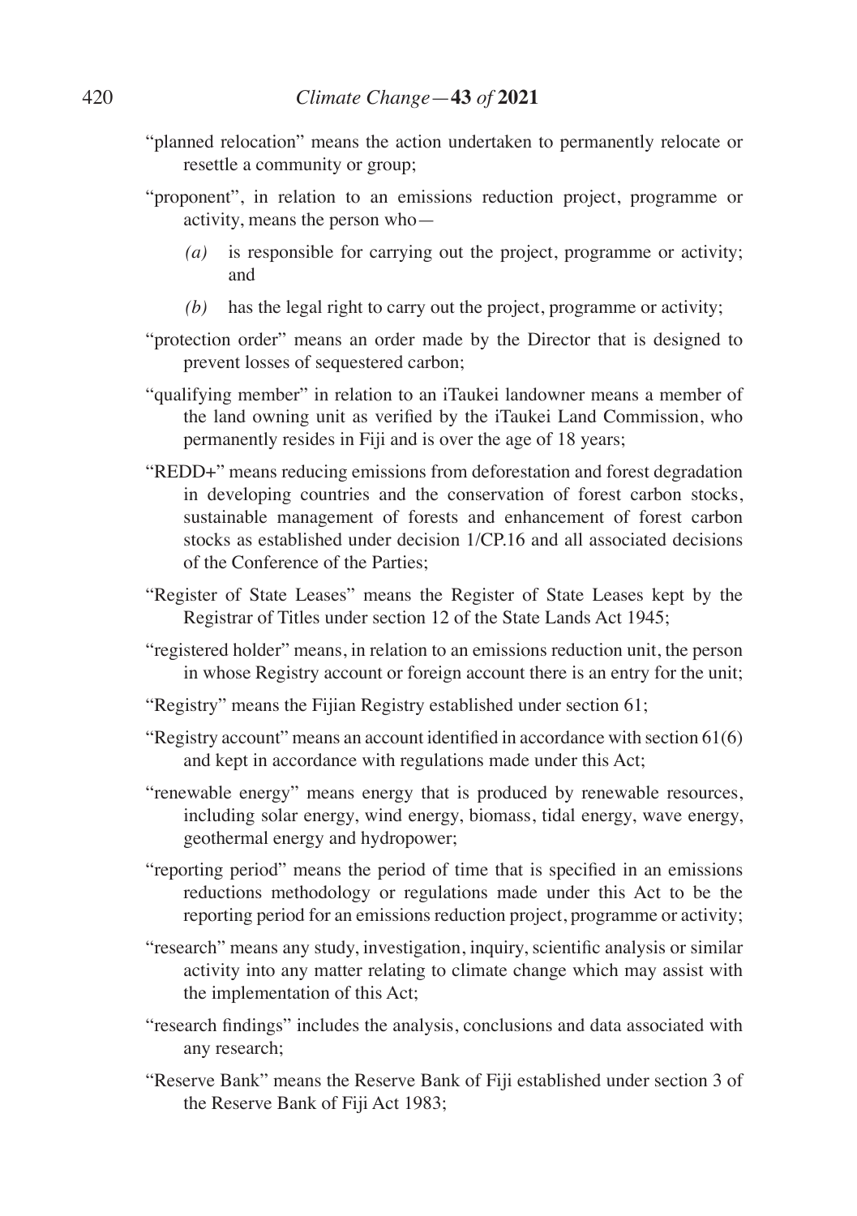"planned relocation" means the action undertaken to permanently relocate or resettle a community or group;

"proponent", in relation to an emissions reduction project, programme or activity, means the person who—

*(a)* is responsible for carrying out the project, programme or activity; and

*(b)* has the legal right to carry out the project, programme or activity;

"protection order" means an order made by the Director that is designed to prevent losses of sequestered carbon;

"qualifying member" in relation to an iTaukei landowner means a member of the land owning unit as verified by the iTaukei Land Commission, who permanently resides in Fiji and is over the age of 18 years;

"REDD+" means reducing emissions from deforestation and forest degradation in developing countries and the conservation of forest carbon stocks, sustainable management of forests and enhancement of forest carbon stocks as established under decision 1/CP.16 and all associated decisions of the Conference of the Parties;

"Register of State Leases" means the Register of State Leases kept by the Registrar of Titles under section 12 of the State Lands Act 1945;

"registered holder" means, in relation to an emissions reduction unit, the person in whose Registry account or foreign account there is an entry for the unit;

"Registry" means the Fijian Registry established under section 61;

"Registry account" means an account identified in accordance with section 61(6) and kept in accordance with regulations made under this Act;

"renewable energy" means energy that is produced by renewable resources, including solar energy, wind energy, biomass, tidal energy, wave energy, geothermal energy and hydropower;

"reporting period" means the period of time that is specified in an emissions reductions methodology or regulations made under this Act to be the reporting period for an emissions reduction project, programme or activity;

"research" means any study, investigation, inquiry, scientific analysis or similar activity into any matter relating to climate change which may assist with the implementation of this Act;

"research findings" includes the analysis, conclusions and data associated with any research;

"Reserve Bank" means the Reserve Bank of Fiji established under section 3 of the Reserve Bank of Fiji Act 1983;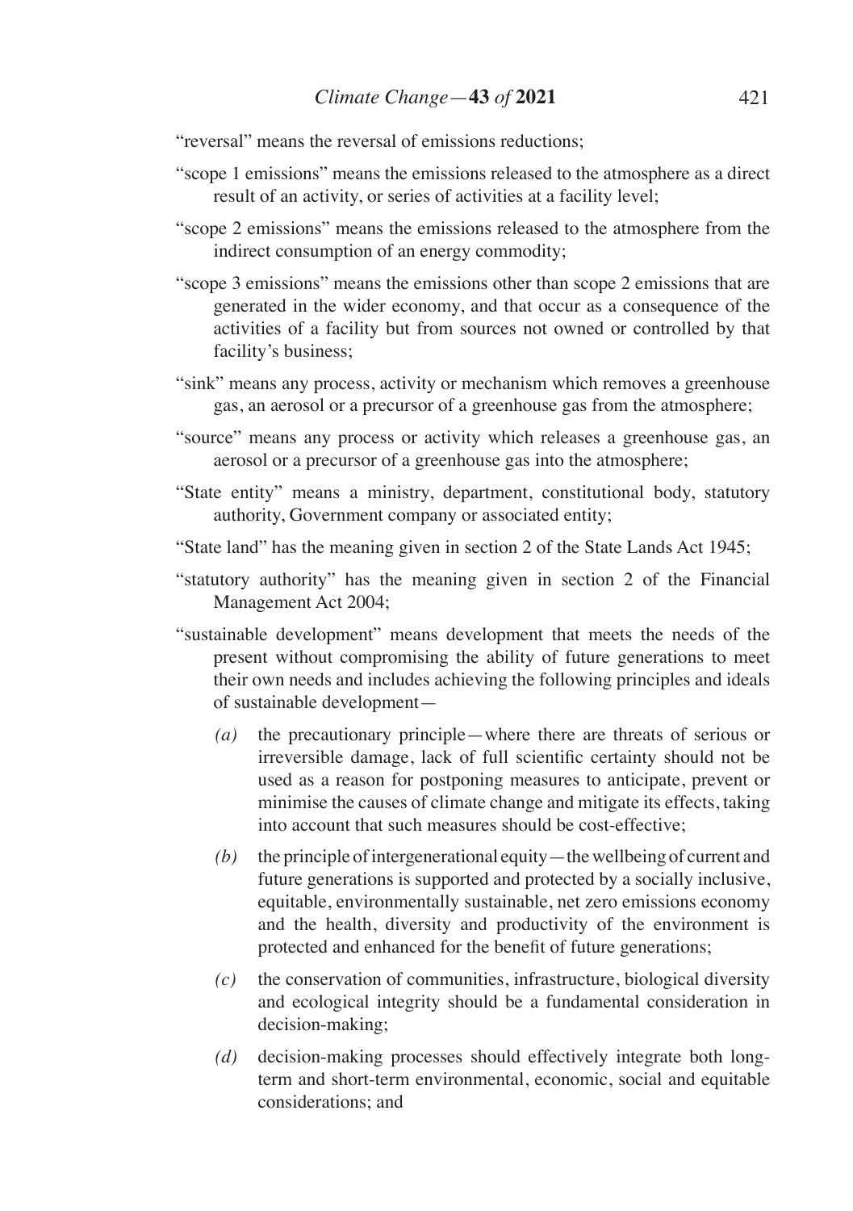"reversal" means the reversal of emissions reductions;

"scope 1 emissions" means the emissions released to the atmosphere as a direct result of an activity, or series of activities at a facility level;

"scope 2 emissions" means the emissions released to the atmosphere from the indirect consumption of an energy commodity;

"scope 3 emissions" means the emissions other than scope 2 emissions that are generated in the wider economy, and that occur as a consequence of the activities of a facility but from sources not owned or controlled by that facility's business;

"sink" means any process, activity or mechanism which removes a greenhouse gas, an aerosol or a precursor of a greenhouse gas from the atmosphere;

"source" means any process or activity which releases a greenhouse gas, an aerosol or a precursor of a greenhouse gas into the atmosphere;

"State entity" means a ministry, department, constitutional body, statutory authority, Government company or associated entity;

"State land" has the meaning given in section 2 of the State Lands Act 1945;

"statutory authority" has the meaning given in section 2 of the Financial Management Act 2004;

"sustainable development" means development that meets the needs of the present without compromising the ability of future generations to meet their own needs and includes achieving the following principles and ideals of sustainable development—

*(a)* the precautionary principle—where there are threats of serious or irreversible damage, lack of full scientific certainty should not be used as a reason for postponing measures to anticipate, prevent or minimise the causes of climate change and mitigate its effects, taking into account that such measures should be cost-effective;

*(b)* the principle of intergenerational equity—the wellbeing of current and future generations is supported and protected by a socially inclusive, equitable, environmentally sustainable, net zero emissions economy and the health, diversity and productivity of the environment is protected and enhanced for the benefit of future generations;

*(c)* the conservation of communities, infrastructure, biological diversity and ecological integrity should be a fundamental consideration in decision-making;

*(d)* decision-making processes should effectively integrate both long-term and short-term environmental, economic, social and equitable considerations; and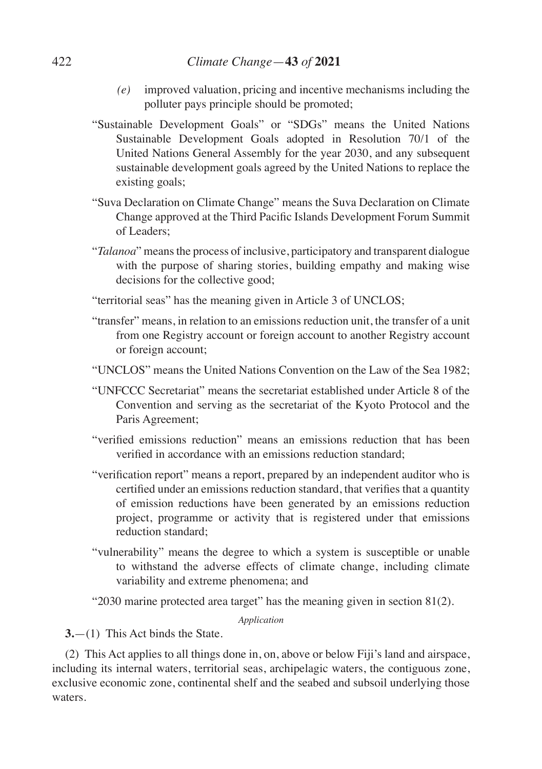*(e)* improved valuation, pricing and incentive mechanisms including the polluter pays principle should be promoted;

"Sustainable Development Goals" or "SDGs" means the United Nations Sustainable Development Goals adopted in Resolution 70/1 of the United Nations General Assembly for the year 2030, and any subsequent sustainable development goals agreed by the United Nations to replace the existing goals;

"Suva Declaration on Climate Change" means the Suva Declaration on Climate Change approved at the Third Pacific Islands Development Forum Summit of Leaders;

"*Talanoa*" means the process of inclusive, participatory and transparent dialogue with the purpose of sharing stories, building empathy and making wise decisions for the collective good;

"territorial seas" has the meaning given in Article 3 of UNCLOS;

"transfer" means, in relation to an emissions reduction unit, the transfer of a unit from one Registry account or foreign account to another Registry account or foreign account;

"UNCLOS" means the United Nations Convention on the Law of the Sea 1982;

"UNFCCC Secretariat" means the secretariat established under Article 8 of the Convention and serving as the secretariat of the Kyoto Protocol and the Paris Agreement;

"verified emissions reduction" means an emissions reduction that has been verified in accordance with an emissions reduction standard;

"verification report" means a report, prepared by an independent auditor who is certified under an emissions reduction standard, that verifies that a quantity of emission reductions have been generated by an emissions reduction project, programme or activity that is registered under that emissions reduction standard;

"vulnerability" means the degree to which a system is susceptible or unable to withstand the adverse effects of climate change, including climate variability and extreme phenomena; and

"2030 marine protected area target" has the meaning given in section 81(2).

*Application*

**3.**—(1) This Act binds the State.

(2) This Act applies to all things done in, on, above or below Fiji's land and airspace, including its internal waters, territorial seas, archipelagic waters, the contiguous zone, exclusive economic zone, continental shelf and the seabed and subsoil underlying those waters.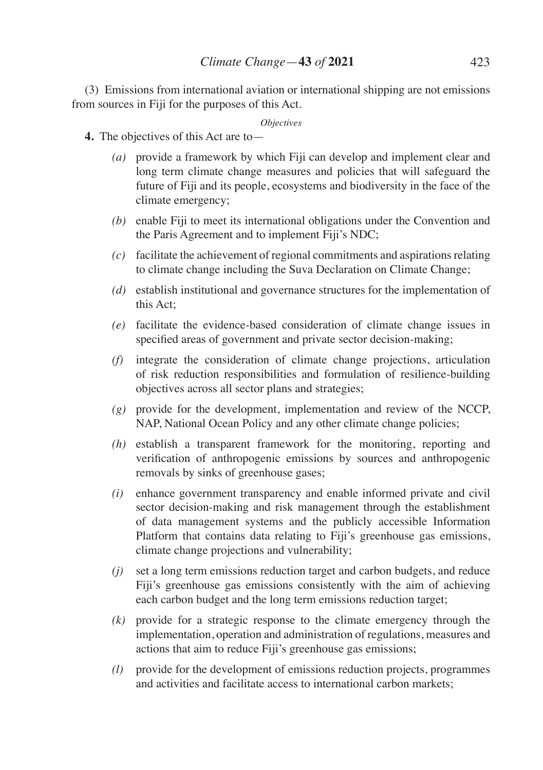(3) Emissions from international aviation or international shipping are not emissions from sources in Fiji for the purposes of this Act.

*Objectives*

**4.** The objectives of this Act are to—

*(a)* provide a framework by which Fiji can develop and implement clear and long term climate change measures and policies that will safeguard the future of Fiji and its people, ecosystems and biodiversity in the face of the climate emergency;

*(b)* enable Fiji to meet its international obligations under the Convention and the Paris Agreement and to implement Fiji's NDC;

*(c)* facilitate the achievement of regional commitments and aspirations relating to climate change including the Suva Declaration on Climate Change;

*(d)* establish institutional and governance structures for the implementation of this Act;

*(e)* facilitate the evidence-based consideration of climate change issues in specified areas of government and private sector decision-making;

*(f)* integrate the consideration of climate change projections, articulation of risk reduction responsibilities and formulation of resilience-building objectives across all sector plans and strategies;

*(g)* provide for the development, implementation and review of the NCCP, NAP, National Ocean Policy and any other climate change policies;

*(h)* establish a transparent framework for the monitoring, reporting and verification of anthropogenic emissions by sources and anthropogenic removals by sinks of greenhouse gases;

*(i)* enhance government transparency and enable informed private and civil sector decision-making and risk management through the establishment of data management systems and the publicly accessible Information Platform that contains data relating to Fiji's greenhouse gas emissions, climate change projections and vulnerability;

*(j)* set a long term emissions reduction target and carbon budgets, and reduce Fiji's greenhouse gas emissions consistently with the aim of achieving each carbon budget and the long term emissions reduction target;

*(k)* provide for a strategic response to the climate emergency through the implementation, operation and administration of regulations, measures and actions that aim to reduce Fiji's greenhouse gas emissions;

*(l)* provide for the development of emissions reduction projects, programmes and activities and facilitate access to international carbon markets;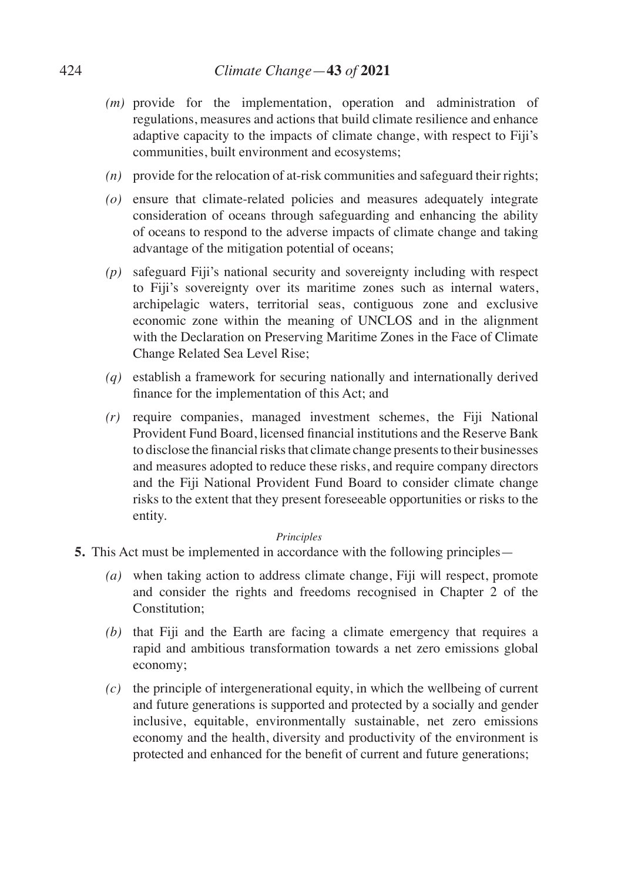*(m)* provide for the implementation, operation and administration of regulations, measures and actions that build climate resilience and enhance adaptive capacity to the impacts of climate change, with respect to Fiji's communities, built environment and ecosystems;

*(n)* provide for the relocation of at-risk communities and safeguard their rights;

*(o)* ensure that climate-related policies and measures adequately integrate consideration of oceans through safeguarding and enhancing the ability of oceans to respond to the adverse impacts of climate change and taking advantage of the mitigation potential of oceans;

*(p)* safeguard Fiji's national security and sovereignty including with respect to Fiji's sovereignty over its maritime zones such as internal waters, archipelagic waters, territorial seas, contiguous zone and exclusive economic zone within the meaning of UNCLOS and in the alignment with the Declaration on Preserving Maritime Zones in the Face of Climate Change Related Sea Level Rise;

*(q)* establish a framework for securing nationally and internationally derived finance for the implementation of this Act; and

*(r)* require companies, managed investment schemes, the Fiji National Provident Fund Board, licensed financial institutions and the Reserve Bank to disclose the financial risks that climate change presents to their businesses and measures adopted to reduce these risks, and require company directors and the Fiji National Provident Fund Board to consider climate change risks to the extent that they present foreseeable opportunities or risks to the entity.

*Principles*

**5.** This Act must be implemented in accordance with the following principles—

*(a)* when taking action to address climate change, Fiji will respect, promote and consider the rights and freedoms recognised in Chapter 2 of the Constitution;

*(b)* that Fiji and the Earth are facing a climate emergency that requires a rapid and ambitious transformation towards a net zero emissions global economy;

*(c)* the principle of intergenerational equity, in which the wellbeing of current and future generations is supported and protected by a socially and gender inclusive, equitable, environmentally sustainable, net zero emissions economy and the health, diversity and productivity of the environment is protected and enhanced for the benefit of current and future generations;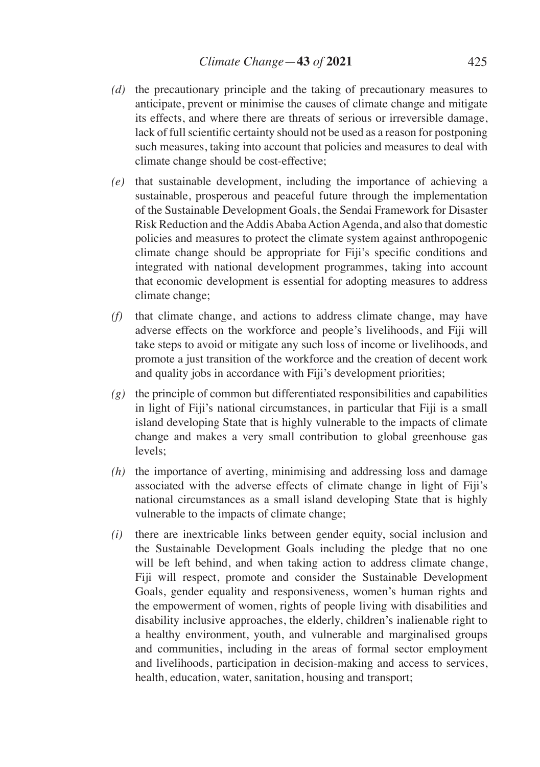*(d)* the precautionary principle and the taking of precautionary measures to anticipate, prevent or minimise the causes of climate change and mitigate its effects, and where there are threats of serious or irreversible damage, lack of full scientific certainty should not be used as a reason for postponing such measures, taking into account that policies and measures to deal with climate change should be cost-effective;

*(e)* that sustainable development, including the importance of achieving a sustainable, prosperous and peaceful future through the implementation of the Sustainable Development Goals, the Sendai Framework for Disaster Risk Reduction and the Addis Ababa Action Agenda, and also that domestic policies and measures to protect the climate system against anthropogenic climate change should be appropriate for Fiji's specific conditions and integrated with national development programmes, taking into account that economic development is essential for adopting measures to address climate change;

*(f)* that climate change, and actions to address climate change, may have adverse effects on the workforce and people's livelihoods, and Fiji will take steps to avoid or mitigate any such loss of income or livelihoods, and promote a just transition of the workforce and the creation of decent work and quality jobs in accordance with Fiji's development priorities;

*(g)* the principle of common but differentiated responsibilities and capabilities in light of Fiji's national circumstances, in particular that Fiji is a small island developing State that is highly vulnerable to the impacts of climate change and makes a very small contribution to global greenhouse gas levels;

*(h)* the importance of averting, minimising and addressing loss and damage associated with the adverse effects of climate change in light of Fiji's national circumstances as a small island developing State that is highly vulnerable to the impacts of climate change;

*(i)* there are inextricable links between gender equity, social inclusion and the Sustainable Development Goals including the pledge that no one will be left behind, and when taking action to address climate change, Fiji will respect, promote and consider the Sustainable Development Goals, gender equality and responsiveness, women's human rights and the empowerment of women, rights of people living with disabilities and disability inclusive approaches, the elderly, children's inalienable right to a healthy environment, youth, and vulnerable and marginalised groups and communities, including in the areas of formal sector employment and livelihoods, participation in decision-making and access to services, health, education, water, sanitation, housing and transport;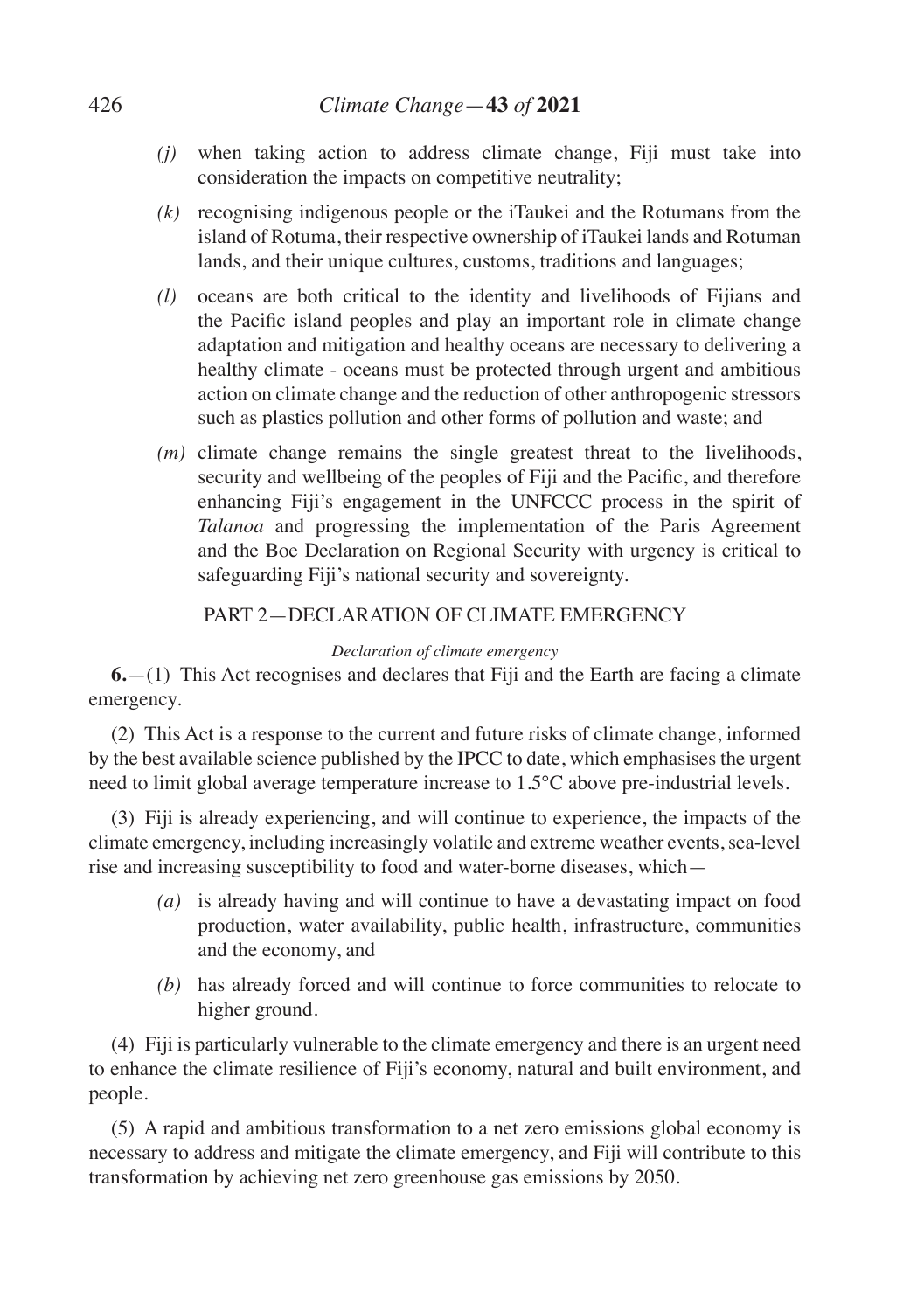*(j)* when taking action to address climate change, Fiji must take into consideration the impacts on competitive neutrality;

*(k)* recognising indigenous people or the iTaukei and the Rotumans from the island of Rotuma, their respective ownership of iTaukei lands and Rotuman lands, and their unique cultures, customs, traditions and languages;

*(l)* oceans are both critical to the identity and livelihoods of Fijians and the Pacific island peoples and play an important role in climate change adaptation and mitigation and healthy oceans are necessary to delivering a healthy climate - oceans must be protected through urgent and ambitious action on climate change and the reduction of other anthropogenic stressors such as plastics pollution and other forms of pollution and waste; and

*(m)* climate change remains the single greatest threat to the livelihoods, security and wellbeing of the peoples of Fiji and the Pacific, and therefore enhancing Fiji's engagement in the UNFCCC process in the spirit of *Talanoa* and progressing the implementation of the Paris Agreement and the Boe Declaration on Regional Security with urgency is critical to safeguarding Fiji's national security and sovereignty.

## PART 2—DECLARATION OF CLIMATE EMERGENCY

*Declaration of climate emergency*

**6.**—(1) This Act recognises and declares that Fiji and the Earth are facing a climate emergency.

(2) This Act is a response to the current and future risks of climate change, informed by the best available science published by the IPCC to date, which emphasises the urgent need to limit global average temperature increase to 1.5°C above pre-industrial levels.

(3) Fiji is already experiencing, and will continue to experience, the impacts of the climate emergency, including increasingly volatile and extreme weather events, sea-level rise and increasing susceptibility to food and water-borne diseases, which—

*(a)* is already having and will continue to have a devastating impact on food production, water availability, public health, infrastructure, communities and the economy, and

*(b)* has already forced and will continue to force communities to relocate to higher ground.

(4) Fiji is particularly vulnerable to the climate emergency and there is an urgent need to enhance the climate resilience of Fiji's economy, natural and built environment, and people.

(5) A rapid and ambitious transformation to a net zero emissions global economy is necessary to address and mitigate the climate emergency, and Fiji will contribute to this transformation by achieving net zero greenhouse gas emissions by 2050.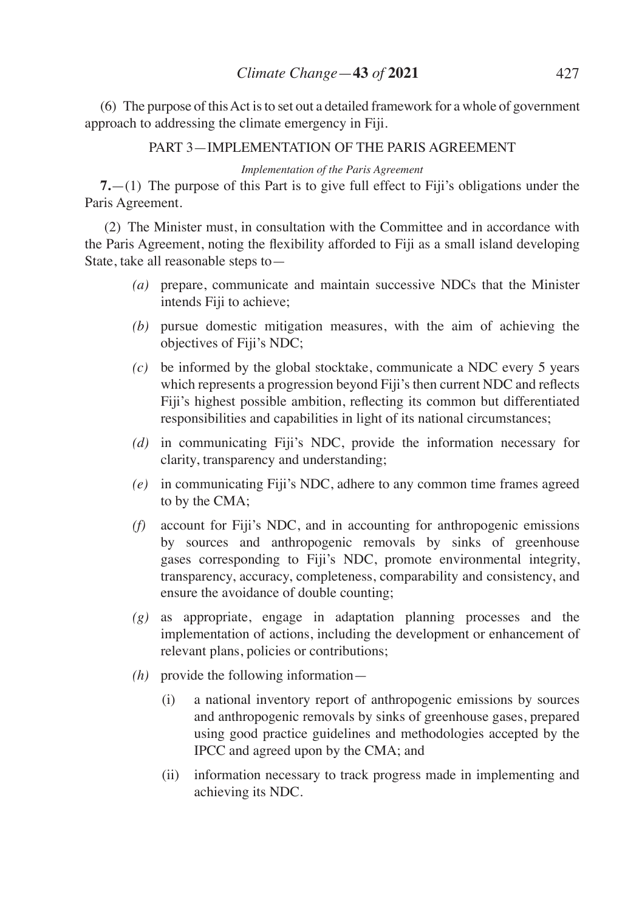(6) The purpose of this Act is to set out a detailed framework for a whole of government approach to addressing the climate emergency in Fiji.

## PART 3—IMPLEMENTATION OF THE PARIS AGREEMENT

*Implementation of the Paris Agreement*

**7.**—(1) The purpose of this Part is to give full effect to Fiji's obligations under the Paris Agreement.

(2) The Minister must, in consultation with the Committee and in accordance with the Paris Agreement, noting the flexibility afforded to Fiji as a small island developing State, take all reasonable steps to—

*(a)* prepare, communicate and maintain successive NDCs that the Minister intends Fiji to achieve;

*(b)* pursue domestic mitigation measures, with the aim of achieving the objectives of Fiji's NDC;

*(c)* be informed by the global stocktake, communicate a NDC every 5 years which represents a progression beyond Fiji's then current NDC and reflects Fiji's highest possible ambition, reflecting its common but differentiated responsibilities and capabilities in light of its national circumstances;

*(d)* in communicating Fiji's NDC, provide the information necessary for clarity, transparency and understanding;

*(e)* in communicating Fiji's NDC, adhere to any common time frames agreed to by the CMA;

*(f)* account for Fiji's NDC, and in accounting for anthropogenic emissions by sources and anthropogenic removals by sinks of greenhouse gases corresponding to Fiji's NDC, promote environmental integrity, transparency, accuracy, completeness, comparability and consistency, and ensure the avoidance of double counting;

*(g)* as appropriate, engage in adaptation planning processes and the implementation of actions, including the development or enhancement of relevant plans, policies or contributions;

*(h)* provide the following information—

(i) a national inventory report of anthropogenic emissions by sources and anthropogenic removals by sinks of greenhouse gases, prepared using good practice guidelines and methodologies accepted by the IPCC and agreed upon by the CMA; and

(ii) information necessary to track progress made in implementing and achieving its NDC.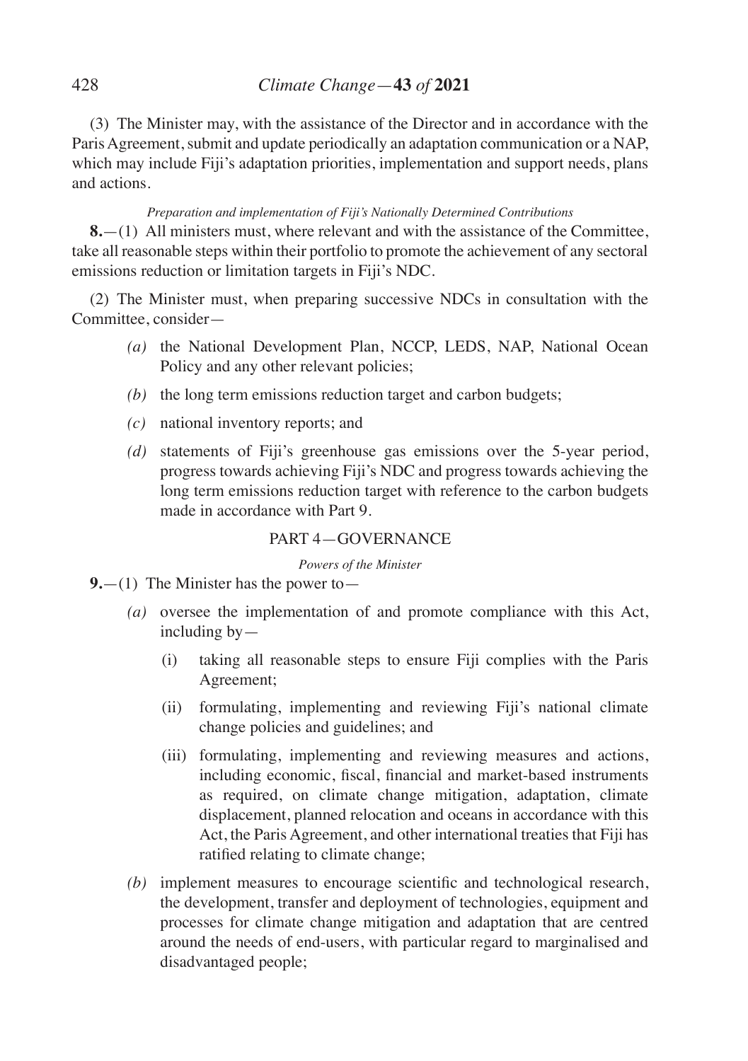(3) The Minister may, with the assistance of the Director and in accordance with the Paris Agreement, submit and update periodically an adaptation communication or a NAP, which may include Fiji's adaptation priorities, implementation and support needs, plans and actions.

*Preparation and implementation of Fiji's Nationally Determined Contributions*

**8.**—(1) All ministers must, where relevant and with the assistance of the Committee, take all reasonable steps within their portfolio to promote the achievement of any sectoral emissions reduction or limitation targets in Fiji's NDC.

(2) The Minister must, when preparing successive NDCs in consultation with the Committee, consider—

*(a)* the National Development Plan, NCCP, LEDS, NAP, National Ocean Policy and any other relevant policies;

*(b)* the long term emissions reduction target and carbon budgets;

*(c)* national inventory reports; and

*(d)* statements of Fiji's greenhouse gas emissions over the 5-year period, progress towards achieving Fiji's NDC and progress towards achieving the long term emissions reduction target with reference to the carbon budgets made in accordance with Part 9.

## PART 4—GOVERNANCE

*Powers of the Minister*

**9.**—(1) The Minister has the power to—

*(a)* oversee the implementation of and promote compliance with this Act, including by—

(i) taking all reasonable steps to ensure Fiji complies with the Paris Agreement;

(ii) formulating, implementing and reviewing Fiji's national climate change policies and guidelines; and

(iii) formulating, implementing and reviewing measures and actions, including economic, fiscal, financial and market-based instruments as required, on climate change mitigation, adaptation, climate displacement, planned relocation and oceans in accordance with this Act, the Paris Agreement, and other international treaties that Fiji has ratified relating to climate change;

*(b)* implement measures to encourage scientific and technological research, the development, transfer and deployment of technologies, equipment and processes for climate change mitigation and adaptation that are centred around the needs of end-users, with particular regard to marginalised and disadvantaged people;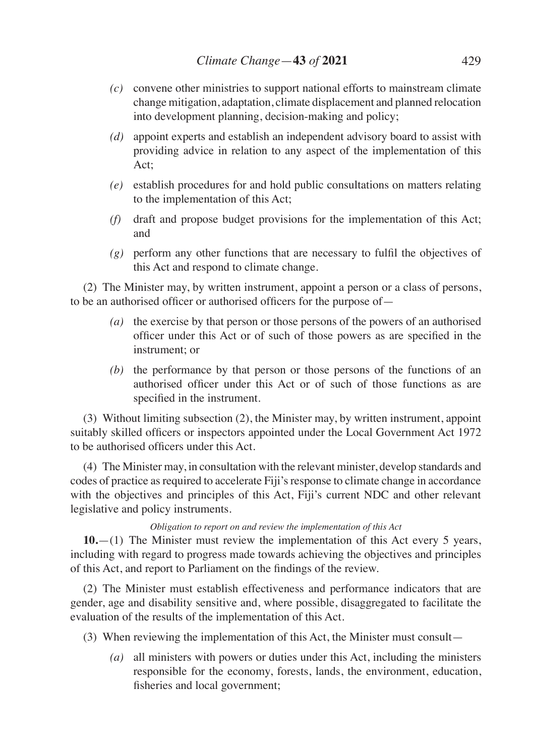*(c)* convene other ministries to support national efforts to mainstream climate change mitigation, adaptation, climate displacement and planned relocation into development planning, decision-making and policy;

*(d)* appoint experts and establish an independent advisory board to assist with providing advice in relation to any aspect of the implementation of this Act;

*(e)* establish procedures for and hold public consultations on matters relating to the implementation of this Act;

*(f)* draft and propose budget provisions for the implementation of this Act; and

*(g)* perform any other functions that are necessary to fulfil the objectives of this Act and respond to climate change.

(2) The Minister may, by written instrument, appoint a person or a class of persons, to be an authorised officer or authorised officers for the purpose of—

*(a)* the exercise by that person or those persons of the powers of an authorised officer under this Act or of such of those powers as are specified in the instrument; or

*(b)* the performance by that person or those persons of the functions of an authorised officer under this Act or of such of those functions as are specified in the instrument.

(3) Without limiting subsection (2), the Minister may, by written instrument, appoint suitably skilled officers or inspectors appointed under the Local Government Act 1972 to be authorised officers under this Act.

(4) The Minister may, in consultation with the relevant minister, develop standards and codes of practice as required to accelerate Fiji's response to climate change in accordance with the objectives and principles of this Act, Fiji's current NDC and other relevant legislative and policy instruments.

*Obligation to report on and review the implementation of this Act*

**10.**—(1) The Minister must review the implementation of this Act every 5 years, including with regard to progress made towards achieving the objectives and principles of this Act, and report to Parliament on the findings of the review.

(2) The Minister must establish effectiveness and performance indicators that are gender, age and disability sensitive and, where possible, disaggregated to facilitate the evaluation of the results of the implementation of this Act.

(3) When reviewing the implementation of this Act, the Minister must consult—

*(a)* all ministers with powers or duties under this Act, including the ministers responsible for the economy, forests, lands, the environment, education, fisheries and local government;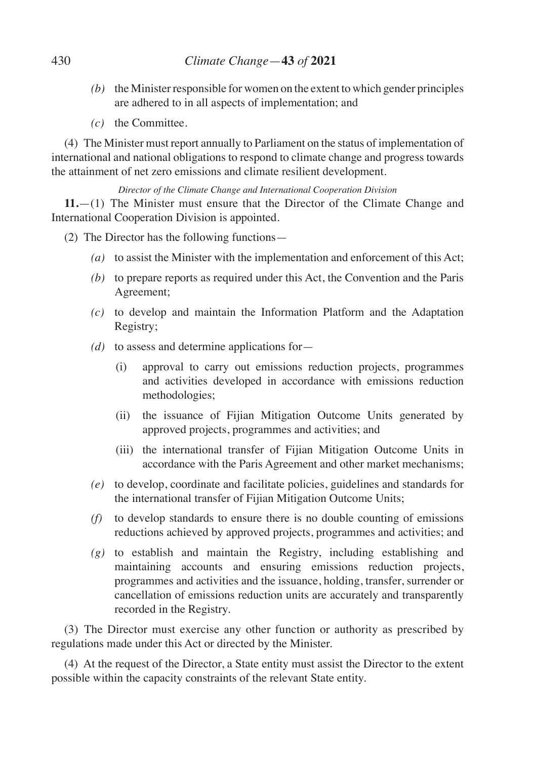*(b)* the Minister responsible for women on the extent to which gender principles are adhered to in all aspects of implementation; and

*(c)* the Committee.

(4) The Minister must report annually to Parliament on the status of implementation of international and national obligations to respond to climate change and progress towards the attainment of net zero emissions and climate resilient development.

*Director of the Climate Change and International Cooperation Division*

**11.**—(1) The Minister must ensure that the Director of the Climate Change and International Cooperation Division is appointed.

(2) The Director has the following functions—

*(a)* to assist the Minister with the implementation and enforcement of this Act;

*(b)* to prepare reports as required under this Act, the Convention and the Paris Agreement;

*(c)* to develop and maintain the Information Platform and the Adaptation Registry;

*(d)* to assess and determine applications for—

(i) approval to carry out emissions reduction projects, programmes and activities developed in accordance with emissions reduction methodologies;

(ii) the issuance of Fijian Mitigation Outcome Units generated by approved projects, programmes and activities; and

(iii) the international transfer of Fijian Mitigation Outcome Units in accordance with the Paris Agreement and other market mechanisms;

*(e)* to develop, coordinate and facilitate policies, guidelines and standards for the international transfer of Fijian Mitigation Outcome Units;

*(f)* to develop standards to ensure there is no double counting of emissions reductions achieved by approved projects, programmes and activities; and

*(g)* to establish and maintain the Registry, including establishing and maintaining accounts and ensuring emissions reduction projects, programmes and activities and the issuance, holding, transfer, surrender or cancellation of emissions reduction units are accurately and transparently recorded in the Registry.

(3) The Director must exercise any other function or authority as prescribed by regulations made under this Act or directed by the Minister.

(4) At the request of the Director, a State entity must assist the Director to the extent possible within the capacity constraints of the relevant State entity.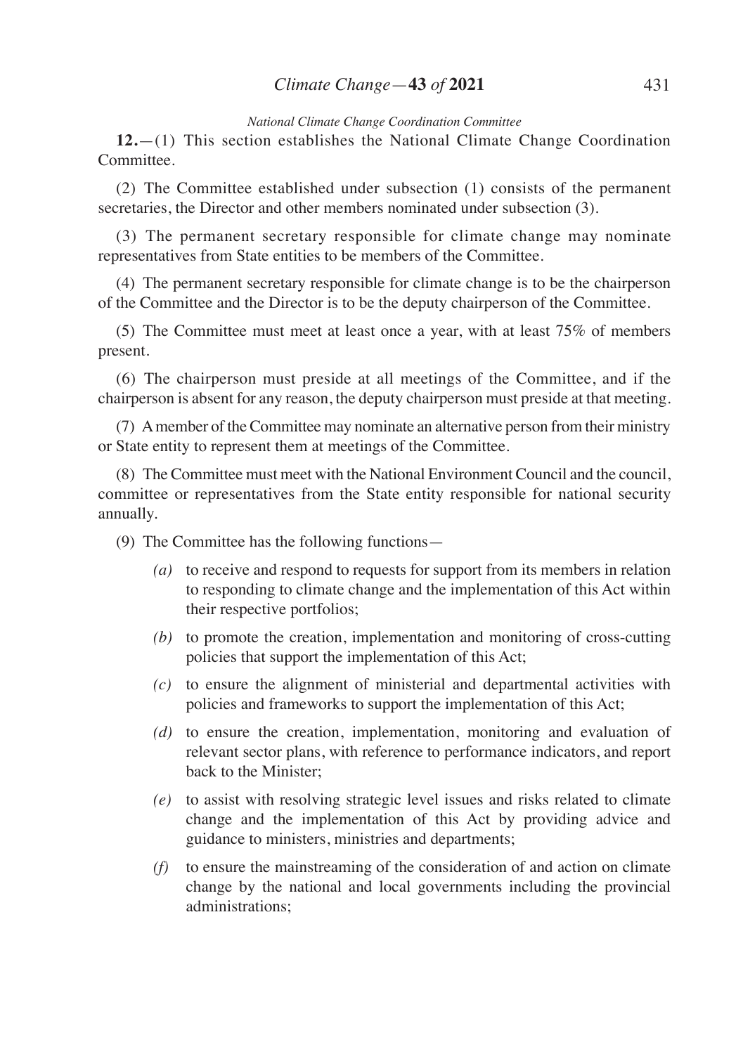*National Climate Change Coordination Committee*

**12.**—(1) This section establishes the National Climate Change Coordination Committee.

(2) The Committee established under subsection (1) consists of the permanent secretaries, the Director and other members nominated under subsection (3).

(3) The permanent secretary responsible for climate change may nominate representatives from State entities to be members of the Committee.

(4) The permanent secretary responsible for climate change is to be the chairperson of the Committee and the Director is to be the deputy chairperson of the Committee.

(5) The Committee must meet at least once a year, with at least 75% of members present.

(6) The chairperson must preside at all meetings of the Committee, and if the chairperson is absent for any reason, the deputy chairperson must preside at that meeting.

(7) A member of the Committee may nominate an alternative person from their ministry or State entity to represent them at meetings of the Committee.

(8) The Committee must meet with the National Environment Council and the council, committee or representatives from the State entity responsible for national security annually.

(9) The Committee has the following functions—

- *(a)* to receive and respond to requests for support from its members in relation to responding to climate change and the implementation of this Act within their respective portfolios;
- *(b)* to promote the creation, implementation and monitoring of cross-cutting policies that support the implementation of this Act;
- *(c)* to ensure the alignment of ministerial and departmental activities with policies and frameworks to support the implementation of this Act;
- *(d)* to ensure the creation, implementation, monitoring and evaluation of relevant sector plans, with reference to performance indicators, and report back to the Minister;
- *(e)* to assist with resolving strategic level issues and risks related to climate change and the implementation of this Act by providing advice and guidance to ministers, ministries and departments;
- *(f)* to ensure the mainstreaming of the consideration of and action on climate change by the national and local governments including the provincial administrations;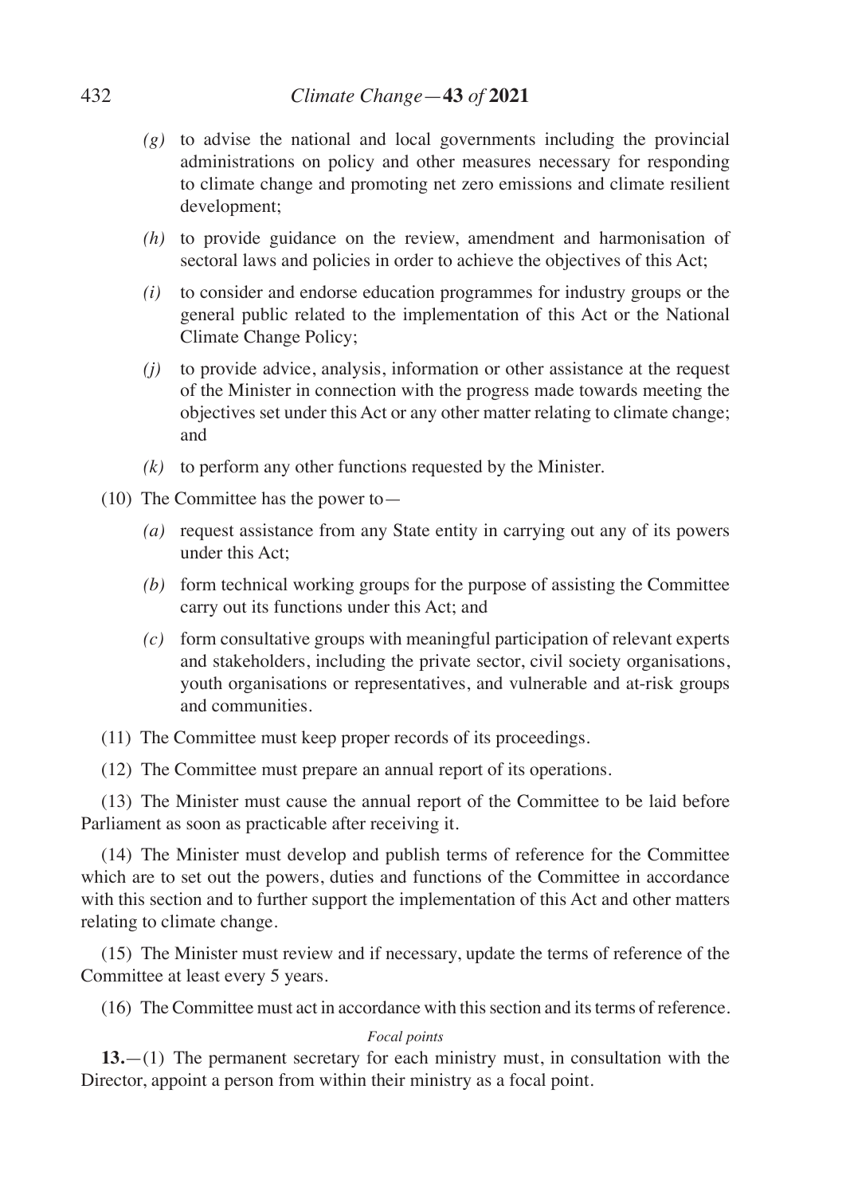*(g)* to advise the national and local governments including the provincial administrations on policy and other measures necessary for responding to climate change and promoting net zero emissions and climate resilient development;

*(h)* to provide guidance on the review, amendment and harmonisation of sectoral laws and policies in order to achieve the objectives of this Act;

*(i)* to consider and endorse education programmes for industry groups or the general public related to the implementation of this Act or the National Climate Change Policy;

*(j)* to provide advice, analysis, information or other assistance at the request of the Minister in connection with the progress made towards meeting the objectives set under this Act or any other matter relating to climate change; and

*(k)* to perform any other functions requested by the Minister.

(10) The Committee has the power to—

*(a)* request assistance from any State entity in carrying out any of its powers under this Act;

*(b)* form technical working groups for the purpose of assisting the Committee carry out its functions under this Act; and

*(c)* form consultative groups with meaningful participation of relevant experts and stakeholders, including the private sector, civil society organisations, youth organisations or representatives, and vulnerable and at-risk groups and communities.

(11) The Committee must keep proper records of its proceedings.

(12) The Committee must prepare an annual report of its operations.

(13) The Minister must cause the annual report of the Committee to be laid before Parliament as soon as practicable after receiving it.

(14) The Minister must develop and publish terms of reference for the Committee which are to set out the powers, duties and functions of the Committee in accordance with this section and to further support the implementation of this Act and other matters relating to climate change.

(15) The Minister must review and if necessary, update the terms of reference of the Committee at least every 5 years.

(16) The Committee must act in accordance with this section and its terms of reference.

*Focal points*

**13.**—(1) The permanent secretary for each ministry must, in consultation with the Director, appoint a person from within their ministry as a focal point.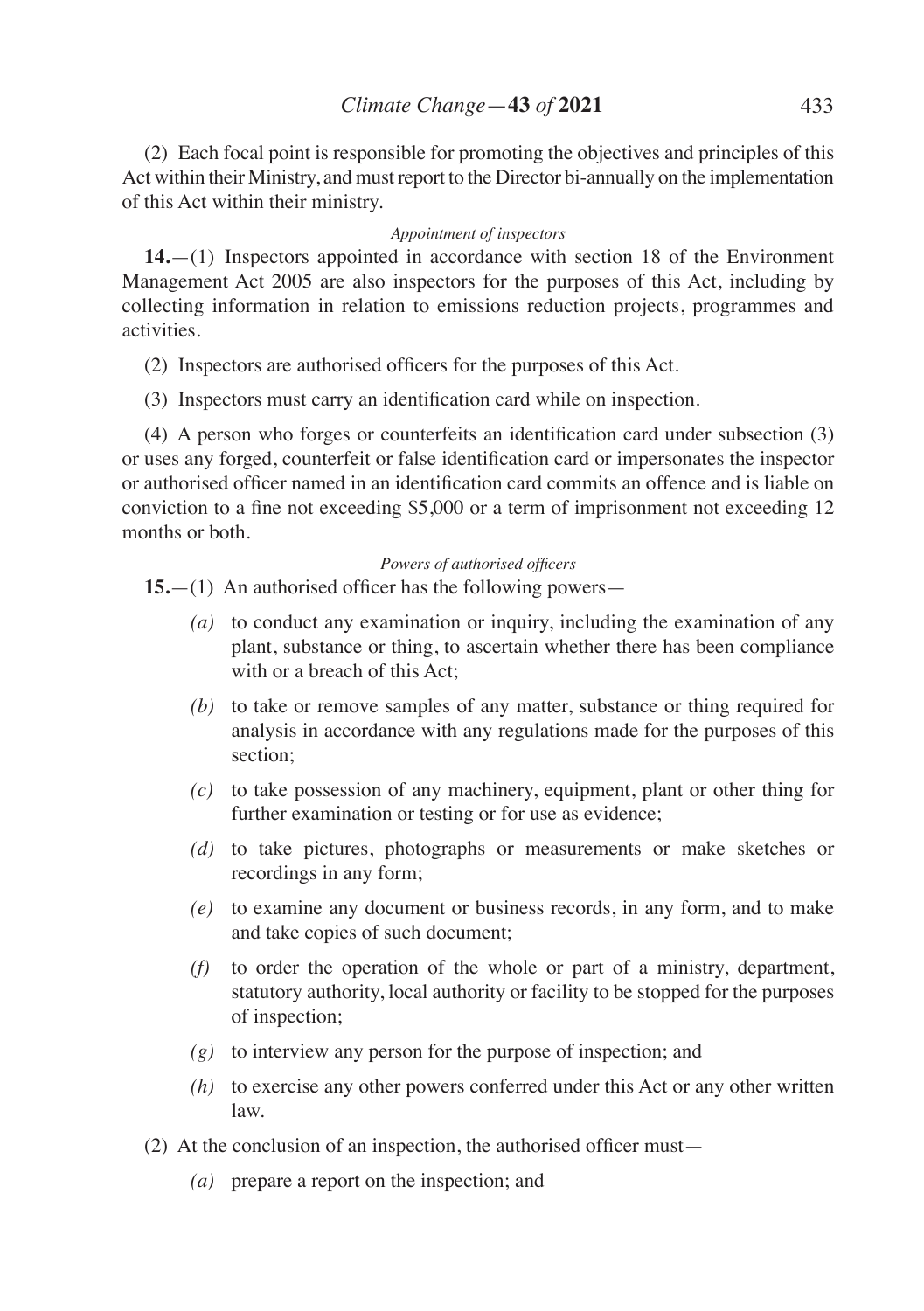(2) Each focal point is responsible for promoting the objectives and principles of this Act within their Ministry, and must report to the Director bi-annually on the implementation of this Act within their ministry.

*Appointment of inspectors*

**14.**—(1) Inspectors appointed in accordance with section 18 of the Environment Management Act 2005 are also inspectors for the purposes of this Act, including by collecting information in relation to emissions reduction projects, programmes and activities.

(2) Inspectors are authorised officers for the purposes of this Act.

(3) Inspectors must carry an identification card while on inspection.

(4) A person who forges or counterfeits an identification card under subsection (3) or uses any forged, counterfeit or false identification card or impersonates the inspector or authorised officer named in an identification card commits an offence and is liable on conviction to a fine not exceeding $5,000 or a term of imprisonment not exceeding 12 months or both.

*Powers of authorised officers*

**15.**—(1) An authorised officer has the following powers—

*(a)* to conduct any examination or inquiry, including the examination of any plant, substance or thing, to ascertain whether there has been compliance with or a breach of this Act;

*(b)* to take or remove samples of any matter, substance or thing required for analysis in accordance with any regulations made for the purposes of this section;

*(c)* to take possession of any machinery, equipment, plant or other thing for further examination or testing or for use as evidence;

*(d)* to take pictures, photographs or measurements or make sketches or recordings in any form;

*(e)* to examine any document or business records, in any form, and to make and take copies of such document;

*(f)* to order the operation of the whole or part of a ministry, department, statutory authority, local authority or facility to be stopped for the purposes of inspection;

*(g)* to interview any person for the purpose of inspection; and

*(h)* to exercise any other powers conferred under this Act or any other written law.

(2) At the conclusion of an inspection, the authorised officer must—

*(a)* prepare a report on the inspection; and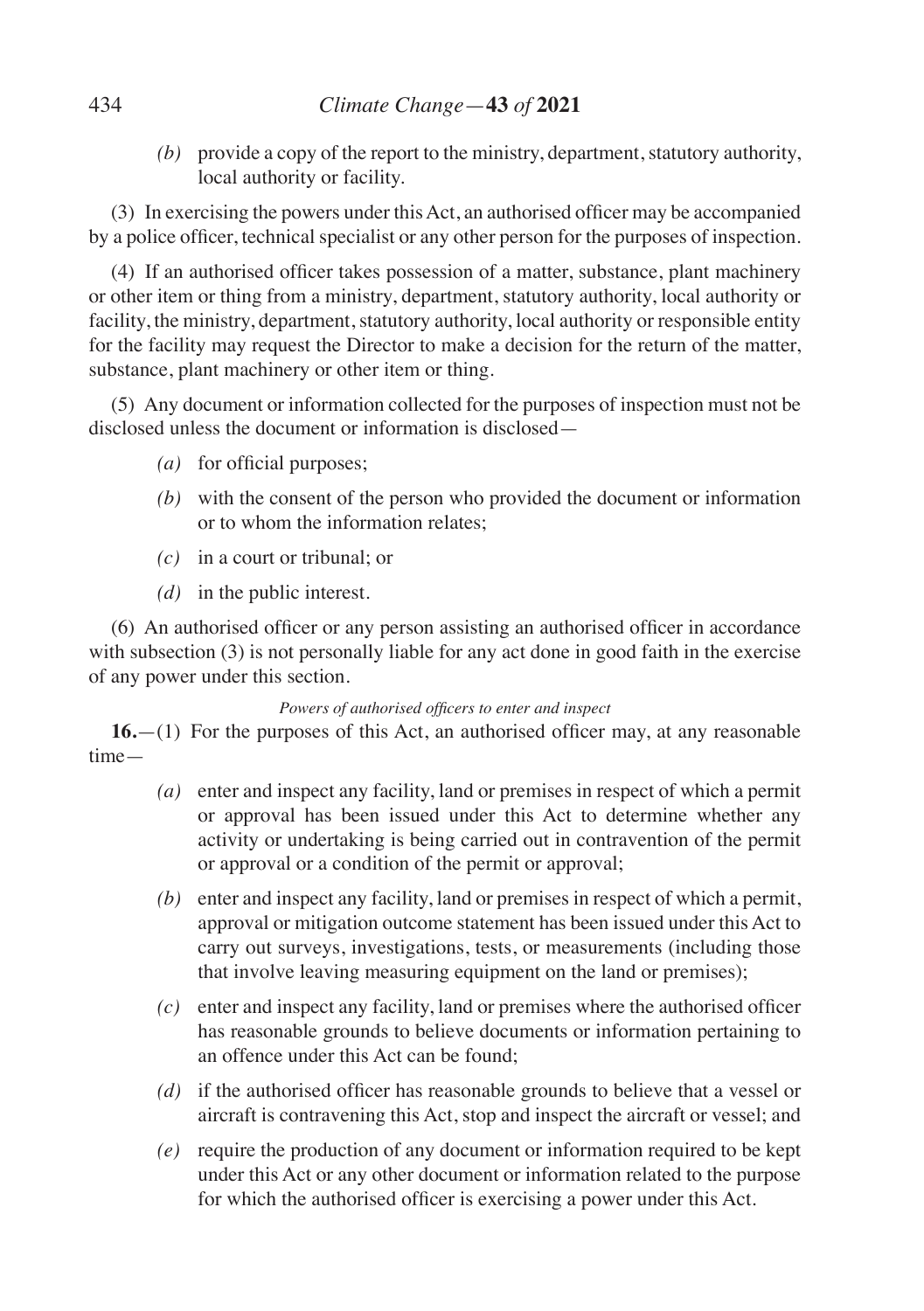*(b)* provide a copy of the report to the ministry, department, statutory authority, local authority or facility.

(3) In exercising the powers under this Act, an authorised officer may be accompanied by a police officer, technical specialist or any other person for the purposes of inspection.

(4) If an authorised officer takes possession of a matter, substance, plant machinery or other item or thing from a ministry, department, statutory authority, local authority or facility, the ministry, department, statutory authority, local authority or responsible entity for the facility may request the Director to make a decision for the return of the matter, substance, plant machinery or other item or thing.

(5) Any document or information collected for the purposes of inspection must not be disclosed unless the document or information is disclosed—

*(a)* for official purposes;

*(b)* with the consent of the person who provided the document or information or to whom the information relates;

*(c)* in a court or tribunal; or

*(d)* in the public interest.

(6) An authorised officer or any person assisting an authorised officer in accordance with subsection (3) is not personally liable for any act done in good faith in the exercise of any power under this section.

*Powers of authorised officers to enter and inspect*

**16.**—(1) For the purposes of this Act, an authorised officer may, at any reasonable time—

*(a)* enter and inspect any facility, land or premises in respect of which a permit or approval has been issued under this Act to determine whether any activity or undertaking is being carried out in contravention of the permit or approval or a condition of the permit or approval;

*(b)* enter and inspect any facility, land or premises in respect of which a permit, approval or mitigation outcome statement has been issued under this Act to carry out surveys, investigations, tests, or measurements (including those that involve leaving measuring equipment on the land or premises);

*(c)* enter and inspect any facility, land or premises where the authorised officer has reasonable grounds to believe documents or information pertaining to an offence under this Act can be found;

*(d)* if the authorised officer has reasonable grounds to believe that a vessel or aircraft is contravening this Act, stop and inspect the aircraft or vessel; and

*(e)* require the production of any document or information required to be kept under this Act or any other document or information related to the purpose for which the authorised officer is exercising a power under this Act.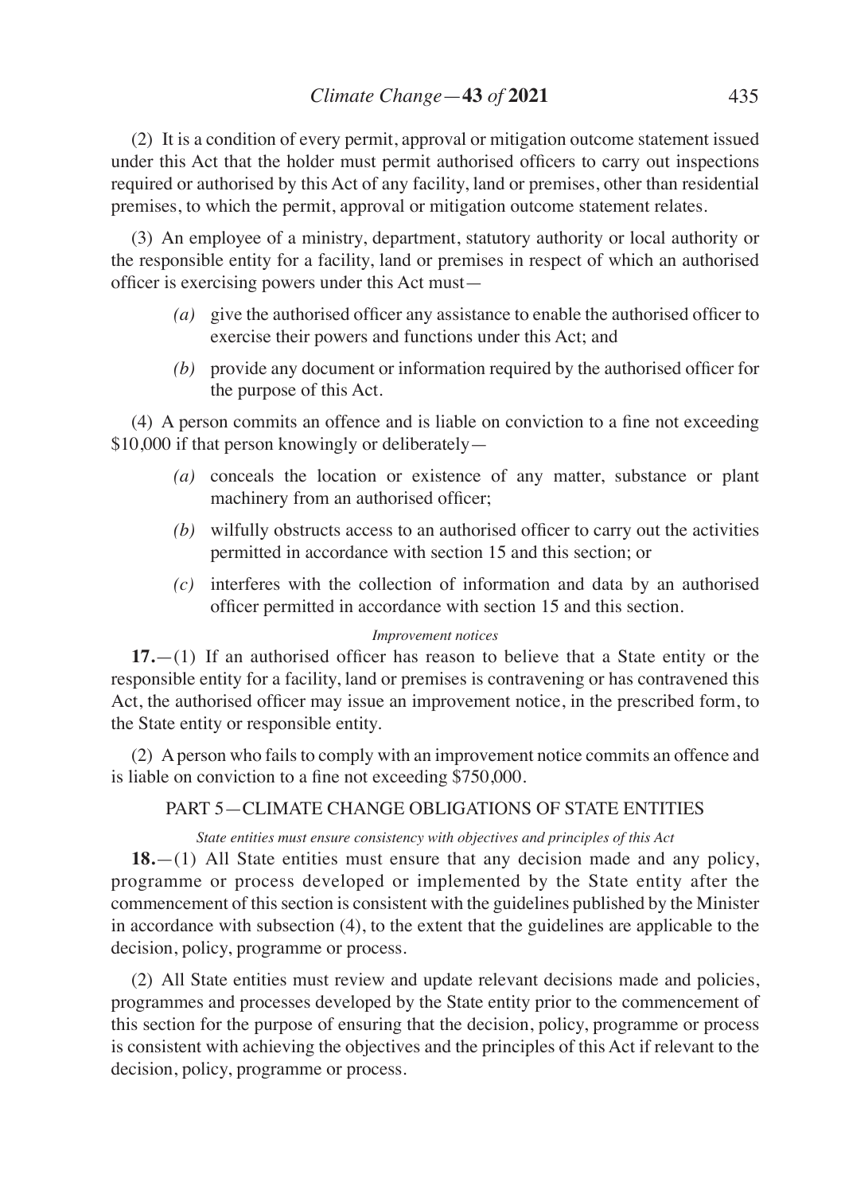(2) It is a condition of every permit, approval or mitigation outcome statement issued under this Act that the holder must permit authorised officers to carry out inspections required or authorised by this Act of any facility, land or premises, other than residential premises, to which the permit, approval or mitigation outcome statement relates.

(3) An employee of a ministry, department, statutory authority or local authority or the responsible entity for a facility, land or premises in respect of which an authorised officer is exercising powers under this Act must—

*(a)* give the authorised officer any assistance to enable the authorised officer to exercise their powers and functions under this Act; and

*(b)* provide any document or information required by the authorised officer for the purpose of this Act.

(4) A person commits an offence and is liable on conviction to a fine not exceeding $10,000 if that person knowingly or deliberately—

*(a)* conceals the location or existence of any matter, substance or plant machinery from an authorised officer;

*(b)* wilfully obstructs access to an authorised officer to carry out the activities permitted in accordance with section 15 and this section; or

*(c)* interferes with the collection of information and data by an authorised officer permitted in accordance with section 15 and this section.

*Improvement notices*

**17.**—(1) If an authorised officer has reason to believe that a State entity or the responsible entity for a facility, land or premises is contravening or has contravened this Act, the authorised officer may issue an improvement notice, in the prescribed form, to the State entity or responsible entity.

(2) A person who fails to comply with an improvement notice commits an offence and is liable on conviction to a fine not exceeding $750,000.

## PART 5—CLIMATE CHANGE OBLIGATIONS OF STATE ENTITIES

*State entities must ensure consistency with objectives and principles of this Act*

**18.**—(1) All State entities must ensure that any decision made and any policy, programme or process developed or implemented by the State entity after the commencement of this section is consistent with the guidelines published by the Minister in accordance with subsection (4), to the extent that the guidelines are applicable to the decision, policy, programme or process.

(2) All State entities must review and update relevant decisions made and policies, programmes and processes developed by the State entity prior to the commencement of this section for the purpose of ensuring that the decision, policy, programme or process is consistent with achieving the objectives and the principles of this Act if relevant to the decision, policy, programme or process.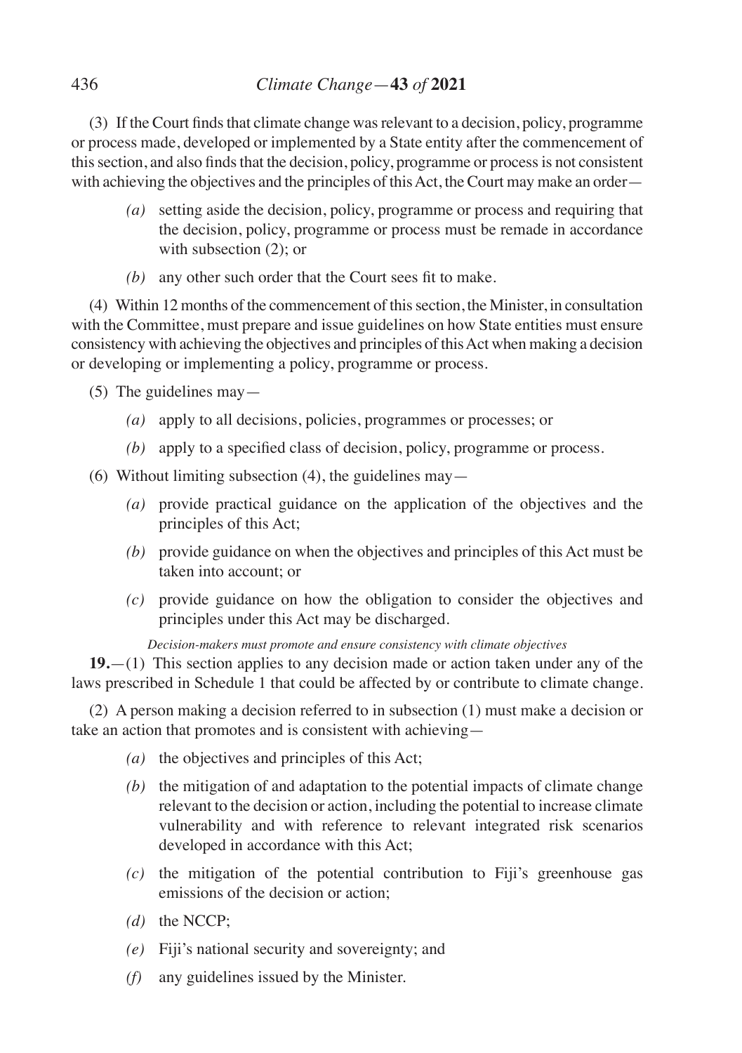(3) If the Court finds that climate change was relevant to a decision, policy, programme or process made, developed or implemented by a State entity after the commencement of this section, and also finds that the decision, policy, programme or process is not consistent with achieving the objectives and the principles of this Act, the Court may make an order—

*(a)* setting aside the decision, policy, programme or process and requiring that the decision, policy, programme or process must be remade in accordance with subsection (2); or

*(b)* any other such order that the Court sees fit to make.

(4) Within 12 months of the commencement of this section, the Minister, in consultation with the Committee, must prepare and issue guidelines on how State entities must ensure consistency with achieving the objectives and principles of this Act when making a decision or developing or implementing a policy, programme or process.

(5) The guidelines may—

*(a)* apply to all decisions, policies, programmes or processes; or

*(b)* apply to a specified class of decision, policy, programme or process.

(6) Without limiting subsection (4), the guidelines may—

*(a)* provide practical guidance on the application of the objectives and the principles of this Act;

*(b)* provide guidance on when the objectives and principles of this Act must be taken into account; or

*(c)* provide guidance on how the obligation to consider the objectives and principles under this Act may be discharged.

*Decision-makers must promote and ensure consistency with climate objectives*

**19.**—(1) This section applies to any decision made or action taken under any of the laws prescribed in Schedule 1 that could be affected by or contribute to climate change.

(2) A person making a decision referred to in subsection (1) must make a decision or take an action that promotes and is consistent with achieving—

*(a)* the objectives and principles of this Act;

*(b)* the mitigation of and adaptation to the potential impacts of climate change relevant to the decision or action, including the potential to increase climate vulnerability and with reference to relevant integrated risk scenarios developed in accordance with this Act;

*(c)* the mitigation of the potential contribution to Fiji's greenhouse gas emissions of the decision or action;

*(d)* the NCCP;

*(e)* Fiji's national security and sovereignty; and

*(f)* any guidelines issued by the Minister.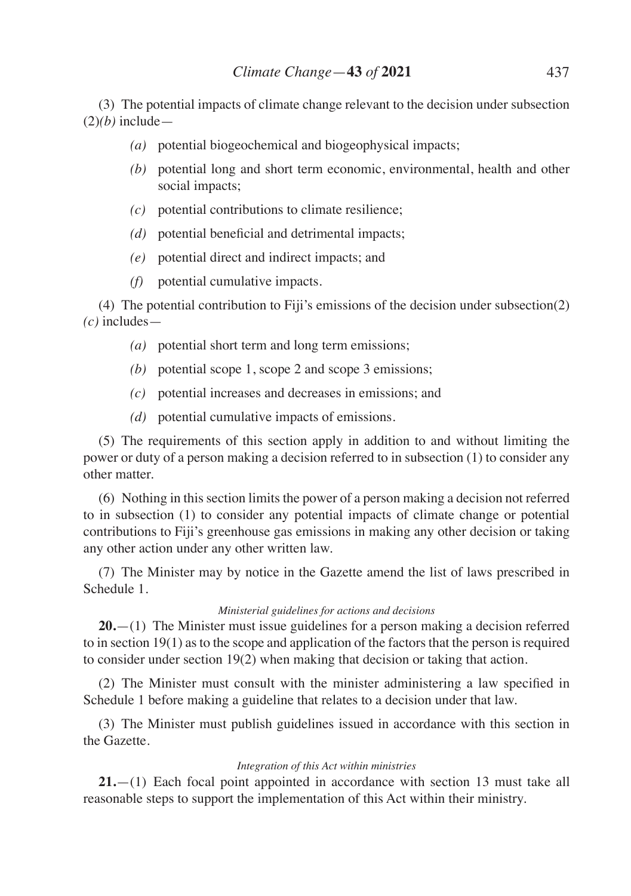(3) The potential impacts of climate change relevant to the decision under subsection (2)*(b)* include—

*(a)* potential biogeochemical and biogeophysical impacts;

*(b)* potential long and short term economic, environmental, health and other social impacts;

*(c)* potential contributions to climate resilience;

*(d)* potential beneficial and detrimental impacts;

*(e)* potential direct and indirect impacts; and

*(f)* potential cumulative impacts.

(4) The potential contribution to Fiji's emissions of the decision under subsection(2) *(c)* includes—

*(a)* potential short term and long term emissions;

*(b)* potential scope 1, scope 2 and scope 3 emissions;

*(c)* potential increases and decreases in emissions; and

*(d)* potential cumulative impacts of emissions.

(5) The requirements of this section apply in addition to and without limiting the power or duty of a person making a decision referred to in subsection (1) to consider any other matter.

(6) Nothing in this section limits the power of a person making a decision not referred to in subsection (1) to consider any potential impacts of climate change or potential contributions to Fiji's greenhouse gas emissions in making any other decision or taking any other action under any other written law.

(7) The Minister may by notice in the Gazette amend the list of laws prescribed in Schedule 1.

*Ministerial guidelines for actions and decisions*

**20.**—(1) The Minister must issue guidelines for a person making a decision referred to in section 19(1) as to the scope and application of the factors that the person is required to consider under section 19(2) when making that decision or taking that action.

(2) The Minister must consult with the minister administering a law specified in Schedule 1 before making a guideline that relates to a decision under that law.

(3) The Minister must publish guidelines issued in accordance with this section in the Gazette.

*Integration of this Act within ministries*

**21.**—(1) Each focal point appointed in accordance with section 13 must take all reasonable steps to support the implementation of this Act within their ministry.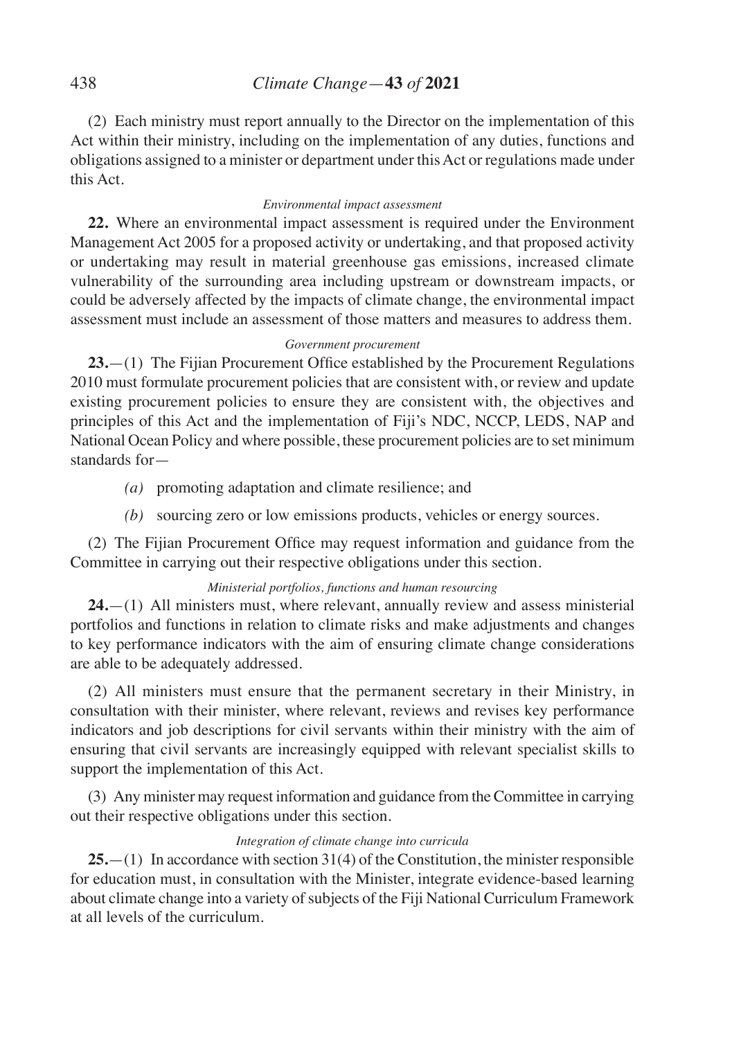(2) Each ministry must report annually to the Director on the implementation of this Act within their ministry, including on the implementation of any duties, functions and obligations assigned to a minister or department under this Act or regulations made under this Act.

*Environmental impact assessment*

**22.** Where an environmental impact assessment is required under the Environment Management Act 2005 for a proposed activity or undertaking, and that proposed activity or undertaking may result in material greenhouse gas emissions, increased climate vulnerability of the surrounding area including upstream or downstream impacts, or could be adversely affected by the impacts of climate change, the environmental impact assessment must include an assessment of those matters and measures to address them.

*Government procurement*

**23.**—(1) The Fijian Procurement Office established by the Procurement Regulations 2010 must formulate procurement policies that are consistent with, or review and update existing procurement policies to ensure they are consistent with, the objectives and principles of this Act and the implementation of Fiji's NDC, NCCP, LEDS, NAP and National Ocean Policy and where possible, these procurement policies are to set minimum standards for—

*(a)* promoting adaptation and climate resilience; and

*(b)* sourcing zero or low emissions products, vehicles or energy sources.

(2) The Fijian Procurement Office may request information and guidance from the Committee in carrying out their respective obligations under this section.

*Ministerial portfolios, functions and human resourcing*

**24.**—(1) All ministers must, where relevant, annually review and assess ministerial portfolios and functions in relation to climate risks and make adjustments and changes to key performance indicators with the aim of ensuring climate change considerations are able to be adequately addressed.

(2) All ministers must ensure that the permanent secretary in their Ministry, in consultation with their minister, where relevant, reviews and revises key performance indicators and job descriptions for civil servants within their ministry with the aim of ensuring that civil servants are increasingly equipped with relevant specialist skills to support the implementation of this Act.

(3) Any minister may request information and guidance from the Committee in carrying out their respective obligations under this section.

*Integration of climate change into curricula*

**25.**—(1) In accordance with section 31(4) of the Constitution, the minister responsible for education must, in consultation with the Minister, integrate evidence-based learning about climate change into a variety of subjects of the Fiji National Curriculum Framework at all levels of the curriculum.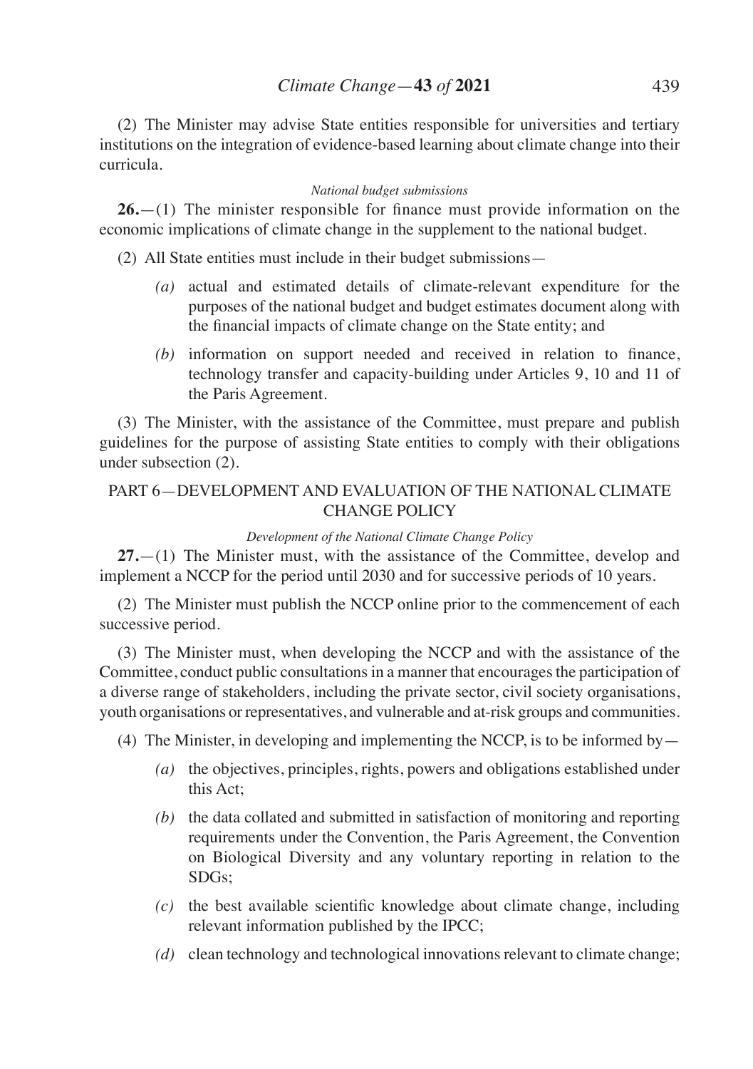(2) The Minister may advise State entities responsible for universities and tertiary institutions on the integration of evidence-based learning about climate change into their curricula.

*National budget submissions*

**26.**—(1) The minister responsible for finance must provide information on the economic implications of climate change in the supplement to the national budget.

(2) All State entities must include in their budget submissions—

*(a)* actual and estimated details of climate-relevant expenditure for the purposes of the national budget and budget estimates document along with the financial impacts of climate change on the State entity; and

*(b)* information on support needed and received in relation to finance, technology transfer and capacity-building under Articles 9, 10 and 11 of the Paris Agreement.

(3) The Minister, with the assistance of the Committee, must prepare and publish guidelines for the purpose of assisting State entities to comply with their obligations under subsection (2).

## PART 6—DEVELOPMENT AND EVALUATION OF THE NATIONAL CLIMATE CHANGE POLICY

*Development of the National Climate Change Policy*

**27.**—(1) The Minister must, with the assistance of the Committee, develop and implement a NCCP for the period until 2030 and for successive periods of 10 years.

(2) The Minister must publish the NCCP online prior to the commencement of each successive period.

(3) The Minister must, when developing the NCCP and with the assistance of the Committee, conduct public consultations in a manner that encourages the participation of a diverse range of stakeholders, including the private sector, civil society organisations, youth organisations or representatives, and vulnerable and at-risk groups and communities.

(4) The Minister, in developing and implementing the NCCP, is to be informed by—

*(a)* the objectives, principles, rights, powers and obligations established under this Act;

*(b)* the data collated and submitted in satisfaction of monitoring and reporting requirements under the Convention, the Paris Agreement, the Convention on Biological Diversity and any voluntary reporting in relation to the SDGs;

*(c)* the best available scientific knowledge about climate change, including relevant information published by the IPCC;

*(d)* clean technology and technological innovations relevant to climate change;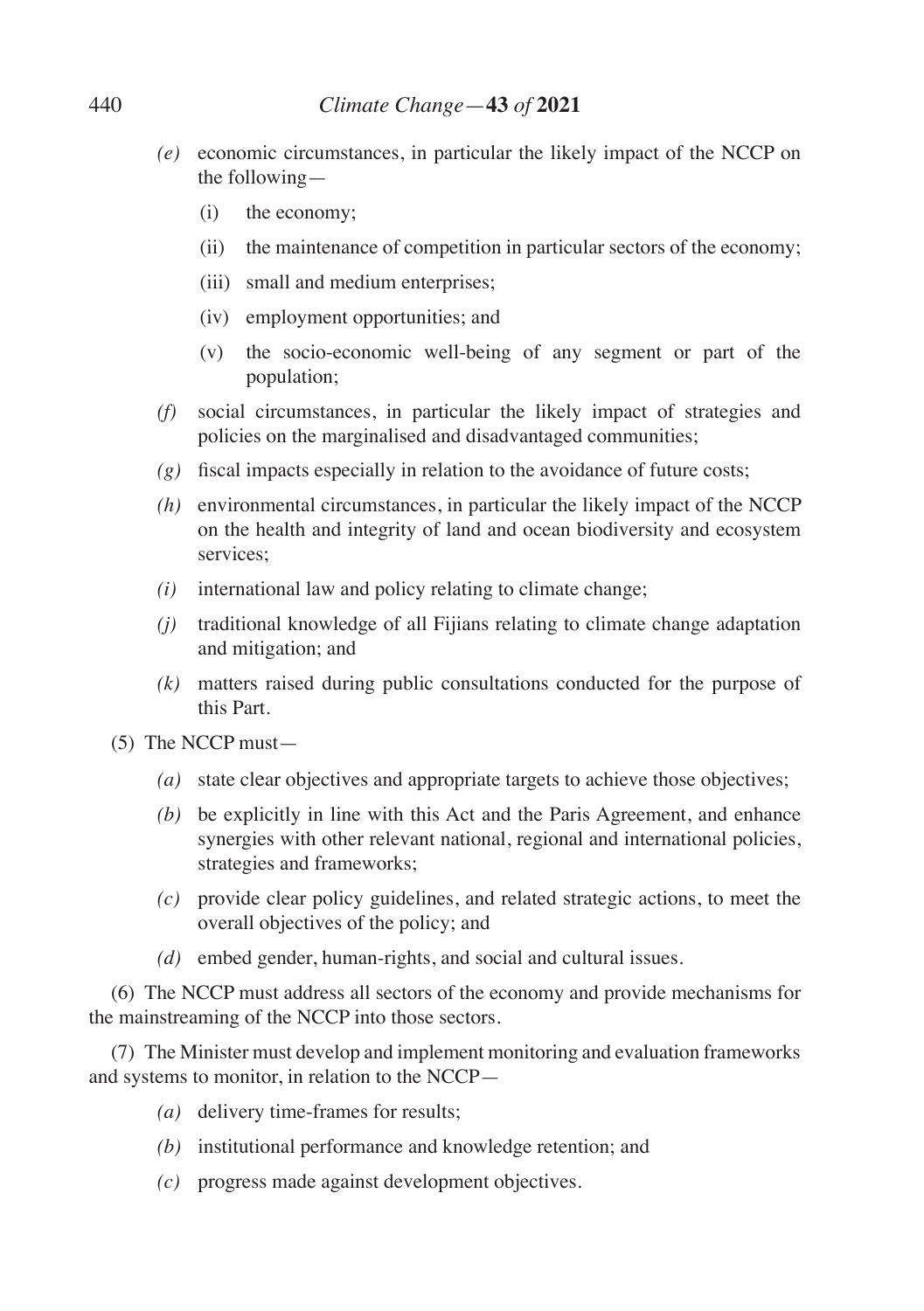*(e)* economic circumstances, in particular the likely impact of the NCCP on the following—

(i) the economy;

(ii) the maintenance of competition in particular sectors of the economy;

(iii) small and medium enterprises;

(iv) employment opportunities; and

(v) the socio-economic well-being of any segment or part of the population;

*(f)* social circumstances, in particular the likely impact of strategies and policies on the marginalised and disadvantaged communities;

*(g)* fiscal impacts especially in relation to the avoidance of future costs;

*(h)* environmental circumstances, in particular the likely impact of the NCCP on the health and integrity of land and ocean biodiversity and ecosystem services;

*(i)* international law and policy relating to climate change;

*(j)* traditional knowledge of all Fijians relating to climate change adaptation and mitigation; and

*(k)* matters raised during public consultations conducted for the purpose of this Part.

(5) The NCCP must—

*(a)* state clear objectives and appropriate targets to achieve those objectives;

*(b)* be explicitly in line with this Act and the Paris Agreement, and enhance synergies with other relevant national, regional and international policies, strategies and frameworks;

*(c)* provide clear policy guidelines, and related strategic actions, to meet the overall objectives of the policy; and

*(d)* embed gender, human-rights, and social and cultural issues.

(6) The NCCP must address all sectors of the economy and provide mechanisms for the mainstreaming of the NCCP into those sectors.

(7) The Minister must develop and implement monitoring and evaluation frameworks and systems to monitor, in relation to the NCCP—

*(a)* delivery time-frames for results;

*(b)* institutional performance and knowledge retention; and

*(c)* progress made against development objectives.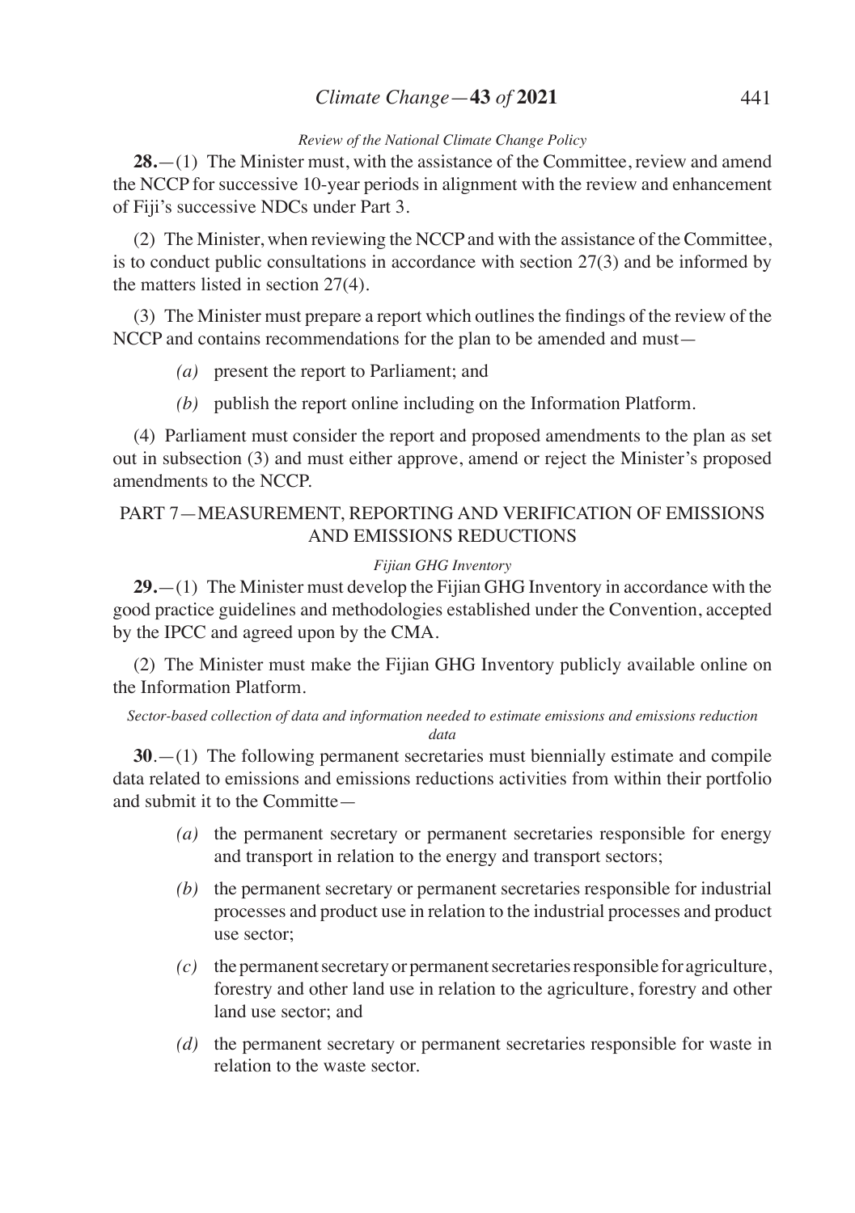*Review of the National Climate Change Policy*

**28.**—(1) The Minister must, with the assistance of the Committee, review and amend the NCCP for successive 10-year periods in alignment with the review and enhancement of Fiji's successive NDCs under Part 3.

(2) The Minister, when reviewing the NCCP and with the assistance of the Committee, is to conduct public consultations in accordance with section 27(3) and be informed by the matters listed in section 27(4).

(3) The Minister must prepare a report which outlines the findings of the review of the NCCP and contains recommendations for the plan to be amended and must—

*(a)* present the report to Parliament; and

*(b)* publish the report online including on the Information Platform.

(4) Parliament must consider the report and proposed amendments to the plan as set out in subsection (3) and must either approve, amend or reject the Minister's proposed amendments to the NCCP.

## PART 7—MEASUREMENT, REPORTING AND VERIFICATION OF EMISSIONS AND EMISSIONS REDUCTIONS

*Fijian GHG Inventory*

**29.**—(1) The Minister must develop the Fijian GHG Inventory in accordance with the good practice guidelines and methodologies established under the Convention, accepted by the IPCC and agreed upon by the CMA.

(2) The Minister must make the Fijian GHG Inventory publicly available online on the Information Platform.

*Sector-based collection of data and information needed to estimate emissions and emissions reduction data*

**30**.—(1) The following permanent secretaries must biennially estimate and compile data related to emissions and emissions reductions activities from within their portfolio and submit it to the Committe—

*(a)* the permanent secretary or permanent secretaries responsible for energy and transport in relation to the energy and transport sectors;

*(b)* the permanent secretary or permanent secretaries responsible for industrial processes and product use in relation to the industrial processes and product use sector;

*(c)* the permanent secretary or permanent secretaries responsible for agriculture, forestry and other land use in relation to the agriculture, forestry and other land use sector; and

*(d)* the permanent secretary or permanent secretaries responsible for waste in relation to the waste sector.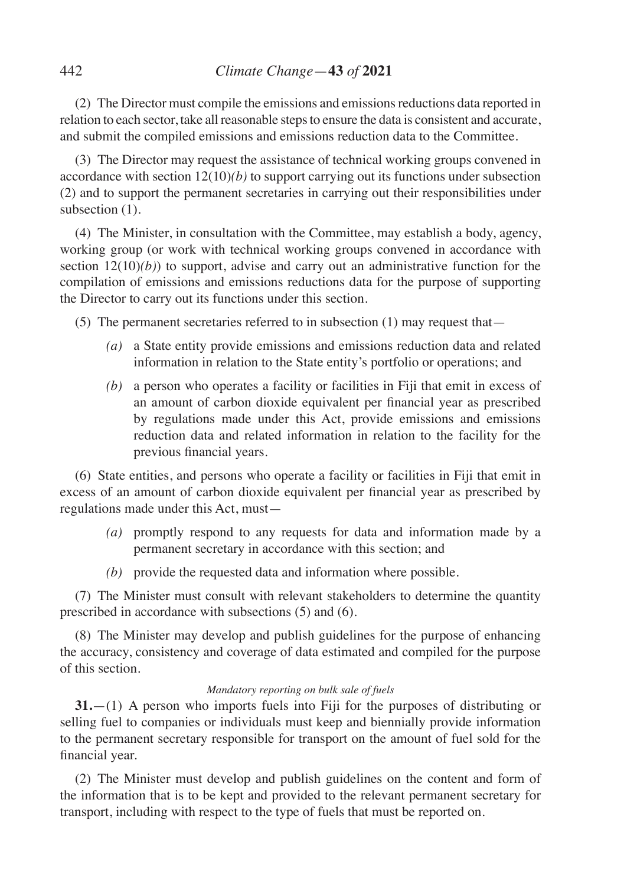(2) The Director must compile the emissions and emissions reductions data reported in relation to each sector, take all reasonable steps to ensure the data is consistent and accurate, and submit the compiled emissions and emissions reduction data to the Committee.

(3) The Director may request the assistance of technical working groups convened in accordance with section 12(10)*(b)* to support carrying out its functions under subsection (2) and to support the permanent secretaries in carrying out their responsibilities under subsection (1).

(4) The Minister, in consultation with the Committee, may establish a body, agency, working group (or work with technical working groups convened in accordance with section 12(10)*(b)*) to support, advise and carry out an administrative function for the compilation of emissions and emissions reductions data for the purpose of supporting the Director to carry out its functions under this section.

(5) The permanent secretaries referred to in subsection (1) may request that—

*(a)* a State entity provide emissions and emissions reduction data and related information in relation to the State entity's portfolio or operations; and

*(b)* a person who operates a facility or facilities in Fiji that emit in excess of an amount of carbon dioxide equivalent per financial year as prescribed by regulations made under this Act, provide emissions and emissions reduction data and related information in relation to the facility for the previous financial years.

(6) State entities, and persons who operate a facility or facilities in Fiji that emit in excess of an amount of carbon dioxide equivalent per financial year as prescribed by regulations made under this Act, must—

*(a)* promptly respond to any requests for data and information made by a permanent secretary in accordance with this section; and

*(b)* provide the requested data and information where possible.

(7) The Minister must consult with relevant stakeholders to determine the quantity prescribed in accordance with subsections (5) and (6).

(8) The Minister may develop and publish guidelines for the purpose of enhancing the accuracy, consistency and coverage of data estimated and compiled for the purpose of this section.

*Mandatory reporting on bulk sale of fuels*

**31.**—(1) A person who imports fuels into Fiji for the purposes of distributing or selling fuel to companies or individuals must keep and biennially provide information to the permanent secretary responsible for transport on the amount of fuel sold for the financial year.

(2) The Minister must develop and publish guidelines on the content and form of the information that is to be kept and provided to the relevant permanent secretary for transport, including with respect to the type of fuels that must be reported on.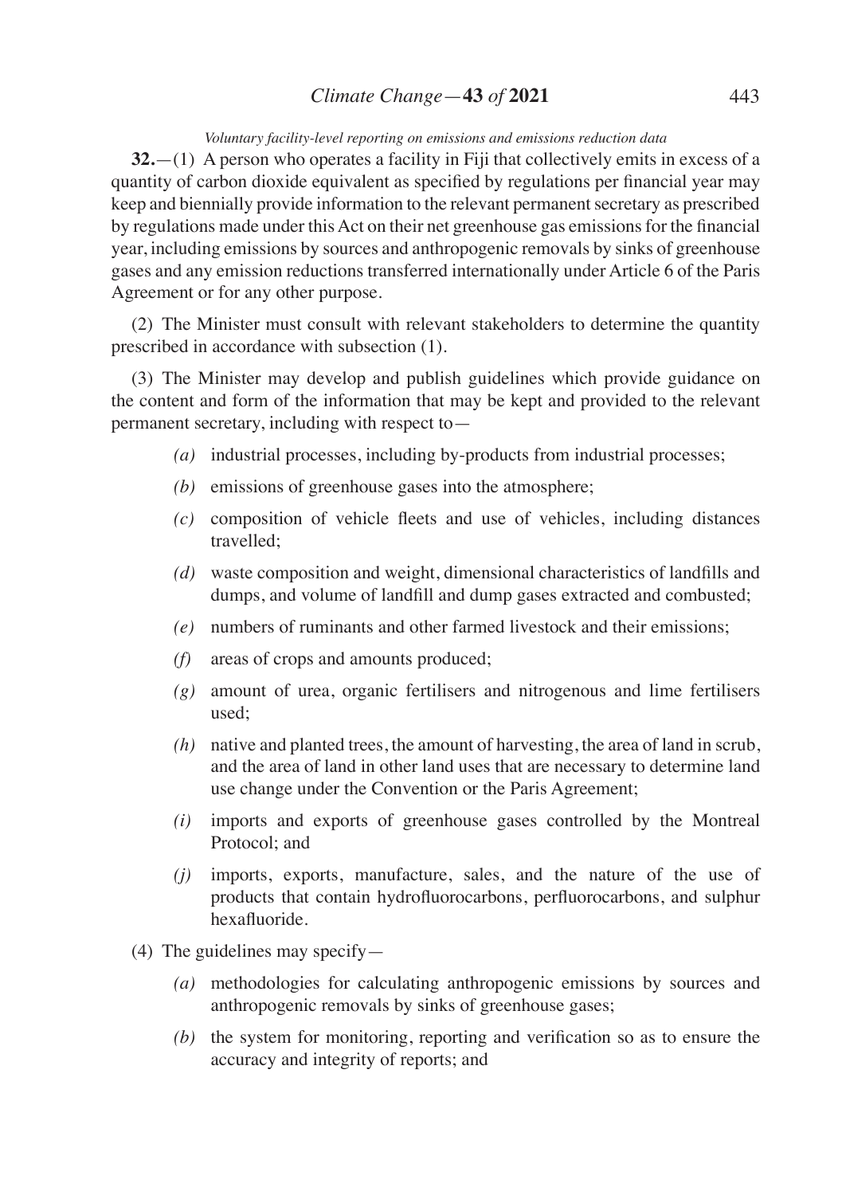*Voluntary facility-level reporting on emissions and emissions reduction data*

**32.**—(1) A person who operates a facility in Fiji that collectively emits in excess of a quantity of carbon dioxide equivalent as specified by regulations per financial year may keep and biennially provide information to the relevant permanent secretary as prescribed by regulations made under this Act on their net greenhouse gas emissions for the financial year, including emissions by sources and anthropogenic removals by sinks of greenhouse gases and any emission reductions transferred internationally under Article 6 of the Paris Agreement or for any other purpose.

(2) The Minister must consult with relevant stakeholders to determine the quantity prescribed in accordance with subsection (1).

(3) The Minister may develop and publish guidelines which provide guidance on the content and form of the information that may be kept and provided to the relevant permanent secretary, including with respect to—

- *(a)* industrial processes, including by-products from industrial processes;
- *(b)* emissions of greenhouse gases into the atmosphere;
- *(c)* composition of vehicle fleets and use of vehicles, including distances travelled;
- *(d)* waste composition and weight, dimensional characteristics of landfills and dumps, and volume of landfill and dump gases extracted and combusted;
- *(e)* numbers of ruminants and other farmed livestock and their emissions;
- *(f)* areas of crops and amounts produced;
- *(g)* amount of urea, organic fertilisers and nitrogenous and lime fertilisers used;
- *(h)* native and planted trees, the amount of harvesting, the area of land in scrub, and the area of land in other land uses that are necessary to determine land use change under the Convention or the Paris Agreement;
- *(i)* imports and exports of greenhouse gases controlled by the Montreal Protocol; and
- *(j)* imports, exports, manufacture, sales, and the nature of the use of products that contain hydrofluorocarbons, perfluorocarbons, and sulphur hexafluoride.

(4) The guidelines may specify—

- *(a)* methodologies for calculating anthropogenic emissions by sources and anthropogenic removals by sinks of greenhouse gases;
- *(b)* the system for monitoring, reporting and verification so as to ensure the accuracy and integrity of reports; and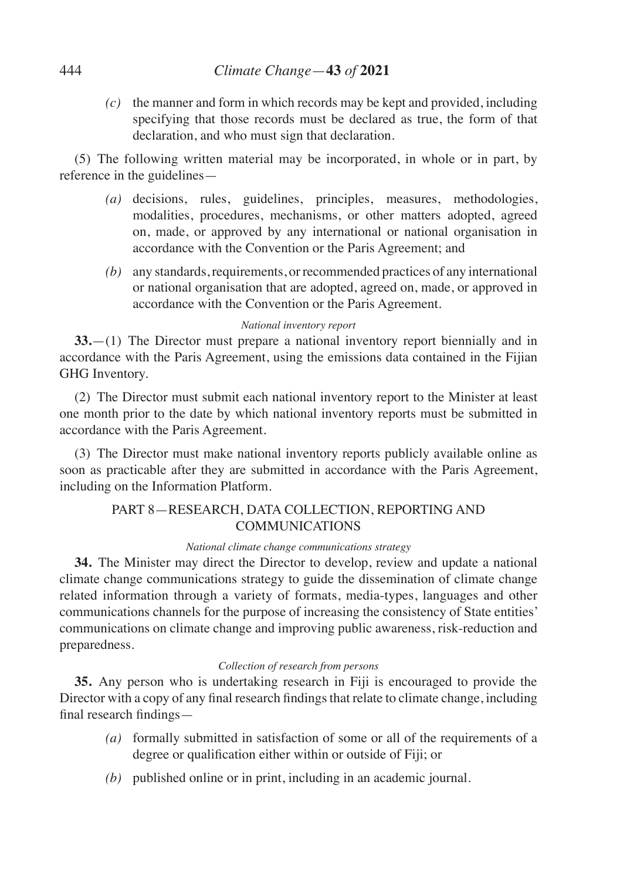*(c)* the manner and form in which records may be kept and provided, including specifying that those records must be declared as true, the form of that declaration, and who must sign that declaration.

(5) The following written material may be incorporated, in whole or in part, by reference in the guidelines—

*(a)* decisions, rules, guidelines, principles, measures, methodologies, modalities, procedures, mechanisms, or other matters adopted, agreed on, made, or approved by any international or national organisation in accordance with the Convention or the Paris Agreement; and

*(b)* any standards, requirements, or recommended practices of any international or national organisation that are adopted, agreed on, made, or approved in accordance with the Convention or the Paris Agreement.

*National inventory report*

**33.**—(1) The Director must prepare a national inventory report biennially and in accordance with the Paris Agreement, using the emissions data contained in the Fijian GHG Inventory.

(2) The Director must submit each national inventory report to the Minister at least one month prior to the date by which national inventory reports must be submitted in accordance with the Paris Agreement.

(3) The Director must make national inventory reports publicly available online as soon as practicable after they are submitted in accordance with the Paris Agreement, including on the Information Platform.

## PART 8—RESEARCH, DATA COLLECTION, REPORTING AND COMMUNICATIONS

*National climate change communications strategy*

**34.** The Minister may direct the Director to develop, review and update a national climate change communications strategy to guide the dissemination of climate change related information through a variety of formats, media-types, languages and other communications channels for the purpose of increasing the consistency of State entities' communications on climate change and improving public awareness, risk-reduction and preparedness.

*Collection of research from persons*

**35.** Any person who is undertaking research in Fiji is encouraged to provide the Director with a copy of any final research findings that relate to climate change, including final research findings—

*(a)* formally submitted in satisfaction of some or all of the requirements of a degree or qualification either within or outside of Fiji; or

*(b)* published online or in print, including in an academic journal.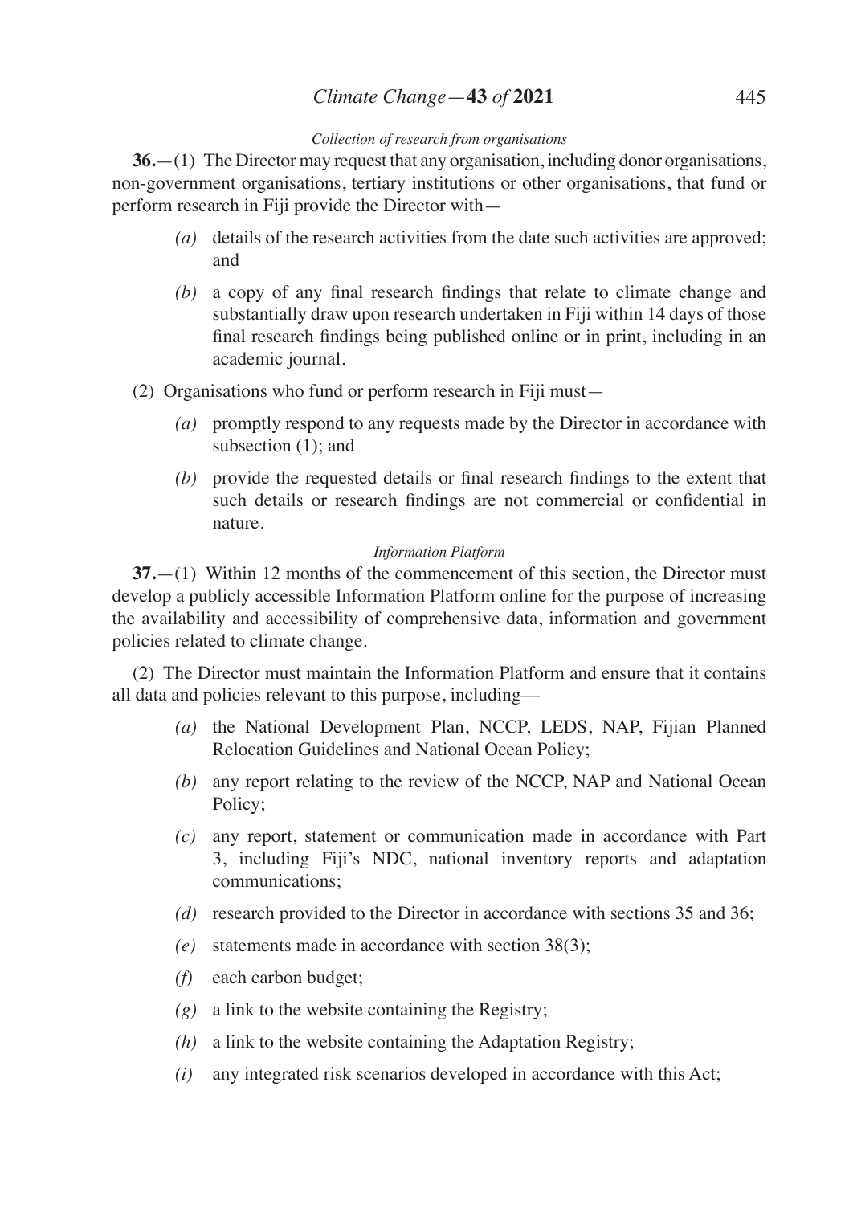*Collection of research from organisations*

**36.**—(1) The Director may request that any organisation, including donor organisations, non-government organisations, tertiary institutions or other organisations, that fund or perform research in Fiji provide the Director with—

- *(a)* details of the research activities from the date such activities are approved; and
- *(b)* a copy of any final research findings that relate to climate change and substantially draw upon research undertaken in Fiji within 14 days of those final research findings being published online or in print, including in an academic journal.

(2) Organisations who fund or perform research in Fiji must—

- *(a)* promptly respond to any requests made by the Director in accordance with subsection (1); and
- *(b)* provide the requested details or final research findings to the extent that such details or research findings are not commercial or confidential in nature.

*Information Platform*

**37.**—(1) Within 12 months of the commencement of this section, the Director must develop a publicly accessible Information Platform online for the purpose of increasing the availability and accessibility of comprehensive data, information and government policies related to climate change.

(2) The Director must maintain the Information Platform and ensure that it contains all data and policies relevant to this purpose, including—

- *(a)* the National Development Plan, NCCP, LEDS, NAP, Fijian Planned Relocation Guidelines and National Ocean Policy;
- *(b)* any report relating to the review of the NCCP, NAP and National Ocean Policy;
- *(c)* any report, statement or communication made in accordance with Part 3, including Fiji's NDC, national inventory reports and adaptation communications;
- *(d)* research provided to the Director in accordance with sections 35 and 36;
- *(e)* statements made in accordance with section 38(3);
- *(f)* each carbon budget;
- *(g)* a link to the website containing the Registry;
- *(h)* a link to the website containing the Adaptation Registry;
- *(i)* any integrated risk scenarios developed in accordance with this Act;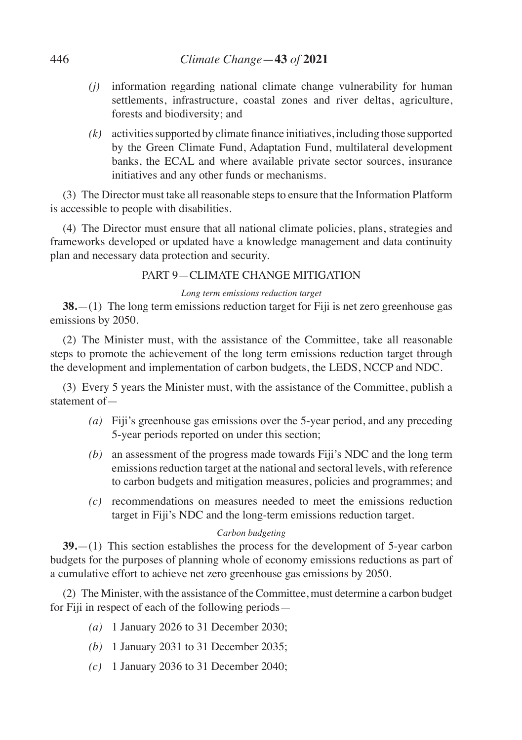*(j)* information regarding national climate change vulnerability for human settlements, infrastructure, coastal zones and river deltas, agriculture, forests and biodiversity; and

*(k)* activities supported by climate finance initiatives, including those supported by the Green Climate Fund, Adaptation Fund, multilateral development banks, the ECAL and where available private sector sources, insurance initiatives and any other funds or mechanisms.

(3) The Director must take all reasonable steps to ensure that the Information Platform is accessible to people with disabilities.

(4) The Director must ensure that all national climate policies, plans, strategies and frameworks developed or updated have a knowledge management and data continuity plan and necessary data protection and security.

## PART 9—CLIMATE CHANGE MITIGATION

*Long term emissions reduction target*

**38.**—(1) The long term emissions reduction target for Fiji is net zero greenhouse gas emissions by 2050.

(2) The Minister must, with the assistance of the Committee, take all reasonable steps to promote the achievement of the long term emissions reduction target through the development and implementation of carbon budgets, the LEDS, NCCP and NDC.

(3) Every 5 years the Minister must, with the assistance of the Committee, publish a statement of—

*(a)* Fiji's greenhouse gas emissions over the 5-year period, and any preceding 5-year periods reported on under this section;

*(b)* an assessment of the progress made towards Fiji's NDC and the long term emissions reduction target at the national and sectoral levels, with reference to carbon budgets and mitigation measures, policies and programmes; and

*(c)* recommendations on measures needed to meet the emissions reduction target in Fiji's NDC and the long-term emissions reduction target.

*Carbon budgeting*

**39.**—(1) This section establishes the process for the development of 5-year carbon budgets for the purposes of planning whole of economy emissions reductions as part of a cumulative effort to achieve net zero greenhouse gas emissions by 2050.

(2) The Minister, with the assistance of the Committee, must determine a carbon budget for Fiji in respect of each of the following periods—

*(a)* 1 January 2026 to 31 December 2030;

*(b)* 1 January 2031 to 31 December 2035;

*(c)* 1 January 2036 to 31 December 2040;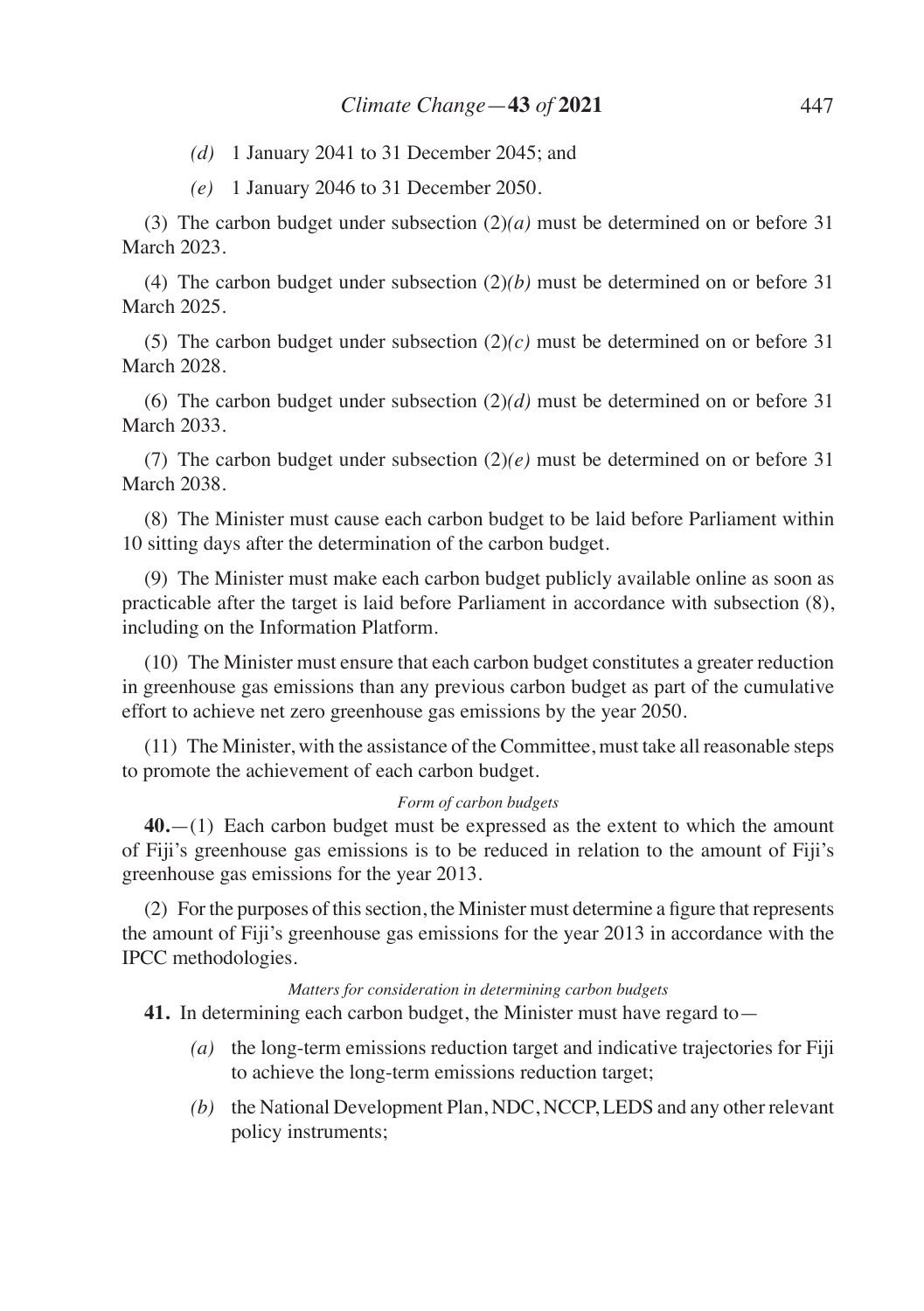*(d)* 1 January 2041 to 31 December 2045; and

*(e)* 1 January 2046 to 31 December 2050.

(3) The carbon budget under subsection (2)*(a)* must be determined on or before 31 March 2023.

(4) The carbon budget under subsection (2)*(b)* must be determined on or before 31 March 2025.

(5) The carbon budget under subsection (2)*(c)* must be determined on or before 31 March 2028.

(6) The carbon budget under subsection (2)*(d)* must be determined on or before 31 March 2033.

(7) The carbon budget under subsection (2)*(e)* must be determined on or before 31 March 2038.

(8) The Minister must cause each carbon budget to be laid before Parliament within 10 sitting days after the determination of the carbon budget.

(9) The Minister must make each carbon budget publicly available online as soon as practicable after the target is laid before Parliament in accordance with subsection (8), including on the Information Platform.

(10) The Minister must ensure that each carbon budget constitutes a greater reduction in greenhouse gas emissions than any previous carbon budget as part of the cumulative effort to achieve net zero greenhouse gas emissions by the year 2050.

(11) The Minister, with the assistance of the Committee, must take all reasonable steps to promote the achievement of each carbon budget.

*Form of carbon budgets*

**40.**—(1) Each carbon budget must be expressed as the extent to which the amount of Fiji's greenhouse gas emissions is to be reduced in relation to the amount of Fiji's greenhouse gas emissions for the year 2013.

(2) For the purposes of this section, the Minister must determine a figure that represents the amount of Fiji's greenhouse gas emissions for the year 2013 in accordance with the IPCC methodologies.

*Matters for consideration in determining carbon budgets*

**41.** In determining each carbon budget, the Minister must have regard to—

*(a)* the long-term emissions reduction target and indicative trajectories for Fiji to achieve the long-term emissions reduction target;

*(b)* the National Development Plan, NDC, NCCP, LEDS and any other relevant policy instruments;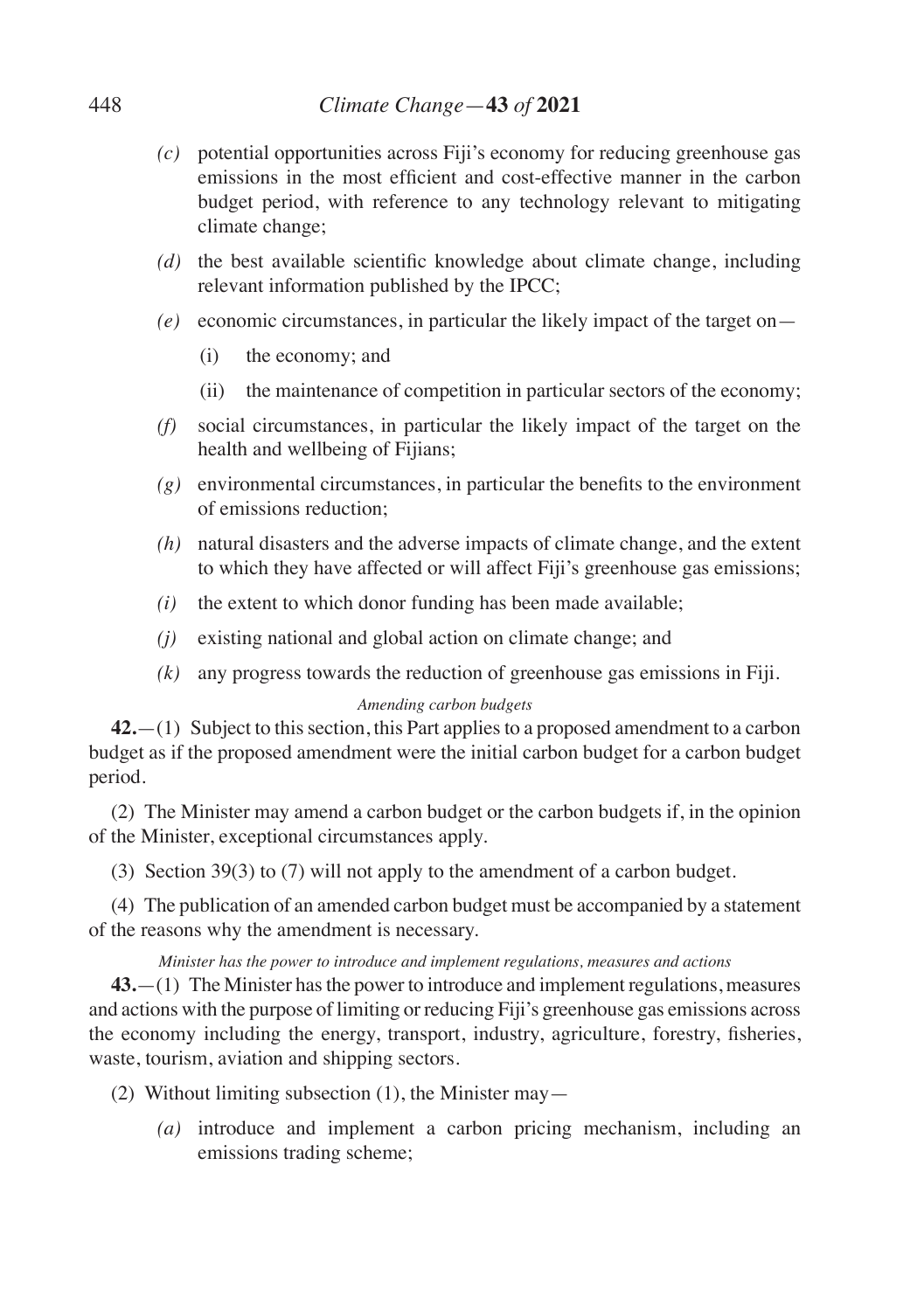- *(c)* potential opportunities across Fiji's economy for reducing greenhouse gas emissions in the most efficient and cost-effective manner in the carbon budget period, with reference to any technology relevant to mitigating climate change;
- *(d)* the best available scientific knowledge about climate change, including relevant information published by the IPCC;
- *(e)* economic circumstances, in particular the likely impact of the target on—
  - (i) the economy; and
  - (ii) the maintenance of competition in particular sectors of the economy;
- *(f)* social circumstances, in particular the likely impact of the target on the health and wellbeing of Fijians;
- *(g)* environmental circumstances, in particular the benefits to the environment of emissions reduction;
- *(h)* natural disasters and the adverse impacts of climate change, and the extent to which they have affected or will affect Fiji's greenhouse gas emissions;
- *(i)* the extent to which donor funding has been made available;
- *(j)* existing national and global action on climate change; and
- *(k)* any progress towards the reduction of greenhouse gas emissions in Fiji.

*Amending carbon budgets*

**42.**—(1) Subject to this section, this Part applies to a proposed amendment to a carbon budget as if the proposed amendment were the initial carbon budget for a carbon budget period.

(2) The Minister may amend a carbon budget or the carbon budgets if, in the opinion of the Minister, exceptional circumstances apply.

(3) Section 39(3) to (7) will not apply to the amendment of a carbon budget.

(4) The publication of an amended carbon budget must be accompanied by a statement of the reasons why the amendment is necessary.

*Minister has the power to introduce and implement regulations, measures and actions*

**43.**—(1) The Minister has the power to introduce and implement regulations, measures and actions with the purpose of limiting or reducing Fiji's greenhouse gas emissions across the economy including the energy, transport, industry, agriculture, forestry, fisheries, waste, tourism, aviation and shipping sectors.

(2) Without limiting subsection (1), the Minister may—

- *(a)* introduce and implement a carbon pricing mechanism, including an emissions trading scheme;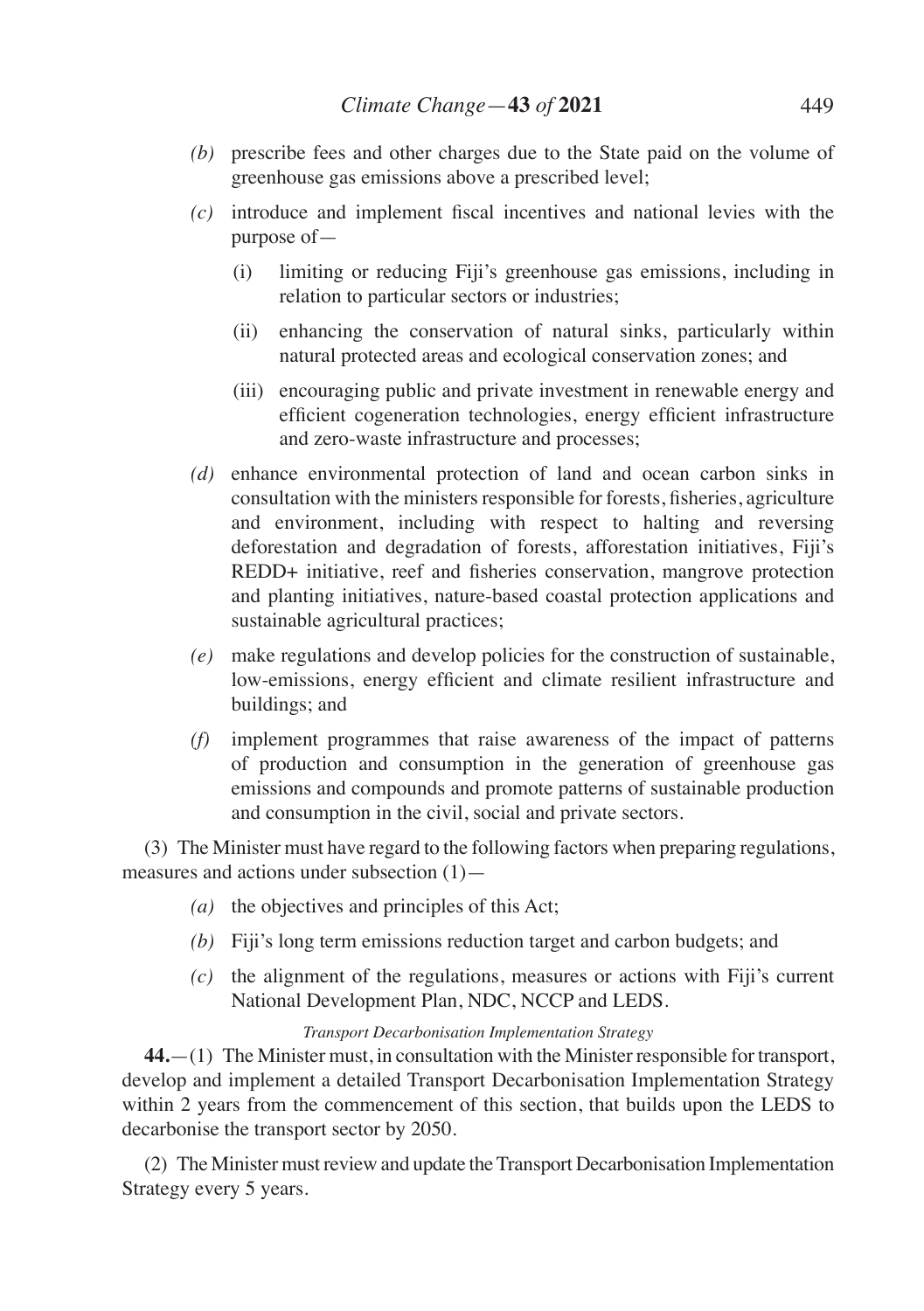*(b)* prescribe fees and other charges due to the State paid on the volume of greenhouse gas emissions above a prescribed level;

*(c)* introduce and implement fiscal incentives and national levies with the purpose of—

(i) limiting or reducing Fiji's greenhouse gas emissions, including in relation to particular sectors or industries;

(ii) enhancing the conservation of natural sinks, particularly within natural protected areas and ecological conservation zones; and

(iii) encouraging public and private investment in renewable energy and efficient cogeneration technologies, energy efficient infrastructure and zero-waste infrastructure and processes;

*(d)* enhance environmental protection of land and ocean carbon sinks in consultation with the ministers responsible for forests, fisheries, agriculture and environment, including with respect to halting and reversing deforestation and degradation of forests, afforestation initiatives, Fiji's REDD+ initiative, reef and fisheries conservation, mangrove protection and planting initiatives, nature-based coastal protection applications and sustainable agricultural practices;

*(e)* make regulations and develop policies for the construction of sustainable, low-emissions, energy efficient and climate resilient infrastructure and buildings; and

*(f)* implement programmes that raise awareness of the impact of patterns of production and consumption in the generation of greenhouse gas emissions and compounds and promote patterns of sustainable production and consumption in the civil, social and private sectors.

(3) The Minister must have regard to the following factors when preparing regulations, measures and actions under subsection (1)—

*(a)* the objectives and principles of this Act;

*(b)* Fiji's long term emissions reduction target and carbon budgets; and

*(c)* the alignment of the regulations, measures or actions with Fiji's current National Development Plan, NDC, NCCP and LEDS.

*Transport Decarbonisation Implementation Strategy*

**44.**—(1) The Minister must, in consultation with the Minister responsible for transport, develop and implement a detailed Transport Decarbonisation Implementation Strategy within 2 years from the commencement of this section, that builds upon the LEDS to decarbonise the transport sector by 2050.

(2) The Minister must review and update the Transport Decarbonisation Implementation Strategy every 5 years.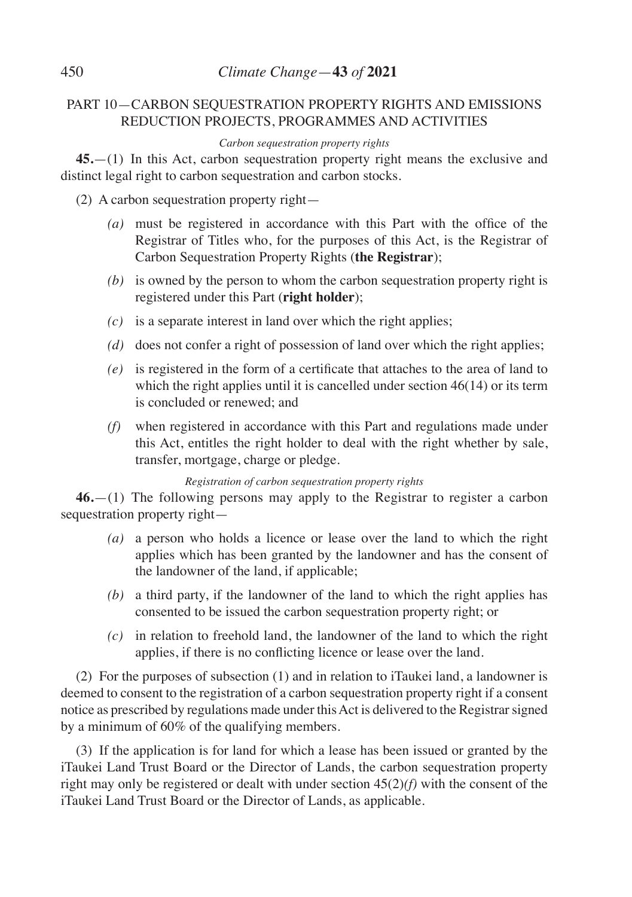## PART 10—CARBON SEQUESTRATION PROPERTY RIGHTS AND EMISSIONS REDUCTION PROJECTS, PROGRAMMES AND ACTIVITIES

*Carbon sequestration property rights*

**45.**—(1) In this Act, carbon sequestration property right means the exclusive and distinct legal right to carbon sequestration and carbon stocks.

(2) A carbon sequestration property right—

- *(a)* must be registered in accordance with this Part with the office of the Registrar of Titles who, for the purposes of this Act, is the Registrar of Carbon Sequestration Property Rights (**the Registrar**);
- *(b)* is owned by the person to whom the carbon sequestration property right is registered under this Part (**right holder**);
- *(c)* is a separate interest in land over which the right applies;
- *(d)* does not confer a right of possession of land over which the right applies;
- *(e)* is registered in the form of a certificate that attaches to the area of land to which the right applies until it is cancelled under section 46(14) or its term is concluded or renewed; and
- *(f)* when registered in accordance with this Part and regulations made under this Act, entitles the right holder to deal with the right whether by sale, transfer, mortgage, charge or pledge.

*Registration of carbon sequestration property rights*

**46.**—(1) The following persons may apply to the Registrar to register a carbon sequestration property right—

- *(a)* a person who holds a licence or lease over the land to which the right applies which has been granted by the landowner and has the consent of the landowner of the land, if applicable;
- *(b)* a third party, if the landowner of the land to which the right applies has consented to be issued the carbon sequestration property right; or
- *(c)* in relation to freehold land, the landowner of the land to which the right applies, if there is no conflicting licence or lease over the land.

(2) For the purposes of subsection (1) and in relation to iTaukei land, a landowner is deemed to consent to the registration of a carbon sequestration property right if a consent notice as prescribed by regulations made under this Act is delivered to the Registrar signed by a minimum of 60% of the qualifying members.

(3) If the application is for land for which a lease has been issued or granted by the iTaukei Land Trust Board or the Director of Lands, the carbon sequestration property right may only be registered or dealt with under section 45(2)*(f)* with the consent of the iTaukei Land Trust Board or the Director of Lands, as applicable.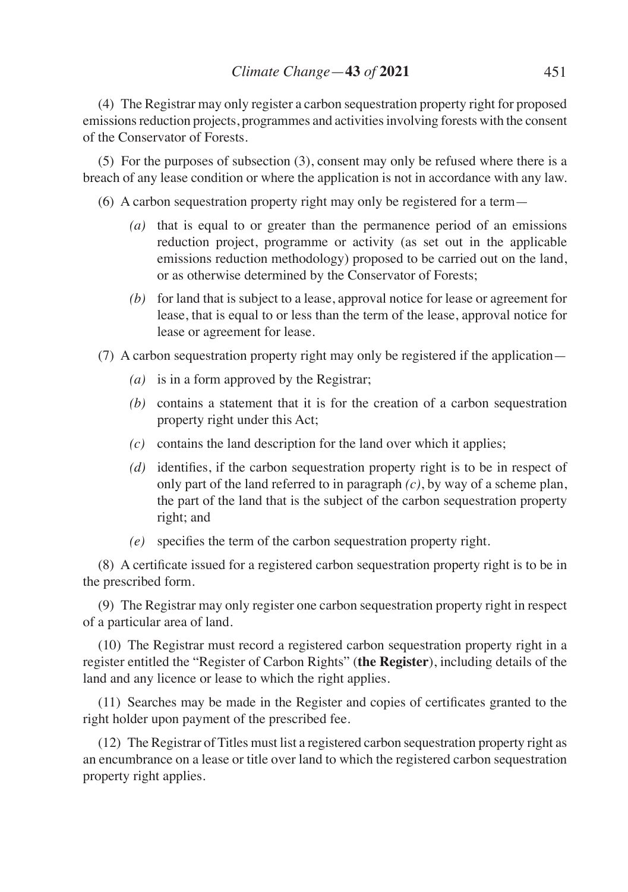(4) The Registrar may only register a carbon sequestration property right for proposed emissions reduction projects, programmes and activities involving forests with the consent of the Conservator of Forests.

(5) For the purposes of subsection (3), consent may only be refused where there is a breach of any lease condition or where the application is not in accordance with any law.

(6) A carbon sequestration property right may only be registered for a term—

*(a)* that is equal to or greater than the permanence period of an emissions reduction project, programme or activity (as set out in the applicable emissions reduction methodology) proposed to be carried out on the land, or as otherwise determined by the Conservator of Forests;

*(b)* for land that is subject to a lease, approval notice for lease or agreement for lease, that is equal to or less than the term of the lease, approval notice for lease or agreement for lease.

(7) A carbon sequestration property right may only be registered if the application—

*(a)* is in a form approved by the Registrar;

*(b)* contains a statement that it is for the creation of a carbon sequestration property right under this Act;

*(c)* contains the land description for the land over which it applies;

*(d)* identifies, if the carbon sequestration property right is to be in respect of only part of the land referred to in paragraph *(c)*, by way of a scheme plan, the part of the land that is the subject of the carbon sequestration property right; and

*(e)* specifies the term of the carbon sequestration property right.

(8) A certificate issued for a registered carbon sequestration property right is to be in the prescribed form.

(9) The Registrar may only register one carbon sequestration property right in respect of a particular area of land.

(10) The Registrar must record a registered carbon sequestration property right in a register entitled the "Register of Carbon Rights" (**the Register**), including details of the land and any licence or lease to which the right applies.

(11) Searches may be made in the Register and copies of certificates granted to the right holder upon payment of the prescribed fee.

(12) The Registrar of Titles must list a registered carbon sequestration property right as an encumbrance on a lease or title over land to which the registered carbon sequestration property right applies.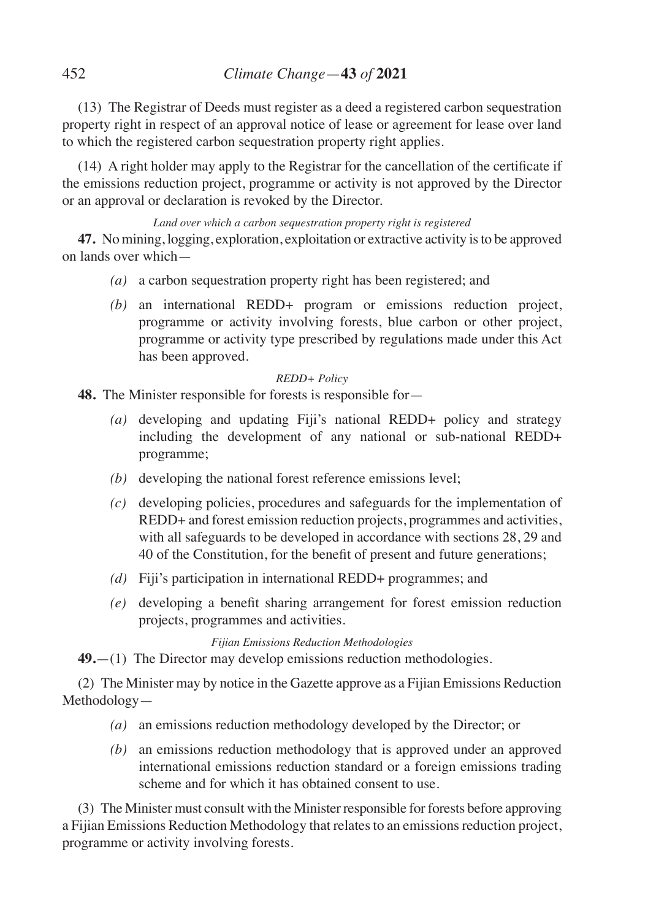(13) The Registrar of Deeds must register as a deed a registered carbon sequestration property right in respect of an approval notice of lease or agreement for lease over land to which the registered carbon sequestration property right applies.

(14) A right holder may apply to the Registrar for the cancellation of the certificate if the emissions reduction project, programme or activity is not approved by the Director or an approval or declaration is revoked by the Director.

*Land over which a carbon sequestration property right is registered*

**47.** No mining, logging, exploration, exploitation or extractive activity is to be approved on lands over which—

*(a)* a carbon sequestration property right has been registered; and

*(b)* an international REDD+ program or emissions reduction project, programme or activity involving forests, blue carbon or other project, programme or activity type prescribed by regulations made under this Act has been approved.

*REDD+ Policy*

**48.** The Minister responsible for forests is responsible for—

*(a)* developing and updating Fiji's national REDD+ policy and strategy including the development of any national or sub-national REDD+ programme;

*(b)* developing the national forest reference emissions level;

*(c)* developing policies, procedures and safeguards for the implementation of REDD+ and forest emission reduction projects, programmes and activities, with all safeguards to be developed in accordance with sections 28, 29 and 40 of the Constitution, for the benefit of present and future generations;

*(d)* Fiji's participation in international REDD+ programmes; and

*(e)* developing a benefit sharing arrangement for forest emission reduction projects, programmes and activities.

*Fijian Emissions Reduction Methodologies*

**49.**—(1) The Director may develop emissions reduction methodologies.

(2) The Minister may by notice in the Gazette approve as a Fijian Emissions Reduction Methodology—

*(a)* an emissions reduction methodology developed by the Director; or

*(b)* an emissions reduction methodology that is approved under an approved international emissions reduction standard or a foreign emissions trading scheme and for which it has obtained consent to use.

(3) The Minister must consult with the Minister responsible for forests before approving a Fijian Emissions Reduction Methodology that relates to an emissions reduction project, programme or activity involving forests.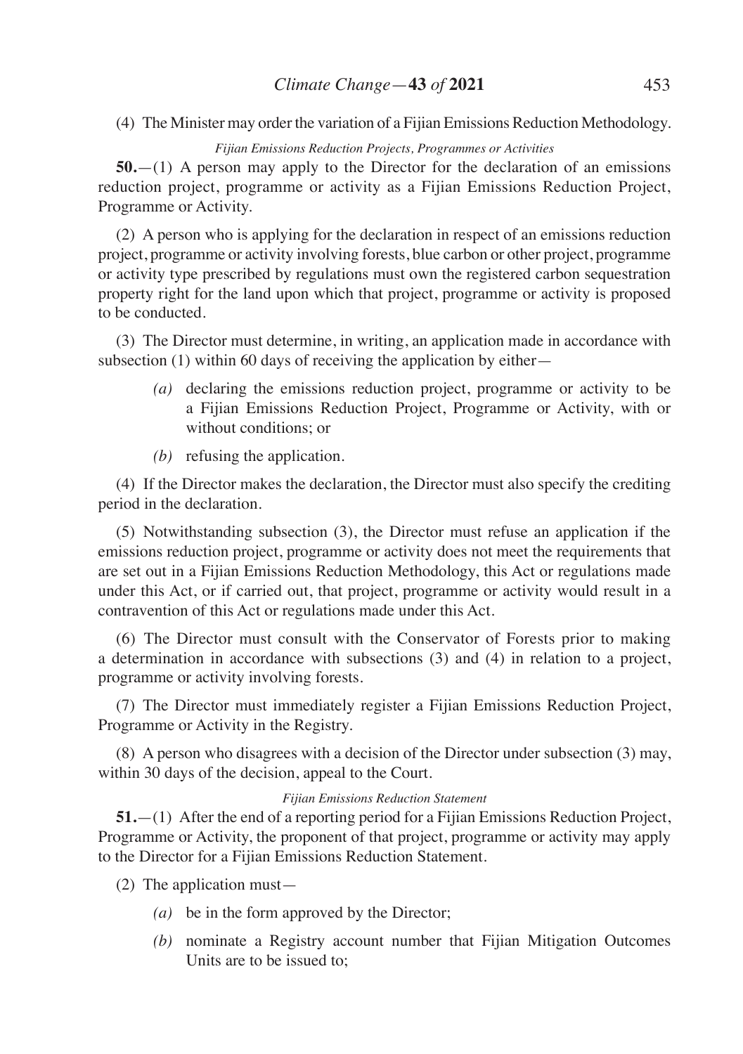(4) The Minister may order the variation of a Fijian Emissions Reduction Methodology.

*Fijian Emissions Reduction Projects, Programmes or Activities*

**50.**—(1) A person may apply to the Director for the declaration of an emissions reduction project, programme or activity as a Fijian Emissions Reduction Project, Programme or Activity.

(2) A person who is applying for the declaration in respect of an emissions reduction project, programme or activity involving forests, blue carbon or other project, programme or activity type prescribed by regulations must own the registered carbon sequestration property right for the land upon which that project, programme or activity is proposed to be conducted.

(3) The Director must determine, in writing, an application made in accordance with subsection (1) within 60 days of receiving the application by either—

*(a)* declaring the emissions reduction project, programme or activity to be a Fijian Emissions Reduction Project, Programme or Activity, with or without conditions; or

*(b)* refusing the application.

(4) If the Director makes the declaration, the Director must also specify the crediting period in the declaration.

(5) Notwithstanding subsection (3), the Director must refuse an application if the emissions reduction project, programme or activity does not meet the requirements that are set out in a Fijian Emissions Reduction Methodology, this Act or regulations made under this Act, or if carried out, that project, programme or activity would result in a contravention of this Act or regulations made under this Act.

(6) The Director must consult with the Conservator of Forests prior to making a determination in accordance with subsections (3) and (4) in relation to a project, programme or activity involving forests.

(7) The Director must immediately register a Fijian Emissions Reduction Project, Programme or Activity in the Registry.

(8) A person who disagrees with a decision of the Director under subsection (3) may, within 30 days of the decision, appeal to the Court.

*Fijian Emissions Reduction Statement*

**51.**—(1) After the end of a reporting period for a Fijian Emissions Reduction Project, Programme or Activity, the proponent of that project, programme or activity may apply to the Director for a Fijian Emissions Reduction Statement.

(2) The application must—

*(a)* be in the form approved by the Director;

*(b)* nominate a Registry account number that Fijian Mitigation Outcomes Units are to be issued to;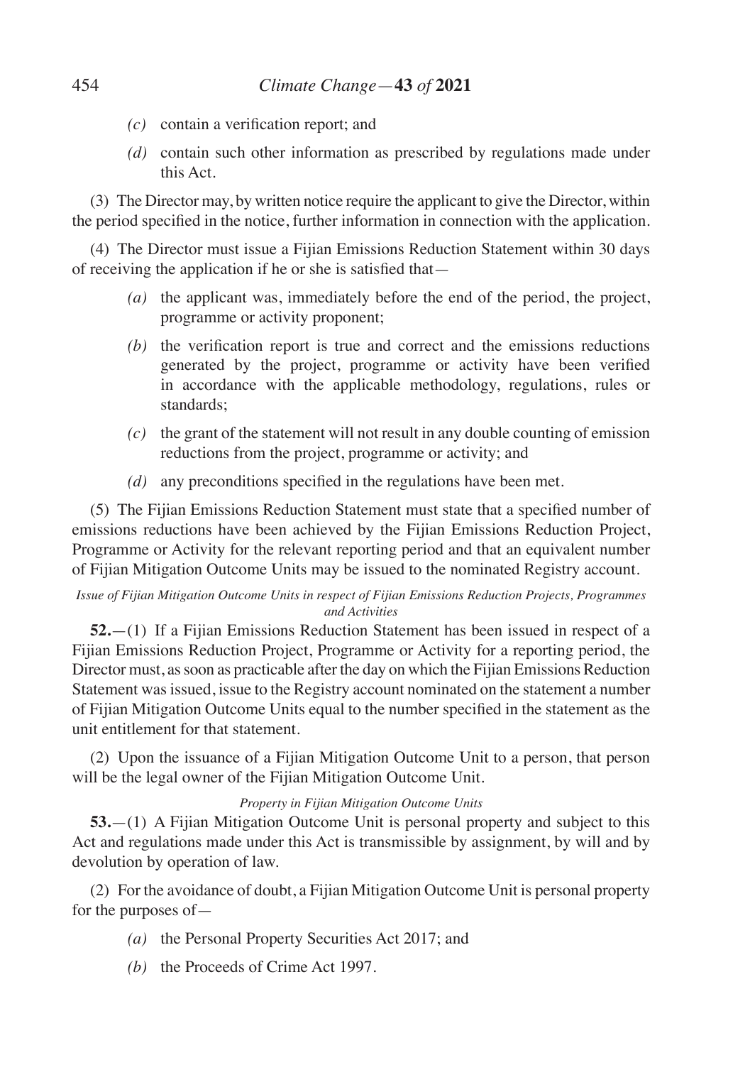*(c)* contain a verification report; and

*(d)* contain such other information as prescribed by regulations made under this Act.

(3) The Director may, by written notice require the applicant to give the Director, within the period specified in the notice, further information in connection with the application.

(4) The Director must issue a Fijian Emissions Reduction Statement within 30 days of receiving the application if he or she is satisfied that—

*(a)* the applicant was, immediately before the end of the period, the project, programme or activity proponent;

*(b)* the verification report is true and correct and the emissions reductions generated by the project, programme or activity have been verified in accordance with the applicable methodology, regulations, rules or standards;

*(c)* the grant of the statement will not result in any double counting of emission reductions from the project, programme or activity; and

*(d)* any preconditions specified in the regulations have been met.

(5) The Fijian Emissions Reduction Statement must state that a specified number of emissions reductions have been achieved by the Fijian Emissions Reduction Project, Programme or Activity for the relevant reporting period and that an equivalent number of Fijian Mitigation Outcome Units may be issued to the nominated Registry account.

*Issue of Fijian Mitigation Outcome Units in respect of Fijian Emissions Reduction Projects, Programmes and Activities*

**52.**—(1) If a Fijian Emissions Reduction Statement has been issued in respect of a Fijian Emissions Reduction Project, Programme or Activity for a reporting period, the Director must, as soon as practicable after the day on which the Fijian Emissions Reduction Statement was issued, issue to the Registry account nominated on the statement a number of Fijian Mitigation Outcome Units equal to the number specified in the statement as the unit entitlement for that statement.

(2) Upon the issuance of a Fijian Mitigation Outcome Unit to a person, that person will be the legal owner of the Fijian Mitigation Outcome Unit.

*Property in Fijian Mitigation Outcome Units*

**53.**—(1) A Fijian Mitigation Outcome Unit is personal property and subject to this Act and regulations made under this Act is transmissible by assignment, by will and by devolution by operation of law.

(2) For the avoidance of doubt, a Fijian Mitigation Outcome Unit is personal property for the purposes of—

*(a)* the Personal Property Securities Act 2017; and

*(b)* the Proceeds of Crime Act 1997.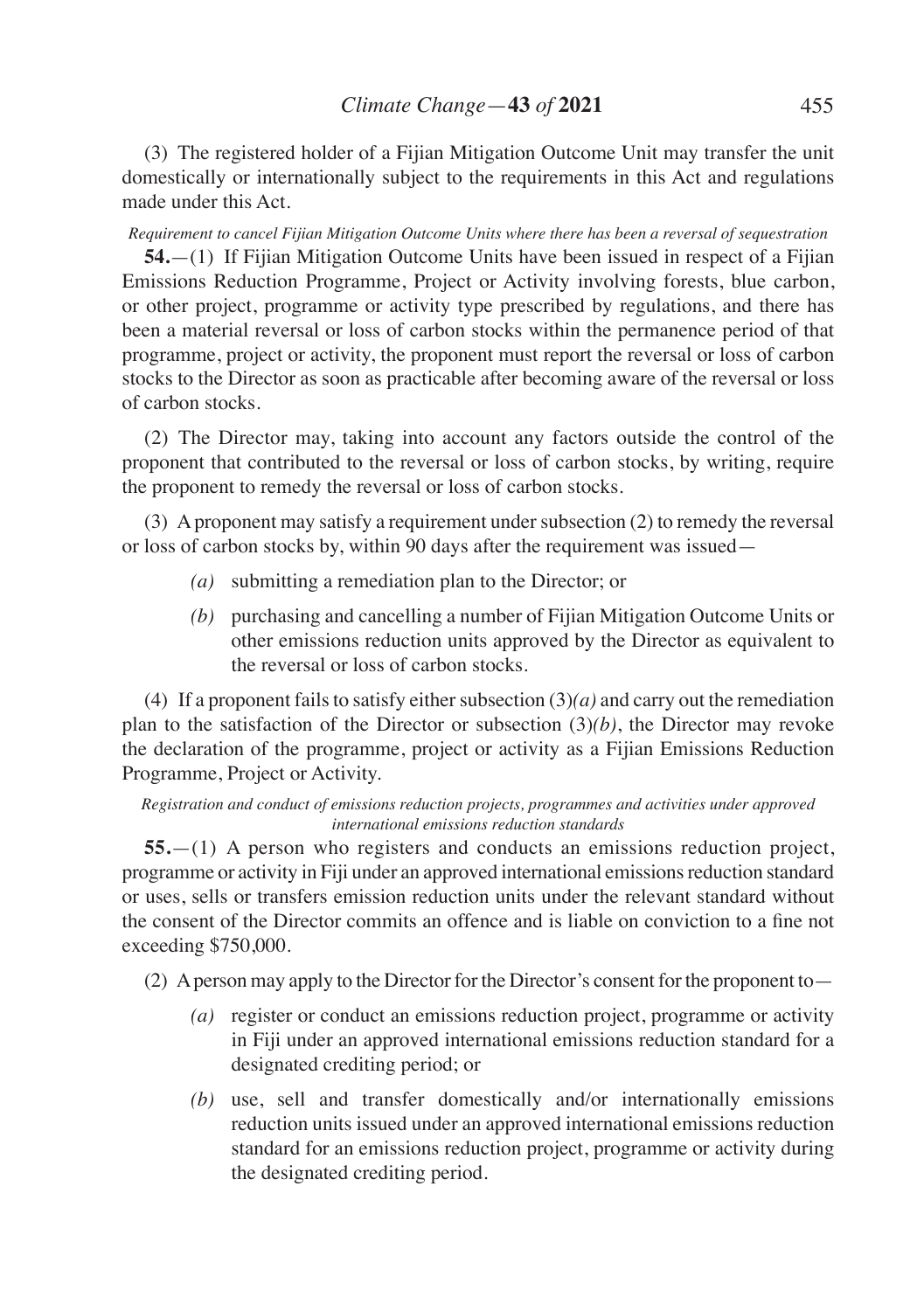(3) The registered holder of a Fijian Mitigation Outcome Unit may transfer the unit domestically or internationally subject to the requirements in this Act and regulations made under this Act.

*Requirement to cancel Fijian Mitigation Outcome Units where there has been a reversal of sequestration*

**54.**—(1) If Fijian Mitigation Outcome Units have been issued in respect of a Fijian Emissions Reduction Programme, Project or Activity involving forests, blue carbon, or other project, programme or activity type prescribed by regulations, and there has been a material reversal or loss of carbon stocks within the permanence period of that programme, project or activity, the proponent must report the reversal or loss of carbon stocks to the Director as soon as practicable after becoming aware of the reversal or loss of carbon stocks.

(2) The Director may, taking into account any factors outside the control of the proponent that contributed to the reversal or loss of carbon stocks, by writing, require the proponent to remedy the reversal or loss of carbon stocks.

(3) A proponent may satisfy a requirement under subsection (2) to remedy the reversal or loss of carbon stocks by, within 90 days after the requirement was issued—

- *(a)* submitting a remediation plan to the Director; or
- *(b)* purchasing and cancelling a number of Fijian Mitigation Outcome Units or other emissions reduction units approved by the Director as equivalent to the reversal or loss of carbon stocks.

(4) If a proponent fails to satisfy either subsection (3)*(a)* and carry out the remediation plan to the satisfaction of the Director or subsection (3)*(b)*, the Director may revoke the declaration of the programme, project or activity as a Fijian Emissions Reduction Programme, Project or Activity.

*Registration and conduct of emissions reduction projects, programmes and activities under approved international emissions reduction standards*

**55.**—(1) A person who registers and conducts an emissions reduction project, programme or activity in Fiji under an approved international emissions reduction standard or uses, sells or transfers emission reduction units under the relevant standard without the consent of the Director commits an offence and is liable on conviction to a fine not exceeding $750,000.

(2) A person may apply to the Director for the Director's consent for the proponent to—

- *(a)* register or conduct an emissions reduction project, programme or activity in Fiji under an approved international emissions reduction standard for a designated crediting period; or
- *(b)* use, sell and transfer domestically and/or internationally emissions reduction units issued under an approved international emissions reduction standard for an emissions reduction project, programme or activity during the designated crediting period.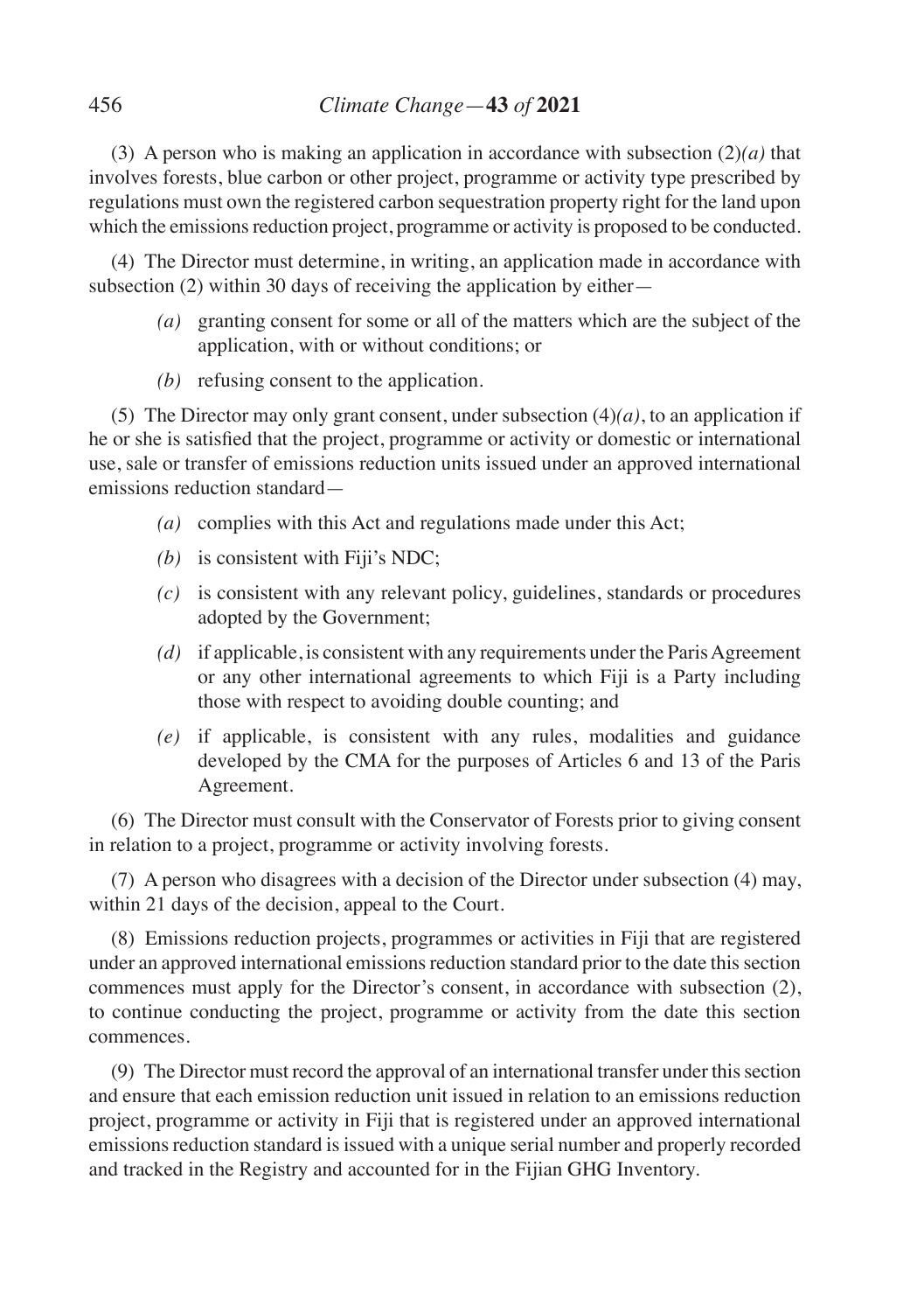(3) A person who is making an application in accordance with subsection (2)*(a)* that involves forests, blue carbon or other project, programme or activity type prescribed by regulations must own the registered carbon sequestration property right for the land upon which the emissions reduction project, programme or activity is proposed to be conducted.

(4) The Director must determine, in writing, an application made in accordance with subsection (2) within 30 days of receiving the application by either—

- *(a)* granting consent for some or all of the matters which are the subject of the application, with or without conditions; or
- *(b)* refusing consent to the application.

(5) The Director may only grant consent, under subsection (4)*(a)*, to an application if he or she is satisfied that the project, programme or activity or domestic or international use, sale or transfer of emissions reduction units issued under an approved international emissions reduction standard—

- *(a)* complies with this Act and regulations made under this Act;
- *(b)* is consistent with Fiji's NDC;
- *(c)* is consistent with any relevant policy, guidelines, standards or procedures adopted by the Government;
- *(d)* if applicable, is consistent with any requirements under the Paris Agreement or any other international agreements to which Fiji is a Party including those with respect to avoiding double counting; and
- *(e)* if applicable, is consistent with any rules, modalities and guidance developed by the CMA for the purposes of Articles 6 and 13 of the Paris Agreement.

(6) The Director must consult with the Conservator of Forests prior to giving consent in relation to a project, programme or activity involving forests.

(7) A person who disagrees with a decision of the Director under subsection (4) may, within 21 days of the decision, appeal to the Court.

(8) Emissions reduction projects, programmes or activities in Fiji that are registered under an approved international emissions reduction standard prior to the date this section commences must apply for the Director's consent, in accordance with subsection (2), to continue conducting the project, programme or activity from the date this section commences.

(9) The Director must record the approval of an international transfer under this section and ensure that each emission reduction unit issued in relation to an emissions reduction project, programme or activity in Fiji that is registered under an approved international emissions reduction standard is issued with a unique serial number and properly recorded and tracked in the Registry and accounted for in the Fijian GHG Inventory.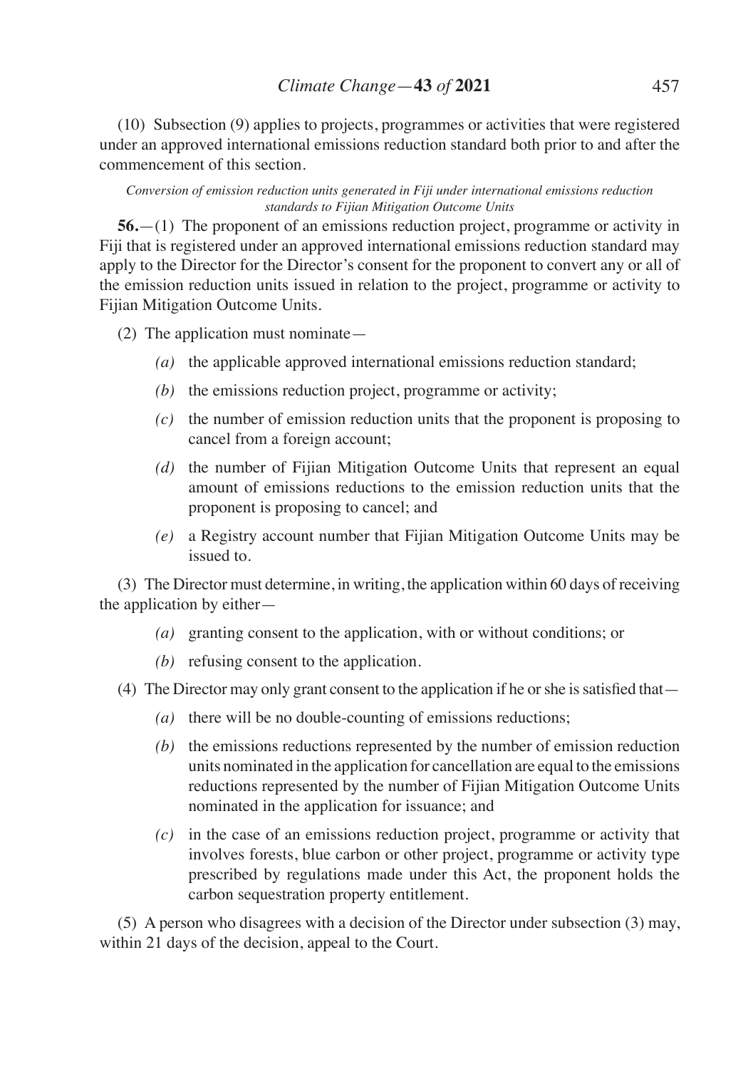(10) Subsection (9) applies to projects, programmes or activities that were registered under an approved international emissions reduction standard both prior to and after the commencement of this section.

*Conversion of emission reduction units generated in Fiji under international emissions reduction standards to Fijian Mitigation Outcome Units*

**56.**—(1) The proponent of an emissions reduction project, programme or activity in Fiji that is registered under an approved international emissions reduction standard may apply to the Director for the Director's consent for the proponent to convert any or all of the emission reduction units issued in relation to the project, programme or activity to Fijian Mitigation Outcome Units.

(2) The application must nominate—

- *(a)* the applicable approved international emissions reduction standard;
- *(b)* the emissions reduction project, programme or activity;
- *(c)* the number of emission reduction units that the proponent is proposing to cancel from a foreign account;
- *(d)* the number of Fijian Mitigation Outcome Units that represent an equal amount of emissions reductions to the emission reduction units that the proponent is proposing to cancel; and
- *(e)* a Registry account number that Fijian Mitigation Outcome Units may be issued to.

(3) The Director must determine, in writing, the application within 60 days of receiving the application by either—

- *(a)* granting consent to the application, with or without conditions; or
- *(b)* refusing consent to the application.

(4) The Director may only grant consent to the application if he or she is satisfied that—

- *(a)* there will be no double-counting of emissions reductions;
- *(b)* the emissions reductions represented by the number of emission reduction units nominated in the application for cancellation are equal to the emissions reductions represented by the number of Fijian Mitigation Outcome Units nominated in the application for issuance; and
- *(c)* in the case of an emissions reduction project, programme or activity that involves forests, blue carbon or other project, programme or activity type prescribed by regulations made under this Act, the proponent holds the carbon sequestration property entitlement.

(5) A person who disagrees with a decision of the Director under subsection (3) may, within 21 days of the decision, appeal to the Court.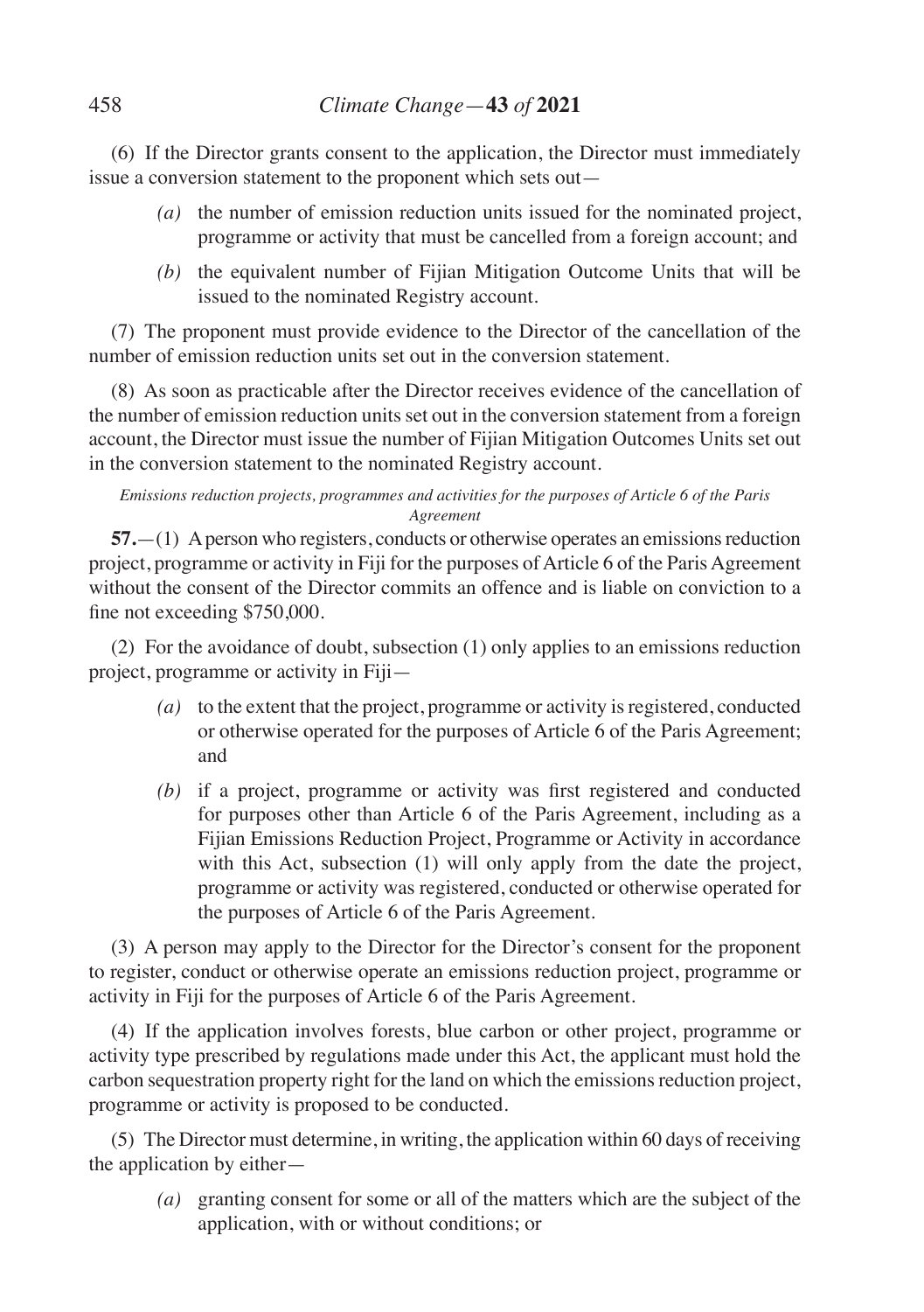(6) If the Director grants consent to the application, the Director must immediately issue a conversion statement to the proponent which sets out—

*(a)* the number of emission reduction units issued for the nominated project, programme or activity that must be cancelled from a foreign account; and

*(b)* the equivalent number of Fijian Mitigation Outcome Units that will be issued to the nominated Registry account.

(7) The proponent must provide evidence to the Director of the cancellation of the number of emission reduction units set out in the conversion statement.

(8) As soon as practicable after the Director receives evidence of the cancellation of the number of emission reduction units set out in the conversion statement from a foreign account, the Director must issue the number of Fijian Mitigation Outcomes Units set out in the conversion statement to the nominated Registry account.

*Emissions reduction projects, programmes and activities for the purposes of Article 6 of the Paris Agreement*

**57.**—(1) A person who registers, conducts or otherwise operates an emissions reduction project, programme or activity in Fiji for the purposes of Article 6 of the Paris Agreement without the consent of the Director commits an offence and is liable on conviction to a fine not exceeding $750,000.

(2) For the avoidance of doubt, subsection (1) only applies to an emissions reduction project, programme or activity in Fiji—

*(a)* to the extent that the project, programme or activity is registered, conducted or otherwise operated for the purposes of Article 6 of the Paris Agreement; and

*(b)* if a project, programme or activity was first registered and conducted for purposes other than Article 6 of the Paris Agreement, including as a Fijian Emissions Reduction Project, Programme or Activity in accordance with this Act, subsection (1) will only apply from the date the project, programme or activity was registered, conducted or otherwise operated for the purposes of Article 6 of the Paris Agreement.

(3) A person may apply to the Director for the Director's consent for the proponent to register, conduct or otherwise operate an emissions reduction project, programme or activity in Fiji for the purposes of Article 6 of the Paris Agreement.

(4) If the application involves forests, blue carbon or other project, programme or activity type prescribed by regulations made under this Act, the applicant must hold the carbon sequestration property right for the land on which the emissions reduction project, programme or activity is proposed to be conducted.

(5) The Director must determine, in writing, the application within 60 days of receiving the application by either—

*(a)* granting consent for some or all of the matters which are the subject of the application, with or without conditions; or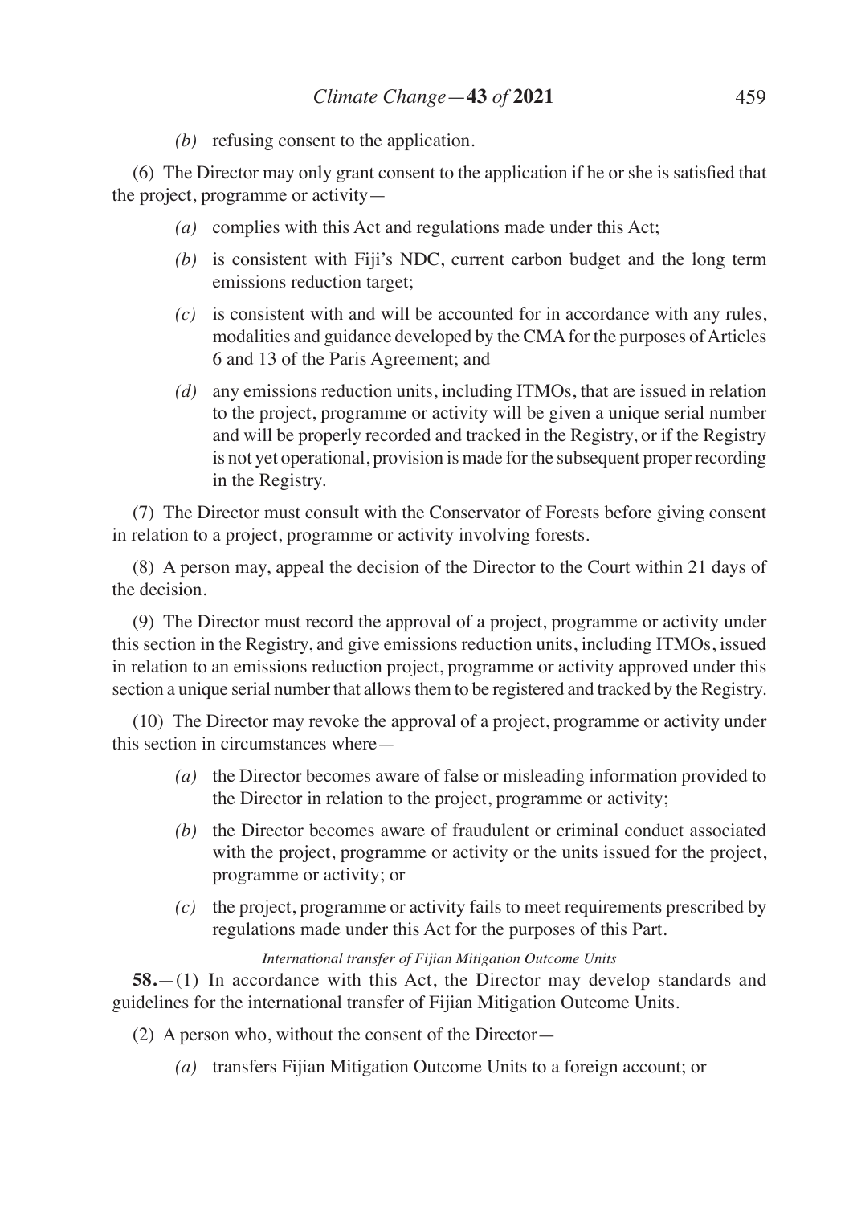*(b)* refusing consent to the application.

(6) The Director may only grant consent to the application if he or she is satisfied that the project, programme or activity—

*(a)* complies with this Act and regulations made under this Act;

*(b)* is consistent with Fiji's NDC, current carbon budget and the long term emissions reduction target;

*(c)* is consistent with and will be accounted for in accordance with any rules, modalities and guidance developed by the CMA for the purposes of Articles 6 and 13 of the Paris Agreement; and

*(d)* any emissions reduction units, including ITMOs, that are issued in relation to the project, programme or activity will be given a unique serial number and will be properly recorded and tracked in the Registry, or if the Registry is not yet operational, provision is made for the subsequent proper recording in the Registry.

(7) The Director must consult with the Conservator of Forests before giving consent in relation to a project, programme or activity involving forests.

(8) A person may, appeal the decision of the Director to the Court within 21 days of the decision.

(9) The Director must record the approval of a project, programme or activity under this section in the Registry, and give emissions reduction units, including ITMOs, issued in relation to an emissions reduction project, programme or activity approved under this section a unique serial number that allows them to be registered and tracked by the Registry.

(10) The Director may revoke the approval of a project, programme or activity under this section in circumstances where—

*(a)* the Director becomes aware of false or misleading information provided to the Director in relation to the project, programme or activity;

*(b)* the Director becomes aware of fraudulent or criminal conduct associated with the project, programme or activity or the units issued for the project, programme or activity; or

*(c)* the project, programme or activity fails to meet requirements prescribed by regulations made under this Act for the purposes of this Part.

*International transfer of Fijian Mitigation Outcome Units*

**58.**—(1) In accordance with this Act, the Director may develop standards and guidelines for the international transfer of Fijian Mitigation Outcome Units.

(2) A person who, without the consent of the Director—

*(a)* transfers Fijian Mitigation Outcome Units to a foreign account; or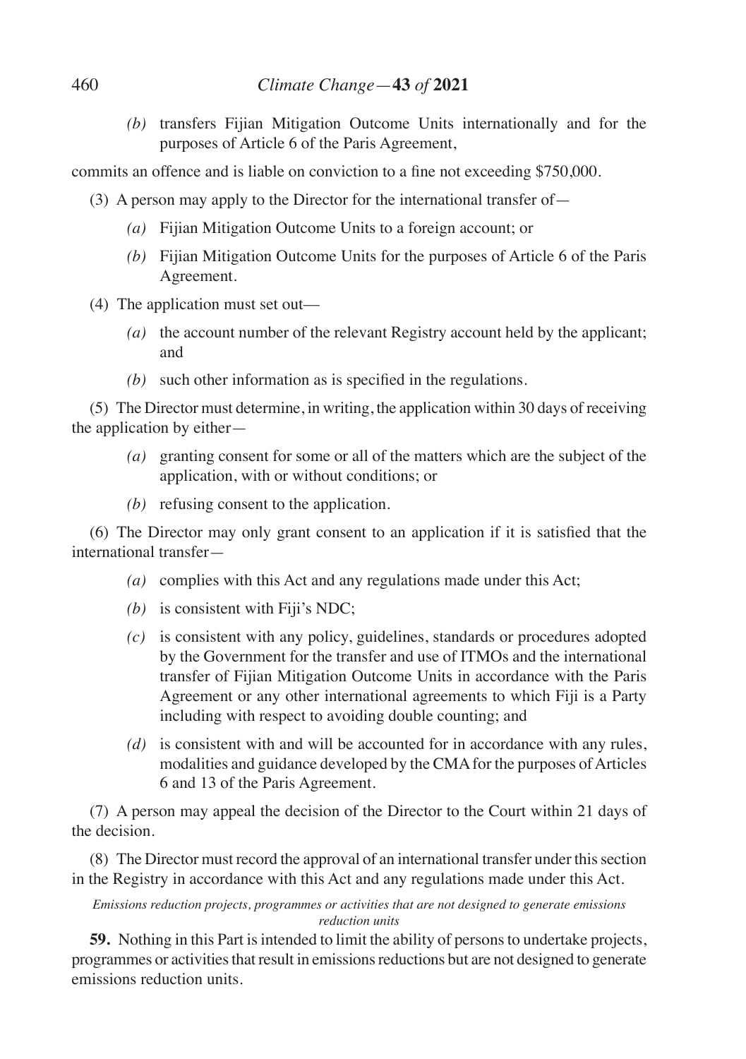*(b)* transfers Fijian Mitigation Outcome Units internationally and for the purposes of Article 6 of the Paris Agreement,

commits an offence and is liable on conviction to a fine not exceeding $750,000.

(3) A person may apply to the Director for the international transfer of—

*(a)* Fijian Mitigation Outcome Units to a foreign account; or

*(b)* Fijian Mitigation Outcome Units for the purposes of Article 6 of the Paris Agreement.

(4) The application must set out—

*(a)* the account number of the relevant Registry account held by the applicant; and

*(b)* such other information as is specified in the regulations.

(5) The Director must determine, in writing, the application within 30 days of receiving the application by either—

*(a)* granting consent for some or all of the matters which are the subject of the application, with or without conditions; or

*(b)* refusing consent to the application.

(6) The Director may only grant consent to an application if it is satisfied that the international transfer—

*(a)* complies with this Act and any regulations made under this Act;

*(b)* is consistent with Fiji's NDC;

*(c)* is consistent with any policy, guidelines, standards or procedures adopted by the Government for the transfer and use of ITMOs and the international transfer of Fijian Mitigation Outcome Units in accordance with the Paris Agreement or any other international agreements to which Fiji is a Party including with respect to avoiding double counting; and

*(d)* is consistent with and will be accounted for in accordance with any rules, modalities and guidance developed by the CMA for the purposes of Articles 6 and 13 of the Paris Agreement.

(7) A person may appeal the decision of the Director to the Court within 21 days of the decision.

(8) The Director must record the approval of an international transfer under this section in the Registry in accordance with this Act and any regulations made under this Act.

*Emissions reduction projects, programmes or activities that are not designed to generate emissions reduction units*

**59.** Nothing in this Part is intended to limit the ability of persons to undertake projects, programmes or activities that result in emissions reductions but are not designed to generate emissions reduction units.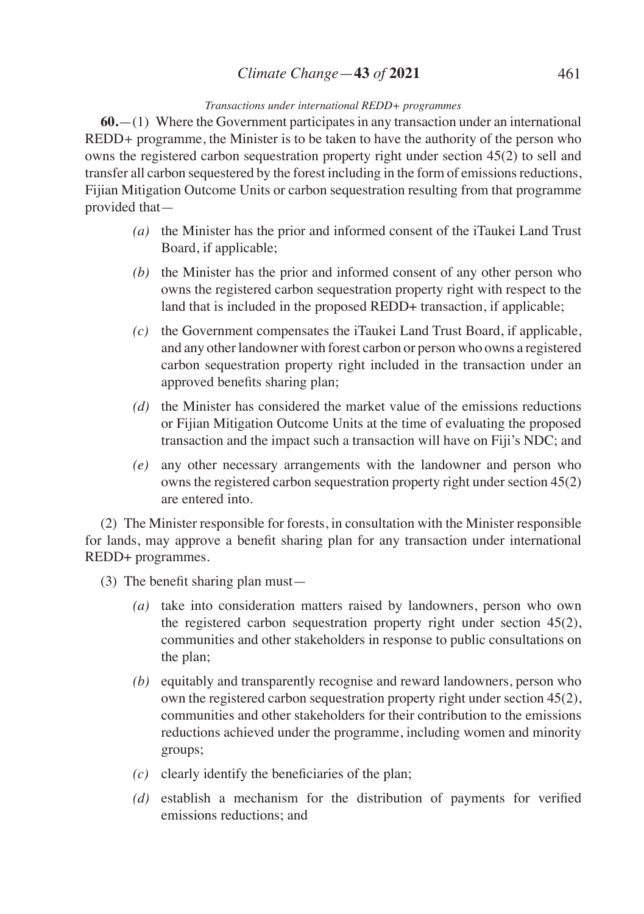*Transactions under international REDD+ programmes*

**60.**—(1) Where the Government participates in any transaction under an international REDD+ programme, the Minister is to be taken to have the authority of the person who owns the registered carbon sequestration property right under section 45(2) to sell and transfer all carbon sequestered by the forest including in the form of emissions reductions, Fijian Mitigation Outcome Units or carbon sequestration resulting from that programme provided that—

*(a)* the Minister has the prior and informed consent of the iTaukei Land Trust Board, if applicable;

*(b)* the Minister has the prior and informed consent of any other person who owns the registered carbon sequestration property right with respect to the land that is included in the proposed REDD+ transaction, if applicable;

*(c)* the Government compensates the iTaukei Land Trust Board, if applicable, and any other landowner with forest carbon or person who owns a registered carbon sequestration property right included in the transaction under an approved benefits sharing plan;

*(d)* the Minister has considered the market value of the emissions reductions or Fijian Mitigation Outcome Units at the time of evaluating the proposed transaction and the impact such a transaction will have on Fiji's NDC; and

*(e)* any other necessary arrangements with the landowner and person who owns the registered carbon sequestration property right under section 45(2) are entered into.

(2) The Minister responsible for forests, in consultation with the Minister responsible for lands, may approve a benefit sharing plan for any transaction under international REDD+ programmes.

(3) The benefit sharing plan must—

*(a)* take into consideration matters raised by landowners, person who own the registered carbon sequestration property right under section 45(2), communities and other stakeholders in response to public consultations on the plan;

*(b)* equitably and transparently recognise and reward landowners, person who own the registered carbon sequestration property right under section 45(2), communities and other stakeholders for their contribution to the emissions reductions achieved under the programme, including women and minority groups;

*(c)* clearly identify the beneficiaries of the plan;

*(d)* establish a mechanism for the distribution of payments for verified emissions reductions; and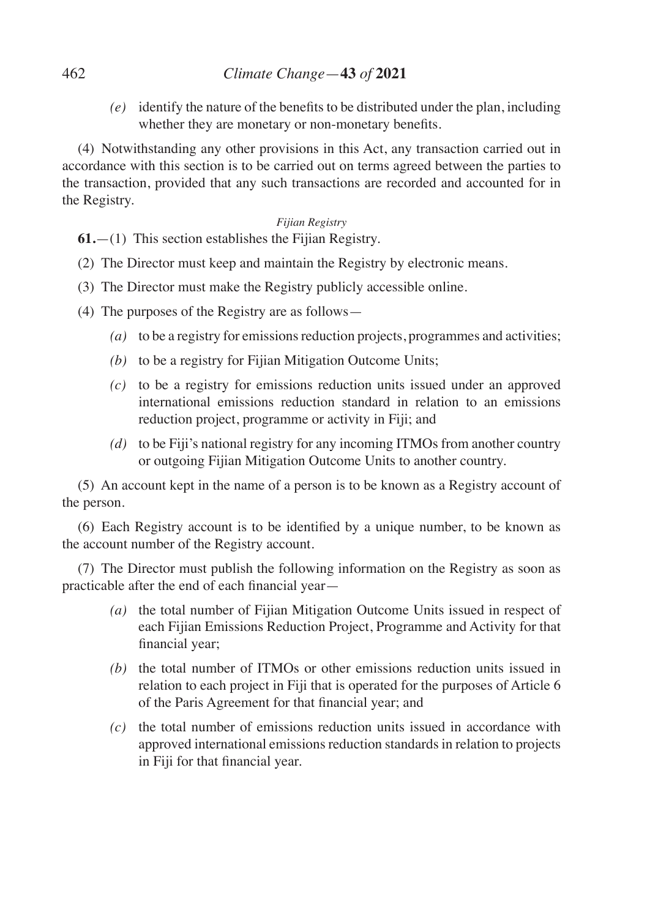*(e)* identify the nature of the benefits to be distributed under the plan, including whether they are monetary or non-monetary benefits.

(4) Notwithstanding any other provisions in this Act, any transaction carried out in accordance with this section is to be carried out on terms agreed between the parties to the transaction, provided that any such transactions are recorded and accounted for in the Registry.

*Fijian Registry*

**61.**—(1) This section establishes the Fijian Registry.

(2) The Director must keep and maintain the Registry by electronic means.

(3) The Director must make the Registry publicly accessible online.

(4) The purposes of the Registry are as follows—

*(a)* to be a registry for emissions reduction projects, programmes and activities;

*(b)* to be a registry for Fijian Mitigation Outcome Units;

*(c)* to be a registry for emissions reduction units issued under an approved international emissions reduction standard in relation to an emissions reduction project, programme or activity in Fiji; and

*(d)* to be Fiji's national registry for any incoming ITMOs from another country or outgoing Fijian Mitigation Outcome Units to another country.

(5) An account kept in the name of a person is to be known as a Registry account of the person.

(6) Each Registry account is to be identified by a unique number, to be known as the account number of the Registry account.

(7) The Director must publish the following information on the Registry as soon as practicable after the end of each financial year—

*(a)* the total number of Fijian Mitigation Outcome Units issued in respect of each Fijian Emissions Reduction Project, Programme and Activity for that financial year;

*(b)* the total number of ITMOs or other emissions reduction units issued in relation to each project in Fiji that is operated for the purposes of Article 6 of the Paris Agreement for that financial year; and

*(c)* the total number of emissions reduction units issued in accordance with approved international emissions reduction standards in relation to projects in Fiji for that financial year.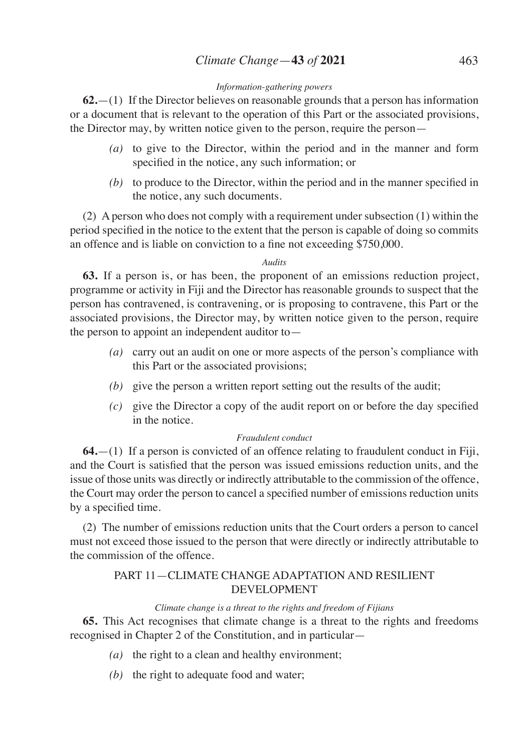*Information-gathering powers*

**62.**—(1) If the Director believes on reasonable grounds that a person has information or a document that is relevant to the operation of this Part or the associated provisions, the Director may, by written notice given to the person, require the person—

- *(a)* to give to the Director, within the period and in the manner and form specified in the notice, any such information; or
- *(b)* to produce to the Director, within the period and in the manner specified in the notice, any such documents.

(2) A person who does not comply with a requirement under subsection (1) within the period specified in the notice to the extent that the person is capable of doing so commits an offence and is liable on conviction to a fine not exceeding $750,000.

*Audits*

**63.** If a person is, or has been, the proponent of an emissions reduction project, programme or activity in Fiji and the Director has reasonable grounds to suspect that the person has contravened, is contravening, or is proposing to contravene, this Part or the associated provisions, the Director may, by written notice given to the person, require the person to appoint an independent auditor to—

- *(a)* carry out an audit on one or more aspects of the person's compliance with this Part or the associated provisions;
- *(b)* give the person a written report setting out the results of the audit;
- *(c)* give the Director a copy of the audit report on or before the day specified in the notice.

*Fraudulent conduct*

**64.**—(1) If a person is convicted of an offence relating to fraudulent conduct in Fiji, and the Court is satisfied that the person was issued emissions reduction units, and the issue of those units was directly or indirectly attributable to the commission of the offence, the Court may order the person to cancel a specified number of emissions reduction units by a specified time.

(2) The number of emissions reduction units that the Court orders a person to cancel must not exceed those issued to the person that were directly or indirectly attributable to the commission of the offence.

## PART 11—CLIMATE CHANGE ADAPTATION AND RESILIENT DEVELOPMENT

*Climate change is a threat to the rights and freedom of Fijians*

**65.** This Act recognises that climate change is a threat to the rights and freedoms recognised in Chapter 2 of the Constitution, and in particular—

- *(a)* the right to a clean and healthy environment;
- *(b)* the right to adequate food and water;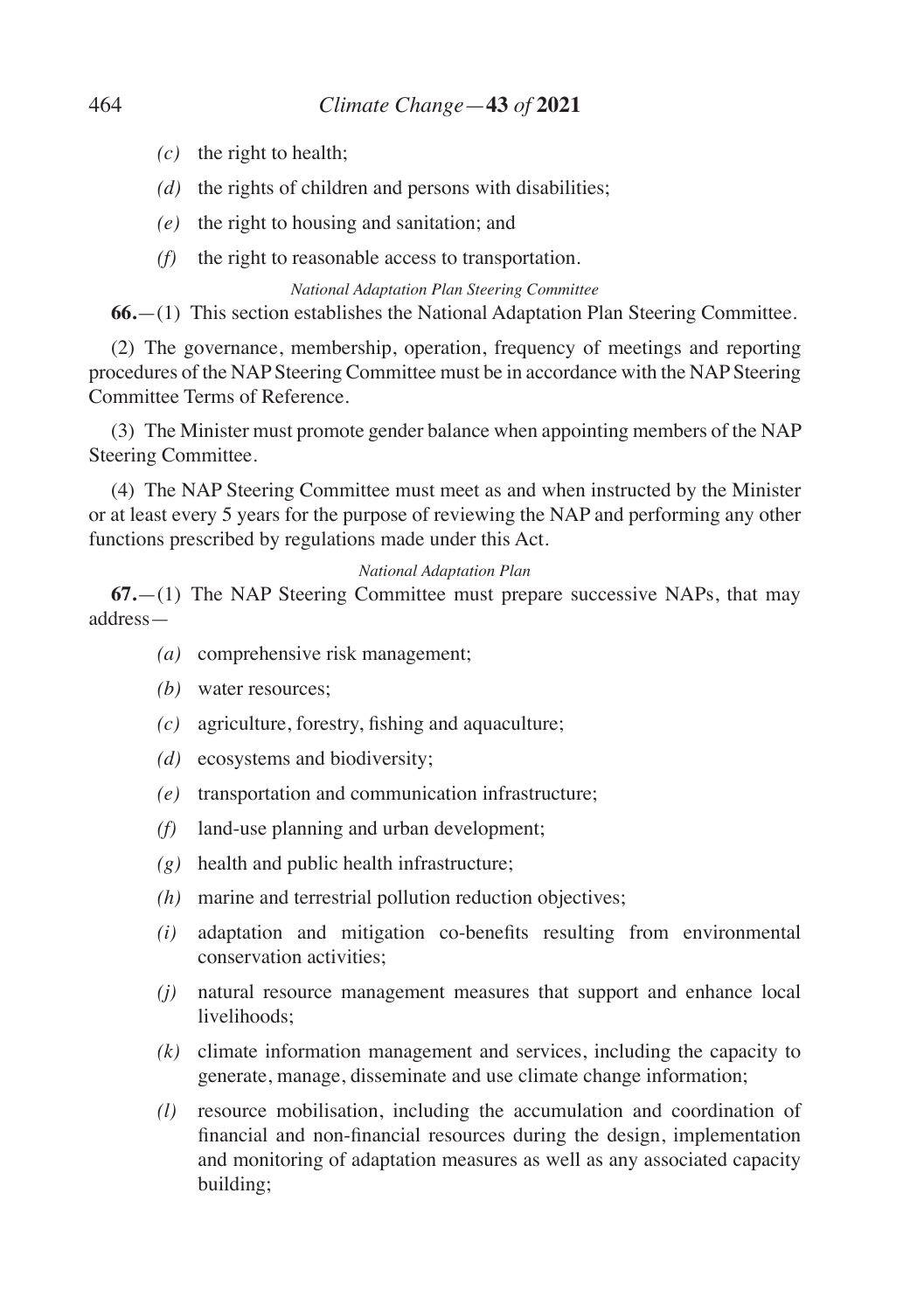*(c)* the right to health;

*(d)* the rights of children and persons with disabilities;

*(e)* the right to housing and sanitation; and

*(f)* the right to reasonable access to transportation.

*National Adaptation Plan Steering Committee*

**66.**—(1) This section establishes the National Adaptation Plan Steering Committee.

(2) The governance, membership, operation, frequency of meetings and reporting procedures of the NAP Steering Committee must be in accordance with the NAP Steering Committee Terms of Reference.

(3) The Minister must promote gender balance when appointing members of the NAP Steering Committee.

(4) The NAP Steering Committee must meet as and when instructed by the Minister or at least every 5 years for the purpose of reviewing the NAP and performing any other functions prescribed by regulations made under this Act.

*National Adaptation Plan*

**67.**—(1) The NAP Steering Committee must prepare successive NAPs, that may address—

*(a)* comprehensive risk management;

*(b)* water resources;

*(c)* agriculture, forestry, fishing and aquaculture;

*(d)* ecosystems and biodiversity;

*(e)* transportation and communication infrastructure;

*(f)* land-use planning and urban development;

*(g)* health and public health infrastructure;

*(h)* marine and terrestrial pollution reduction objectives;

*(i)* adaptation and mitigation co-benefits resulting from environmental conservation activities;

*(j)* natural resource management measures that support and enhance local livelihoods;

*(k)* climate information management and services, including the capacity to generate, manage, disseminate and use climate change information;

*(l)* resource mobilisation, including the accumulation and coordination of financial and non-financial resources during the design, implementation and monitoring of adaptation measures as well as any associated capacity building;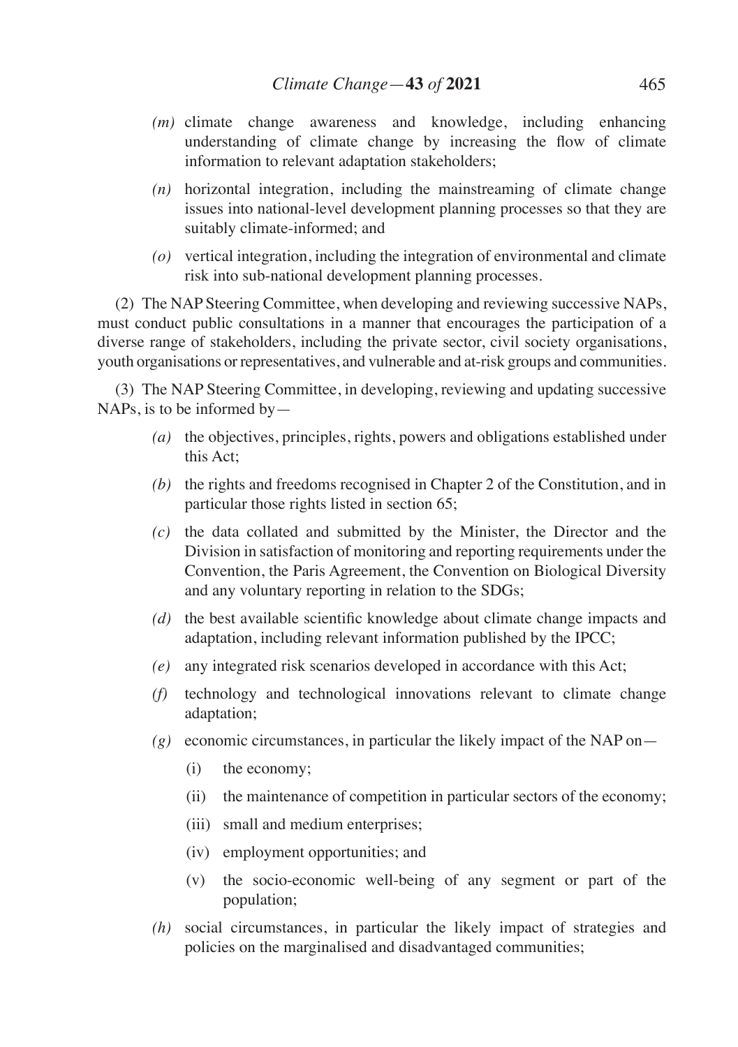- *(m)* climate change awareness and knowledge, including enhancing understanding of climate change by increasing the flow of climate information to relevant adaptation stakeholders;
- *(n)* horizontal integration, including the mainstreaming of climate change issues into national-level development planning processes so that they are suitably climate-informed; and
- *(o)* vertical integration, including the integration of environmental and climate risk into sub-national development planning processes.

(2) The NAP Steering Committee, when developing and reviewing successive NAPs, must conduct public consultations in a manner that encourages the participation of a diverse range of stakeholders, including the private sector, civil society organisations, youth organisations or representatives, and vulnerable and at-risk groups and communities.

(3) The NAP Steering Committee, in developing, reviewing and updating successive NAPs, is to be informed by—

- *(a)* the objectives, principles, rights, powers and obligations established under this Act;
- *(b)* the rights and freedoms recognised in Chapter 2 of the Constitution, and in particular those rights listed in section 65;
- *(c)* the data collated and submitted by the Minister, the Director and the Division in satisfaction of monitoring and reporting requirements under the Convention, the Paris Agreement, the Convention on Biological Diversity and any voluntary reporting in relation to the SDGs;
- *(d)* the best available scientific knowledge about climate change impacts and adaptation, including relevant information published by the IPCC;
- *(e)* any integrated risk scenarios developed in accordance with this Act;
- *(f)* technology and technological innovations relevant to climate change adaptation;
- *(g)* economic circumstances, in particular the likely impact of the NAP on—
  - (i) the economy;
  - (ii) the maintenance of competition in particular sectors of the economy;
  - (iii) small and medium enterprises;
  - (iv) employment opportunities; and
  - (v) the socio-economic well-being of any segment or part of the population;
- *(h)* social circumstances, in particular the likely impact of strategies and policies on the marginalised and disadvantaged communities;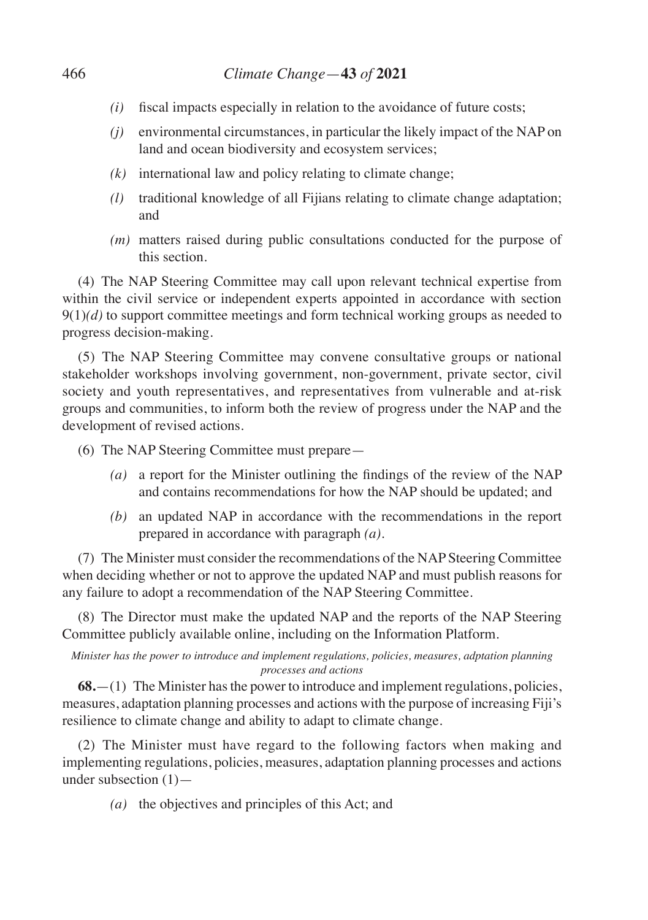- *(i)* fiscal impacts especially in relation to the avoidance of future costs;
- *(j)* environmental circumstances, in particular the likely impact of the NAP on land and ocean biodiversity and ecosystem services;
- *(k)* international law and policy relating to climate change;
- *(l)* traditional knowledge of all Fijians relating to climate change adaptation; and
- *(m)* matters raised during public consultations conducted for the purpose of this section.

(4) The NAP Steering Committee may call upon relevant technical expertise from within the civil service or independent experts appointed in accordance with section 9(1)*(d)* to support committee meetings and form technical working groups as needed to progress decision-making.

(5) The NAP Steering Committee may convene consultative groups or national stakeholder workshops involving government, non-government, private sector, civil society and youth representatives, and representatives from vulnerable and at-risk groups and communities, to inform both the review of progress under the NAP and the development of revised actions.

(6) The NAP Steering Committee must prepare—

- *(a)* a report for the Minister outlining the findings of the review of the NAP and contains recommendations for how the NAP should be updated; and
- *(b)* an updated NAP in accordance with the recommendations in the report prepared in accordance with paragraph *(a)*.

(7) The Minister must consider the recommendations of the NAP Steering Committee when deciding whether or not to approve the updated NAP and must publish reasons for any failure to adopt a recommendation of the NAP Steering Committee.

(8) The Director must make the updated NAP and the reports of the NAP Steering Committee publicly available online, including on the Information Platform.

*Minister has the power to introduce and implement regulations, policies, measures, adptation planning processes and actions*

**68.**—(1) The Minister has the power to introduce and implement regulations, policies, measures, adaptation planning processes and actions with the purpose of increasing Fiji's resilience to climate change and ability to adapt to climate change.

(2) The Minister must have regard to the following factors when making and implementing regulations, policies, measures, adaptation planning processes and actions under subsection (1)—

- *(a)* the objectives and principles of this Act; and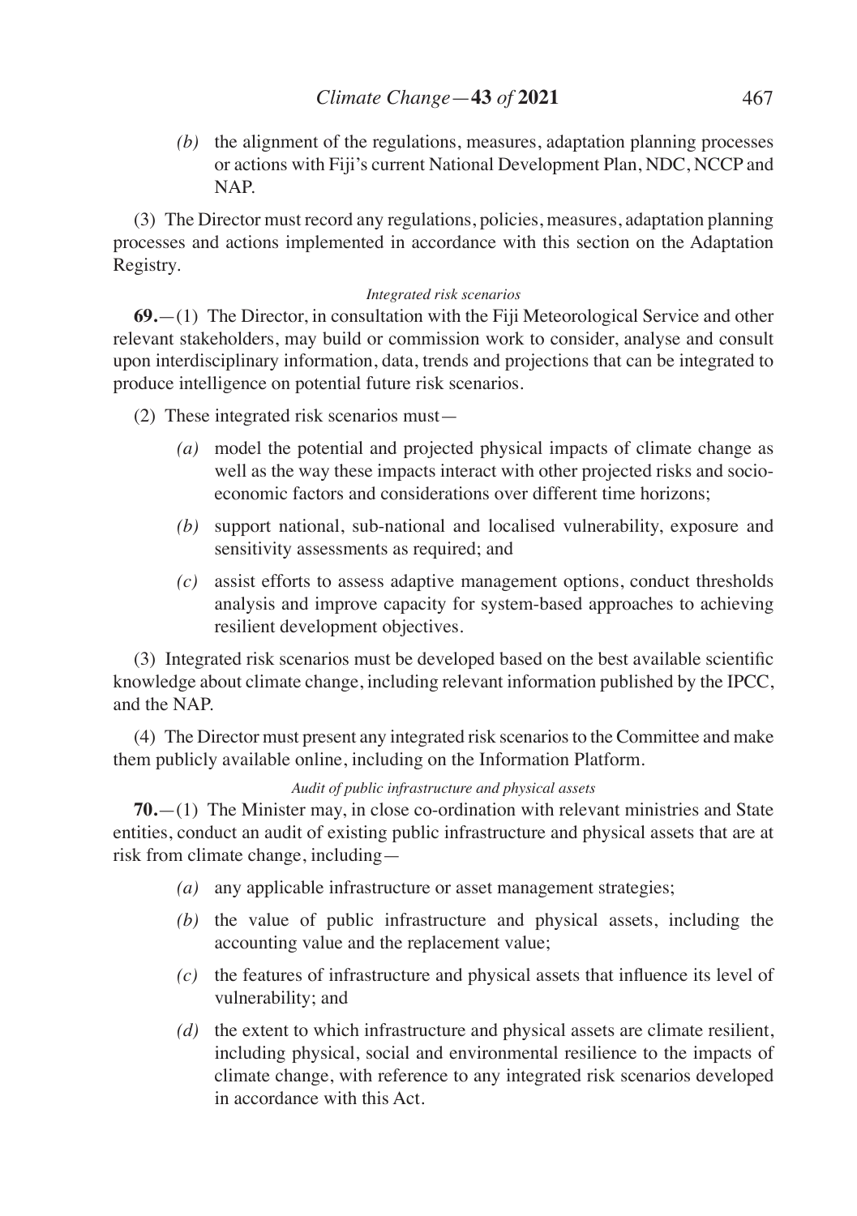*(b)* the alignment of the regulations, measures, adaptation planning processes or actions with Fiji's current National Development Plan, NDC, NCCP and NAP.

(3) The Director must record any regulations, policies, measures, adaptation planning processes and actions implemented in accordance with this section on the Adaptation Registry.

*Integrated risk scenarios*

**69.**—(1) The Director, in consultation with the Fiji Meteorological Service and other relevant stakeholders, may build or commission work to consider, analyse and consult upon interdisciplinary information, data, trends and projections that can be integrated to produce intelligence on potential future risk scenarios.

(2) These integrated risk scenarios must—

*(a)* model the potential and projected physical impacts of climate change as well as the way these impacts interact with other projected risks and socio-economic factors and considerations over different time horizons;

*(b)* support national, sub-national and localised vulnerability, exposure and sensitivity assessments as required; and

*(c)* assist efforts to assess adaptive management options, conduct thresholds analysis and improve capacity for system-based approaches to achieving resilient development objectives.

(3) Integrated risk scenarios must be developed based on the best available scientific knowledge about climate change, including relevant information published by the IPCC, and the NAP.

(4) The Director must present any integrated risk scenarios to the Committee and make them publicly available online, including on the Information Platform.

*Audit of public infrastructure and physical assets*

**70.**—(1) The Minister may, in close co-ordination with relevant ministries and State entities, conduct an audit of existing public infrastructure and physical assets that are at risk from climate change, including—

*(a)* any applicable infrastructure or asset management strategies;

*(b)* the value of public infrastructure and physical assets, including the accounting value and the replacement value;

*(c)* the features of infrastructure and physical assets that influence its level of vulnerability; and

*(d)* the extent to which infrastructure and physical assets are climate resilient, including physical, social and environmental resilience to the impacts of climate change, with reference to any integrated risk scenarios developed in accordance with this Act.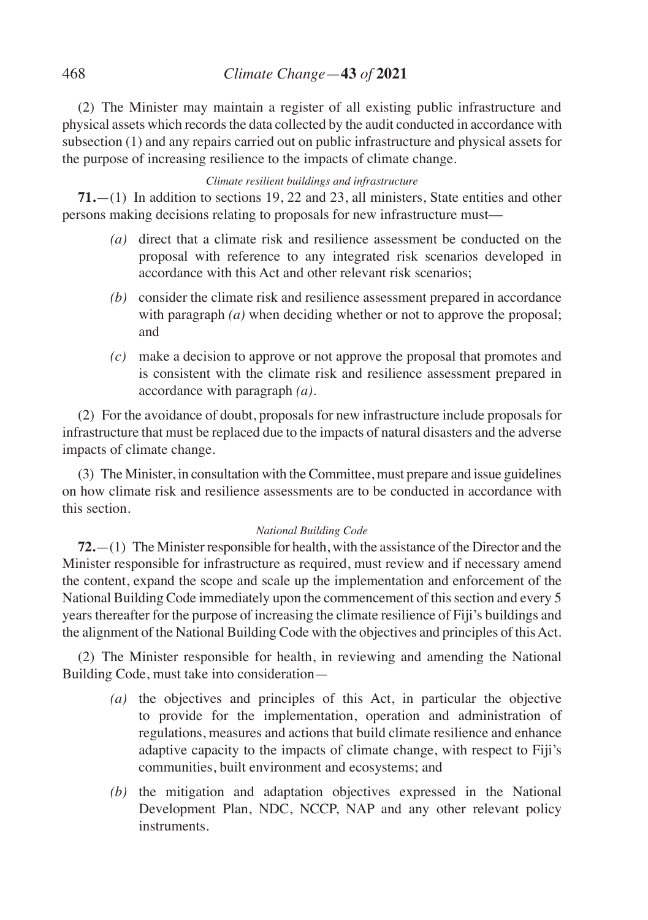(2) The Minister may maintain a register of all existing public infrastructure and physical assets which records the data collected by the audit conducted in accordance with subsection (1) and any repairs carried out on public infrastructure and physical assets for the purpose of increasing resilience to the impacts of climate change.

*Climate resilient buildings and infrastructure*

**71.**—(1) In addition to sections 19, 22 and 23, all ministers, State entities and other persons making decisions relating to proposals for new infrastructure must—

*(a)* direct that a climate risk and resilience assessment be conducted on the proposal with reference to any integrated risk scenarios developed in accordance with this Act and other relevant risk scenarios;

*(b)* consider the climate risk and resilience assessment prepared in accordance with paragraph *(a)* when deciding whether or not to approve the proposal; and

*(c)* make a decision to approve or not approve the proposal that promotes and is consistent with the climate risk and resilience assessment prepared in accordance with paragraph *(a)*.

(2) For the avoidance of doubt, proposals for new infrastructure include proposals for infrastructure that must be replaced due to the impacts of natural disasters and the adverse impacts of climate change.

(3) The Minister, in consultation with the Committee, must prepare and issue guidelines on how climate risk and resilience assessments are to be conducted in accordance with this section.

*National Building Code*

**72.**—(1) The Minister responsible for health, with the assistance of the Director and the Minister responsible for infrastructure as required, must review and if necessary amend the content, expand the scope and scale up the implementation and enforcement of the National Building Code immediately upon the commencement of this section and every 5 years thereafter for the purpose of increasing the climate resilience of Fiji's buildings and the alignment of the National Building Code with the objectives and principles of this Act.

(2) The Minister responsible for health, in reviewing and amending the National Building Code, must take into consideration—

*(a)* the objectives and principles of this Act, in particular the objective to provide for the implementation, operation and administration of regulations, measures and actions that build climate resilience and enhance adaptive capacity to the impacts of climate change, with respect to Fiji's communities, built environment and ecosystems; and

*(b)* the mitigation and adaptation objectives expressed in the National Development Plan, NDC, NCCP, NAP and any other relevant policy instruments.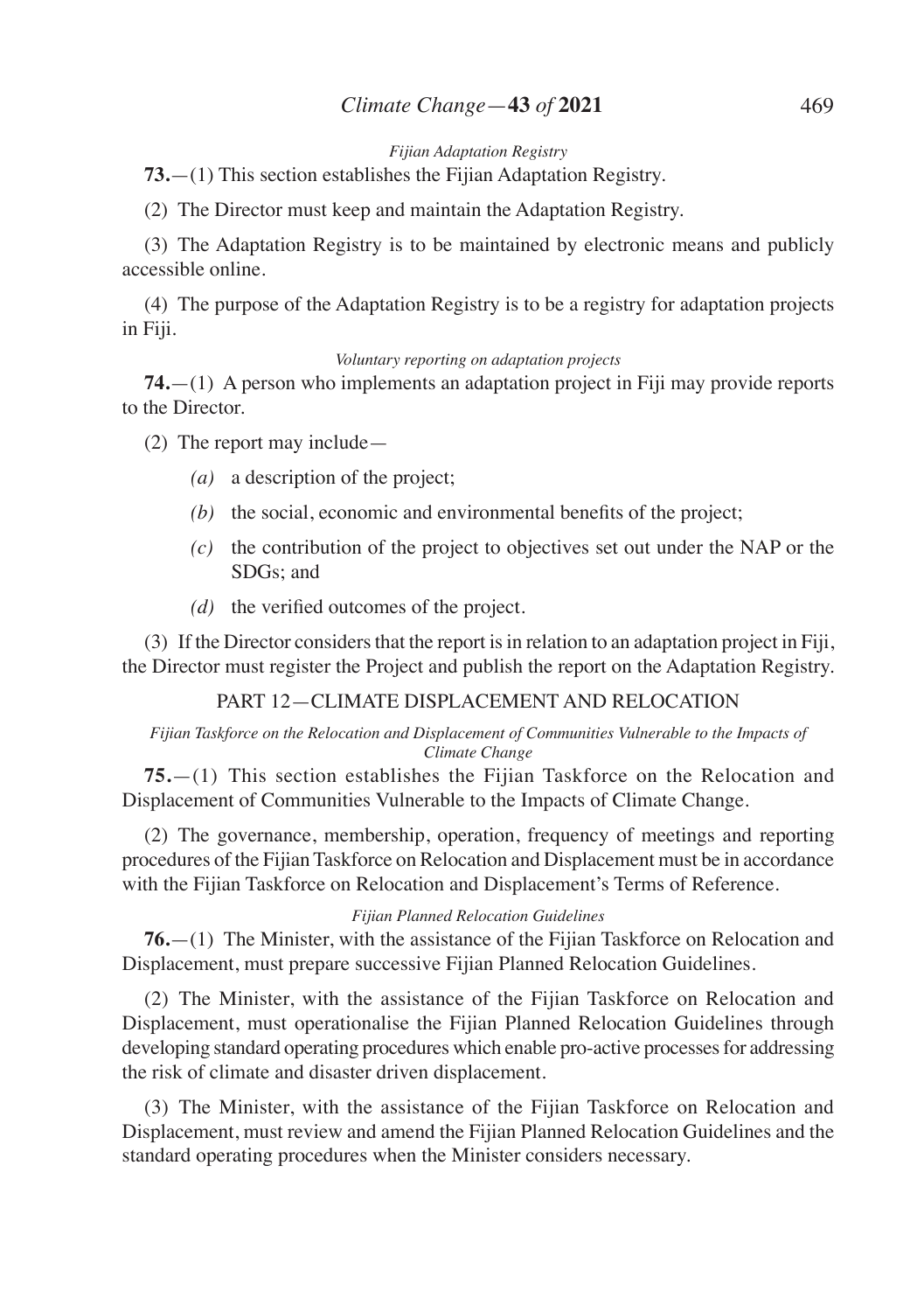*Fijian Adaptation Registry*

**73.**—(1) This section establishes the Fijian Adaptation Registry.

(2) The Director must keep and maintain the Adaptation Registry.

(3) The Adaptation Registry is to be maintained by electronic means and publicly accessible online.

(4) The purpose of the Adaptation Registry is to be a registry for adaptation projects in Fiji.

*Voluntary reporting on adaptation projects*

**74.**—(1) A person who implements an adaptation project in Fiji may provide reports to the Director.

(2) The report may include—

- *(a)* a description of the project;
- *(b)* the social, economic and environmental benefits of the project;
- *(c)* the contribution of the project to objectives set out under the NAP or the SDGs; and
- *(d)* the verified outcomes of the project.

(3) If the Director considers that the report is in relation to an adaptation project in Fiji, the Director must register the Project and publish the report on the Adaptation Registry.

## PART 12—CLIMATE DISPLACEMENT AND RELOCATION

*Fijian Taskforce on the Relocation and Displacement of Communities Vulnerable to the Impacts of Climate Change*

**75.**—(1) This section establishes the Fijian Taskforce on the Relocation and Displacement of Communities Vulnerable to the Impacts of Climate Change.

(2) The governance, membership, operation, frequency of meetings and reporting procedures of the Fijian Taskforce on Relocation and Displacement must be in accordance with the Fijian Taskforce on Relocation and Displacement's Terms of Reference.

*Fijian Planned Relocation Guidelines*

**76.**—(1) The Minister, with the assistance of the Fijian Taskforce on Relocation and Displacement, must prepare successive Fijian Planned Relocation Guidelines.

(2) The Minister, with the assistance of the Fijian Taskforce on Relocation and Displacement, must operationalise the Fijian Planned Relocation Guidelines through developing standard operating procedures which enable pro-active processes for addressing the risk of climate and disaster driven displacement.

(3) The Minister, with the assistance of the Fijian Taskforce on Relocation and Displacement, must review and amend the Fijian Planned Relocation Guidelines and the standard operating procedures when the Minister considers necessary.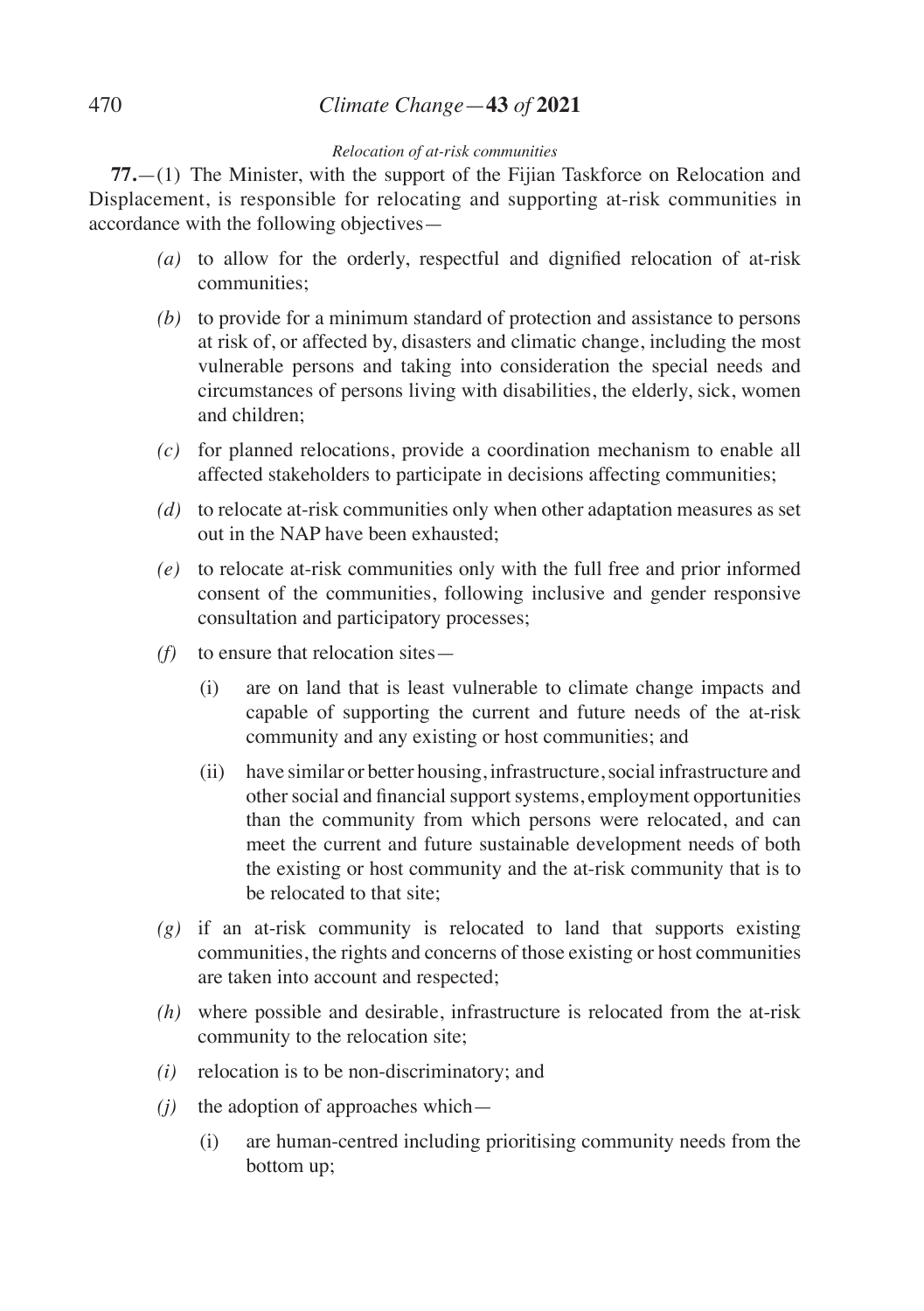*Relocation of at-risk communities*

**77.**—(1) The Minister, with the support of the Fijian Taskforce on Relocation and Displacement, is responsible for relocating and supporting at-risk communities in accordance with the following objectives—

*(a)* to allow for the orderly, respectful and dignified relocation of at-risk communities;

*(b)* to provide for a minimum standard of protection and assistance to persons at risk of, or affected by, disasters and climatic change, including the most vulnerable persons and taking into consideration the special needs and circumstances of persons living with disabilities, the elderly, sick, women and children;

*(c)* for planned relocations, provide a coordination mechanism to enable all affected stakeholders to participate in decisions affecting communities;

*(d)* to relocate at-risk communities only when other adaptation measures as set out in the NAP have been exhausted;

*(e)* to relocate at-risk communities only with the full free and prior informed consent of the communities, following inclusive and gender responsive consultation and participatory processes;

*(f)* to ensure that relocation sites—

(i) are on land that is least vulnerable to climate change impacts and capable of supporting the current and future needs of the at-risk community and any existing or host communities; and

(ii) have similar or better housing, infrastructure, social infrastructure and other social and financial support systems, employment opportunities than the community from which persons were relocated, and can meet the current and future sustainable development needs of both the existing or host community and the at-risk community that is to be relocated to that site;

*(g)* if an at-risk community is relocated to land that supports existing communities, the rights and concerns of those existing or host communities are taken into account and respected;

*(h)* where possible and desirable, infrastructure is relocated from the at-risk community to the relocation site;

*(i)* relocation is to be non-discriminatory; and

*(j)* the adoption of approaches which—

(i) are human-centred including prioritising community needs from the bottom up;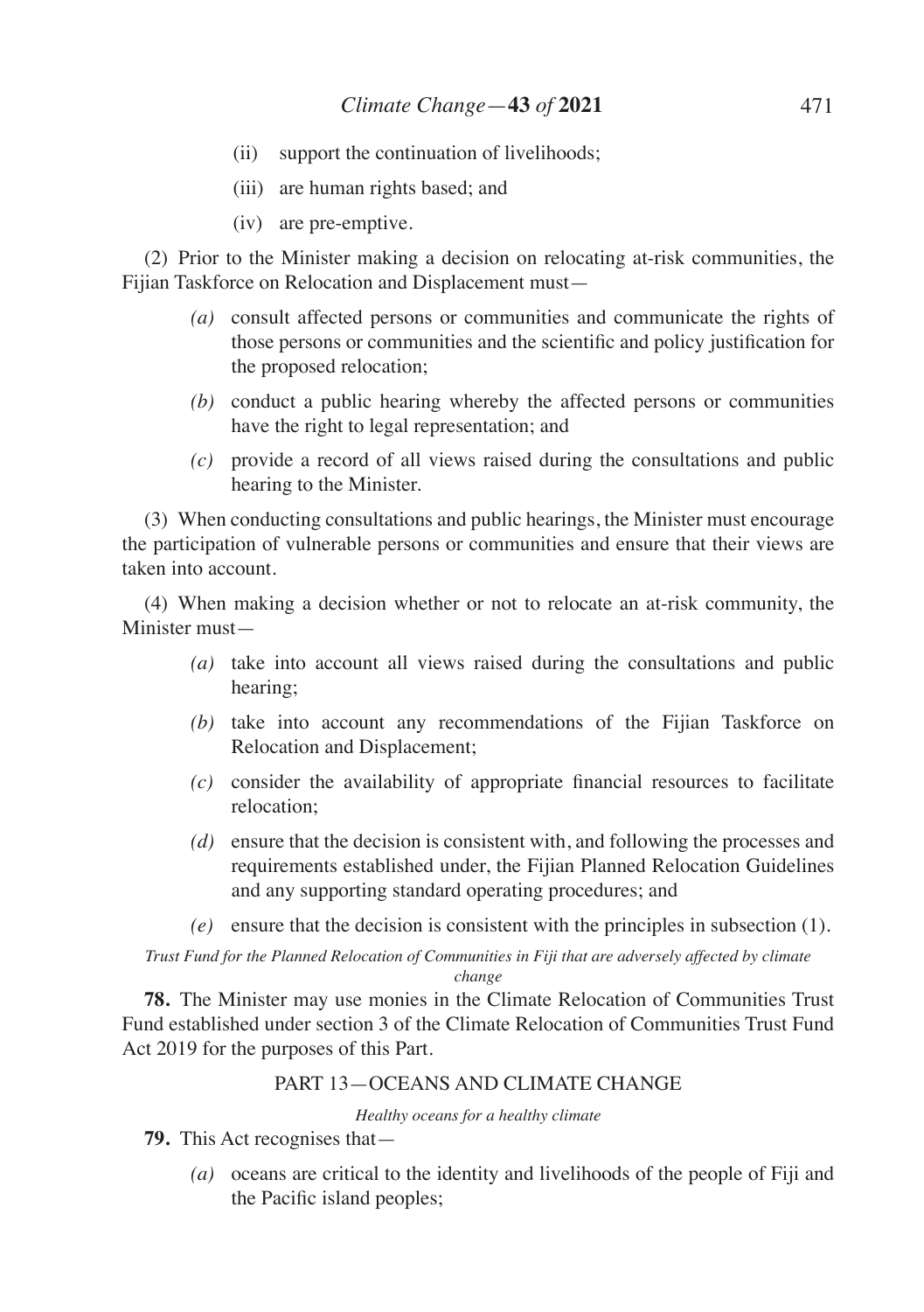(ii) support the continuation of livelihoods;

(iii) are human rights based; and

(iv) are pre-emptive.

(2) Prior to the Minister making a decision on relocating at-risk communities, the Fijian Taskforce on Relocation and Displacement must—

*(a)* consult affected persons or communities and communicate the rights of those persons or communities and the scientific and policy justification for the proposed relocation;

*(b)* conduct a public hearing whereby the affected persons or communities have the right to legal representation; and

*(c)* provide a record of all views raised during the consultations and public hearing to the Minister.

(3) When conducting consultations and public hearings, the Minister must encourage the participation of vulnerable persons or communities and ensure that their views are taken into account.

(4) When making a decision whether or not to relocate an at-risk community, the Minister must—

*(a)* take into account all views raised during the consultations and public hearing;

*(b)* take into account any recommendations of the Fijian Taskforce on Relocation and Displacement;

*(c)* consider the availability of appropriate financial resources to facilitate relocation;

*(d)* ensure that the decision is consistent with, and following the processes and requirements established under, the Fijian Planned Relocation Guidelines and any supporting standard operating procedures; and

*(e)* ensure that the decision is consistent with the principles in subsection (1).

*Trust Fund for the Planned Relocation of Communities in Fiji that are adversely affected by climate change*

**78.** The Minister may use monies in the Climate Relocation of Communities Trust Fund established under section 3 of the Climate Relocation of Communities Trust Fund Act 2019 for the purposes of this Part.

## PART 13—OCEANS AND CLIMATE CHANGE

*Healthy oceans for a healthy climate*

**79.** This Act recognises that—

*(a)* oceans are critical to the identity and livelihoods of the people of Fiji and the Pacific island peoples;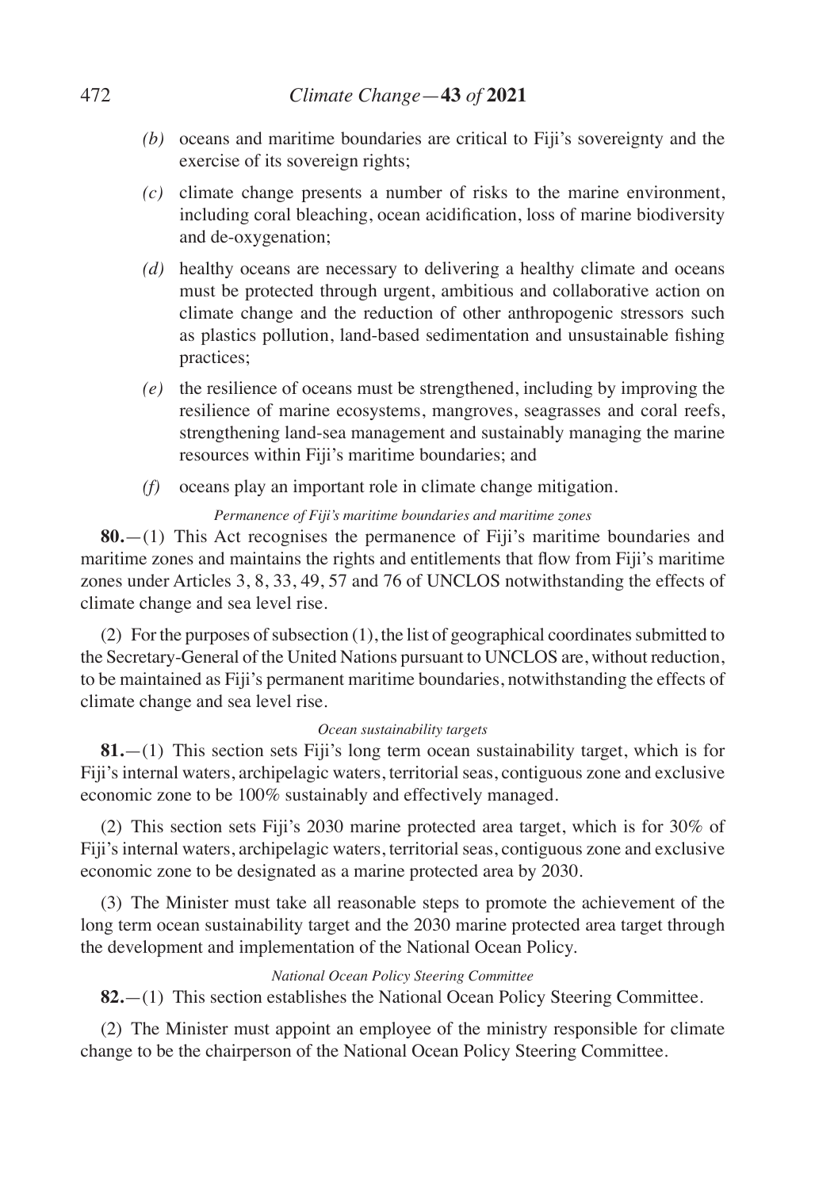*(b)* oceans and maritime boundaries are critical to Fiji's sovereignty and the exercise of its sovereign rights;

*(c)* climate change presents a number of risks to the marine environment, including coral bleaching, ocean acidification, loss of marine biodiversity and de-oxygenation;

*(d)* healthy oceans are necessary to delivering a healthy climate and oceans must be protected through urgent, ambitious and collaborative action on climate change and the reduction of other anthropogenic stressors such as plastics pollution, land-based sedimentation and unsustainable fishing practices;

*(e)* the resilience of oceans must be strengthened, including by improving the resilience of marine ecosystems, mangroves, seagrasses and coral reefs, strengthening land-sea management and sustainably managing the marine resources within Fiji's maritime boundaries; and

*(f)* oceans play an important role in climate change mitigation.

*Permanence of Fiji's maritime boundaries and maritime zones*

**80.**—(1) This Act recognises the permanence of Fiji's maritime boundaries and maritime zones and maintains the rights and entitlements that flow from Fiji's maritime zones under Articles 3, 8, 33, 49, 57 and 76 of UNCLOS notwithstanding the effects of climate change and sea level rise.

(2) For the purposes of subsection (1), the list of geographical coordinates submitted to the Secretary-General of the United Nations pursuant to UNCLOS are, without reduction, to be maintained as Fiji's permanent maritime boundaries, notwithstanding the effects of climate change and sea level rise.

*Ocean sustainability targets*

**81.**—(1) This section sets Fiji's long term ocean sustainability target, which is for Fiji's internal waters, archipelagic waters, territorial seas, contiguous zone and exclusive economic zone to be 100% sustainably and effectively managed.

(2) This section sets Fiji's 2030 marine protected area target, which is for 30% of Fiji's internal waters, archipelagic waters, territorial seas, contiguous zone and exclusive economic zone to be designated as a marine protected area by 2030.

(3) The Minister must take all reasonable steps to promote the achievement of the long term ocean sustainability target and the 2030 marine protected area target through the development and implementation of the National Ocean Policy.

*National Ocean Policy Steering Committee*

**82.**—(1) This section establishes the National Ocean Policy Steering Committee.

(2) The Minister must appoint an employee of the ministry responsible for climate change to be the chairperson of the National Ocean Policy Steering Committee.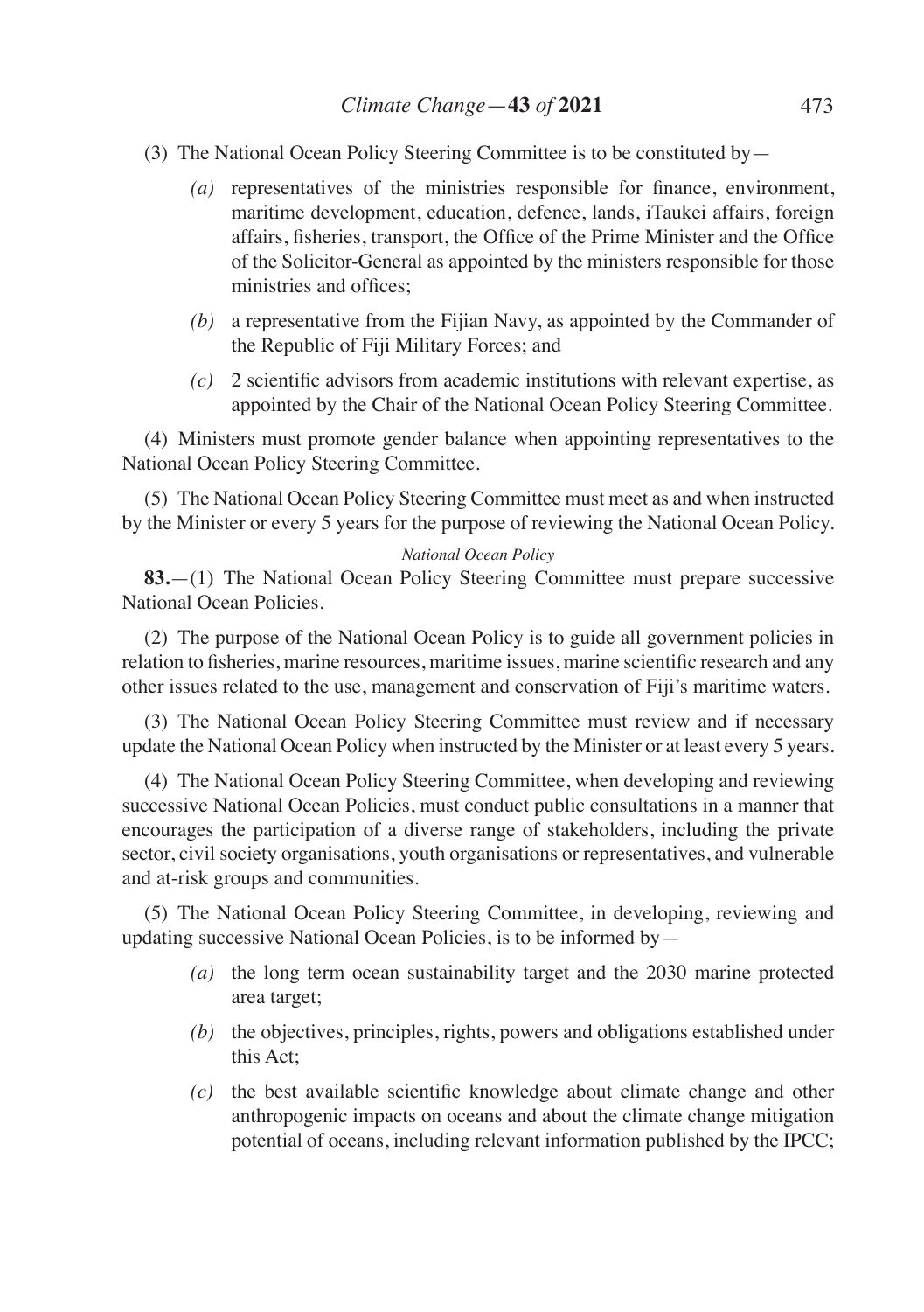(3) The National Ocean Policy Steering Committee is to be constituted by—

*(a)* representatives of the ministries responsible for finance, environment, maritime development, education, defence, lands, iTaukei affairs, foreign affairs, fisheries, transport, the Office of the Prime Minister and the Office of the Solicitor-General as appointed by the ministers responsible for those ministries and offices;

*(b)* a representative from the Fijian Navy, as appointed by the Commander of the Republic of Fiji Military Forces; and

*(c)* 2 scientific advisors from academic institutions with relevant expertise, as appointed by the Chair of the National Ocean Policy Steering Committee.

(4) Ministers must promote gender balance when appointing representatives to the National Ocean Policy Steering Committee.

(5) The National Ocean Policy Steering Committee must meet as and when instructed by the Minister or every 5 years for the purpose of reviewing the National Ocean Policy.

*National Ocean Policy*

**83.**—(1) The National Ocean Policy Steering Committee must prepare successive National Ocean Policies.

(2) The purpose of the National Ocean Policy is to guide all government policies in relation to fisheries, marine resources, maritime issues, marine scientific research and any other issues related to the use, management and conservation of Fiji's maritime waters.

(3) The National Ocean Policy Steering Committee must review and if necessary update the National Ocean Policy when instructed by the Minister or at least every 5 years.

(4) The National Ocean Policy Steering Committee, when developing and reviewing successive National Ocean Policies, must conduct public consultations in a manner that encourages the participation of a diverse range of stakeholders, including the private sector, civil society organisations, youth organisations or representatives, and vulnerable and at-risk groups and communities.

(5) The National Ocean Policy Steering Committee, in developing, reviewing and updating successive National Ocean Policies, is to be informed by—

*(a)* the long term ocean sustainability target and the 2030 marine protected area target;

*(b)* the objectives, principles, rights, powers and obligations established under this Act;

*(c)* the best available scientific knowledge about climate change and other anthropogenic impacts on oceans and about the climate change mitigation potential of oceans, including relevant information published by the IPCC;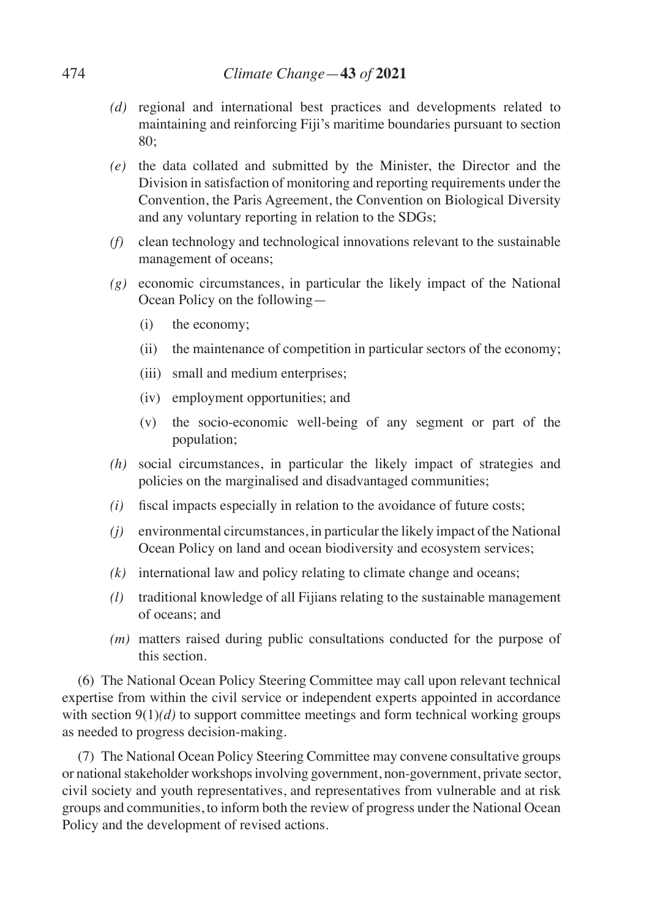*(d)* regional and international best practices and developments related to maintaining and reinforcing Fiji's maritime boundaries pursuant to section 80;

*(e)* the data collated and submitted by the Minister, the Director and the Division in satisfaction of monitoring and reporting requirements under the Convention, the Paris Agreement, the Convention on Biological Diversity and any voluntary reporting in relation to the SDGs;

*(f)* clean technology and technological innovations relevant to the sustainable management of oceans;

*(g)* economic circumstances, in particular the likely impact of the National Ocean Policy on the following—

(i) the economy;

(ii) the maintenance of competition in particular sectors of the economy;

(iii) small and medium enterprises;

(iv) employment opportunities; and

(v) the socio-economic well-being of any segment or part of the population;

*(h)* social circumstances, in particular the likely impact of strategies and policies on the marginalised and disadvantaged communities;

*(i)* fiscal impacts especially in relation to the avoidance of future costs;

*(j)* environmental circumstances, in particular the likely impact of the National Ocean Policy on land and ocean biodiversity and ecosystem services;

*(k)* international law and policy relating to climate change and oceans;

*(l)* traditional knowledge of all Fijians relating to the sustainable management of oceans; and

*(m)* matters raised during public consultations conducted for the purpose of this section.

(6) The National Ocean Policy Steering Committee may call upon relevant technical expertise from within the civil service or independent experts appointed in accordance with section 9(1)*(d)* to support committee meetings and form technical working groups as needed to progress decision-making.

(7) The National Ocean Policy Steering Committee may convene consultative groups or national stakeholder workshops involving government, non-government, private sector, civil society and youth representatives, and representatives from vulnerable and at risk groups and communities, to inform both the review of progress under the National Ocean Policy and the development of revised actions.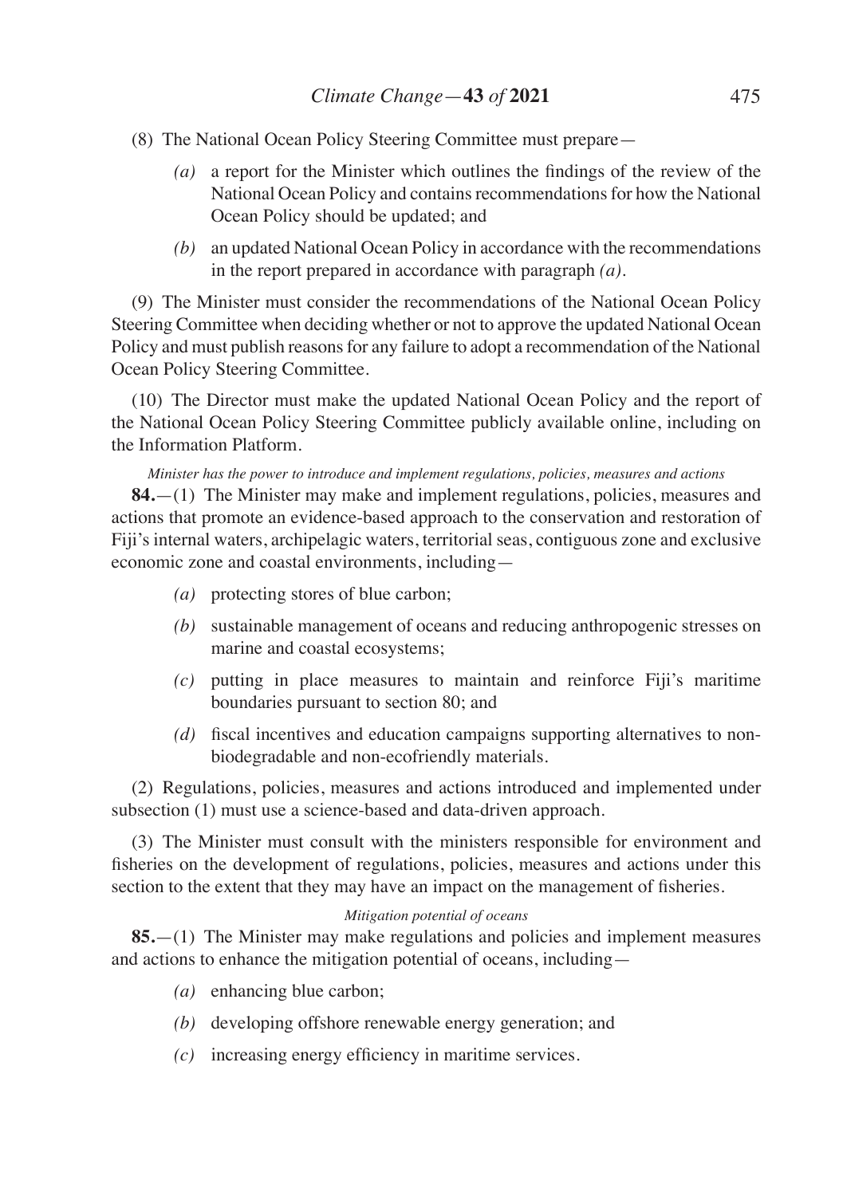(8) The National Ocean Policy Steering Committee must prepare—

*(a)* a report for the Minister which outlines the findings of the review of the National Ocean Policy and contains recommendations for how the National Ocean Policy should be updated; and

*(b)* an updated National Ocean Policy in accordance with the recommendations in the report prepared in accordance with paragraph *(a)*.

(9) The Minister must consider the recommendations of the National Ocean Policy Steering Committee when deciding whether or not to approve the updated National Ocean Policy and must publish reasons for any failure to adopt a recommendation of the National Ocean Policy Steering Committee.

(10) The Director must make the updated National Ocean Policy and the report of the National Ocean Policy Steering Committee publicly available online, including on the Information Platform.

*Minister has the power to introduce and implement regulations, policies, measures and actions*

**84.**—(1) The Minister may make and implement regulations, policies, measures and actions that promote an evidence-based approach to the conservation and restoration of Fiji's internal waters, archipelagic waters, territorial seas, contiguous zone and exclusive economic zone and coastal environments, including—

*(a)* protecting stores of blue carbon;

*(b)* sustainable management of oceans and reducing anthropogenic stresses on marine and coastal ecosystems;

*(c)* putting in place measures to maintain and reinforce Fiji's maritime boundaries pursuant to section 80; and

*(d)* fiscal incentives and education campaigns supporting alternatives to non-biodegradable and non-ecofriendly materials.

(2) Regulations, policies, measures and actions introduced and implemented under subsection (1) must use a science-based and data-driven approach.

(3) The Minister must consult with the ministers responsible for environment and fisheries on the development of regulations, policies, measures and actions under this section to the extent that they may have an impact on the management of fisheries.

*Mitigation potential of oceans*

**85.**—(1) The Minister may make regulations and policies and implement measures and actions to enhance the mitigation potential of oceans, including—

*(a)* enhancing blue carbon;

*(b)* developing offshore renewable energy generation; and

*(c)* increasing energy efficiency in maritime services.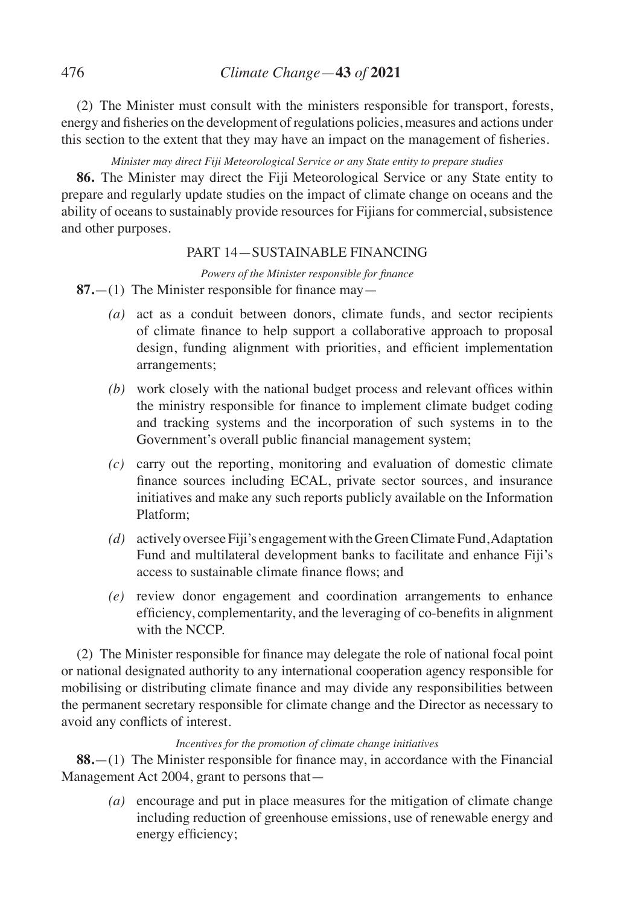(2) The Minister must consult with the ministers responsible for transport, forests, energy and fisheries on the development of regulations policies, measures and actions under this section to the extent that they may have an impact on the management of fisheries.

*Minister may direct Fiji Meteorological Service or any State entity to prepare studies*

**86.** The Minister may direct the Fiji Meteorological Service or any State entity to prepare and regularly update studies on the impact of climate change on oceans and the ability of oceans to sustainably provide resources for Fijians for commercial, subsistence and other purposes.

## PART 14—SUSTAINABLE FINANCING

*Powers of the Minister responsible for finance*

**87.**—(1) The Minister responsible for finance may—

*(a)* act as a conduit between donors, climate funds, and sector recipients of climate finance to help support a collaborative approach to proposal design, funding alignment with priorities, and efficient implementation arrangements;

*(b)* work closely with the national budget process and relevant offices within the ministry responsible for finance to implement climate budget coding and tracking systems and the incorporation of such systems in to the Government's overall public financial management system;

*(c)* carry out the reporting, monitoring and evaluation of domestic climate finance sources including ECAL, private sector sources, and insurance initiatives and make any such reports publicly available on the Information Platform;

*(d)* actively oversee Fiji's engagement with the Green Climate Fund, Adaptation Fund and multilateral development banks to facilitate and enhance Fiji's access to sustainable climate finance flows; and

*(e)* review donor engagement and coordination arrangements to enhance efficiency, complementarity, and the leveraging of co-benefits in alignment with the NCCP.

(2) The Minister responsible for finance may delegate the role of national focal point or national designated authority to any international cooperation agency responsible for mobilising or distributing climate finance and may divide any responsibilities between the permanent secretary responsible for climate change and the Director as necessary to avoid any conflicts of interest.

*Incentives for the promotion of climate change initiatives*

**88.**—(1) The Minister responsible for finance may, in accordance with the Financial Management Act 2004, grant to persons that—

*(a)* encourage and put in place measures for the mitigation of climate change including reduction of greenhouse emissions, use of renewable energy and energy efficiency;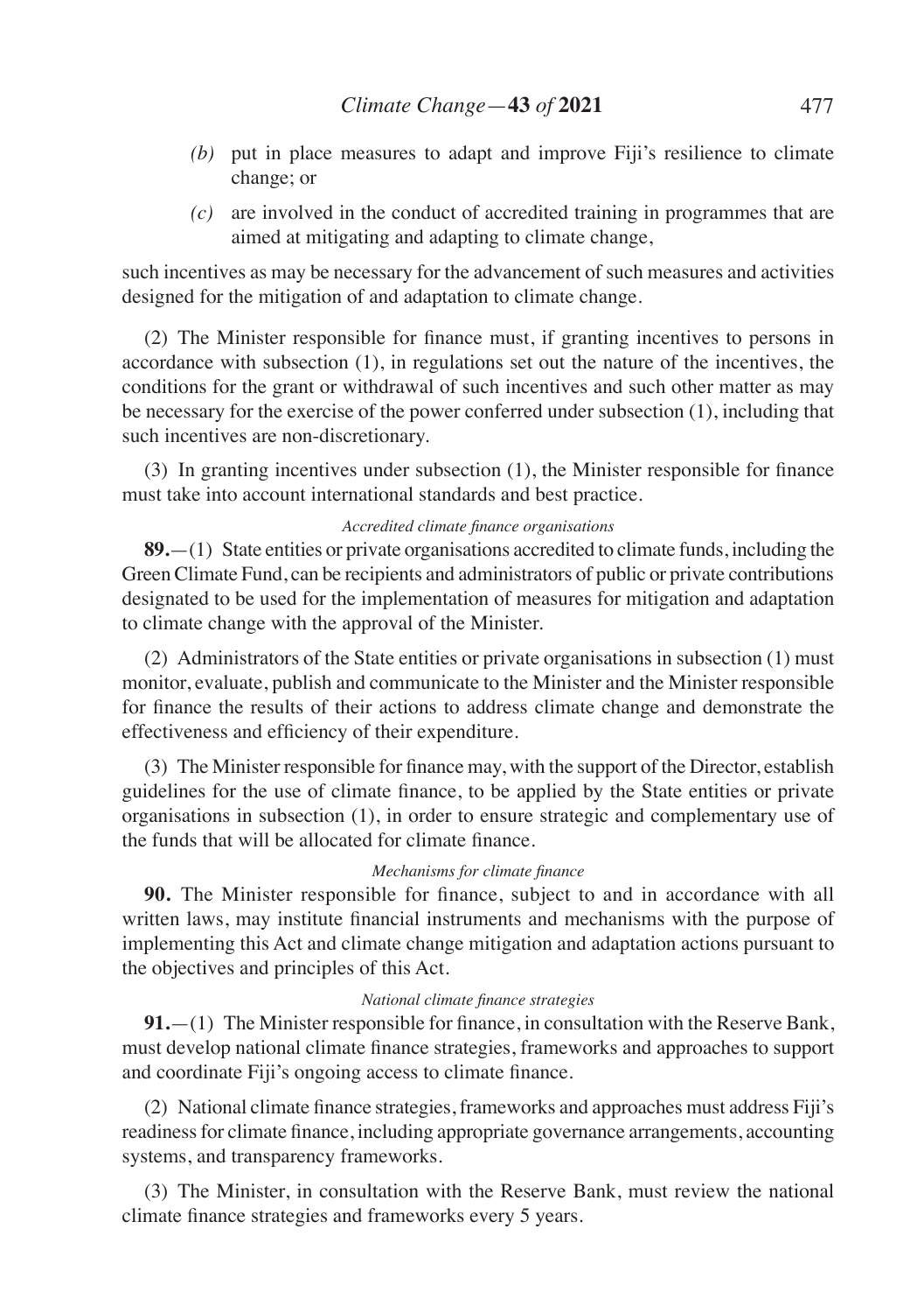*(b)* put in place measures to adapt and improve Fiji's resilience to climate change; or

*(c)* are involved in the conduct of accredited training in programmes that are aimed at mitigating and adapting to climate change,

such incentives as may be necessary for the advancement of such measures and activities designed for the mitigation of and adaptation to climate change.

(2) The Minister responsible for finance must, if granting incentives to persons in accordance with subsection (1), in regulations set out the nature of the incentives, the conditions for the grant or withdrawal of such incentives and such other matter as may be necessary for the exercise of the power conferred under subsection (1), including that such incentives are non-discretionary.

(3) In granting incentives under subsection (1), the Minister responsible for finance must take into account international standards and best practice.

*Accredited climate finance organisations*

**89.**—(1) State entities or private organisations accredited to climate funds, including the Green Climate Fund, can be recipients and administrators of public or private contributions designated to be used for the implementation of measures for mitigation and adaptation to climate change with the approval of the Minister.

(2) Administrators of the State entities or private organisations in subsection (1) must monitor, evaluate, publish and communicate to the Minister and the Minister responsible for finance the results of their actions to address climate change and demonstrate the effectiveness and efficiency of their expenditure.

(3) The Minister responsible for finance may, with the support of the Director, establish guidelines for the use of climate finance, to be applied by the State entities or private organisations in subsection (1), in order to ensure strategic and complementary use of the funds that will be allocated for climate finance.

*Mechanisms for climate finance*

**90.** The Minister responsible for finance, subject to and in accordance with all written laws, may institute financial instruments and mechanisms with the purpose of implementing this Act and climate change mitigation and adaptation actions pursuant to the objectives and principles of this Act.

*National climate finance strategies*

**91.**—(1) The Minister responsible for finance, in consultation with the Reserve Bank, must develop national climate finance strategies, frameworks and approaches to support and coordinate Fiji's ongoing access to climate finance.

(2) National climate finance strategies, frameworks and approaches must address Fiji's readiness for climate finance, including appropriate governance arrangements, accounting systems, and transparency frameworks.

(3) The Minister, in consultation with the Reserve Bank, must review the national climate finance strategies and frameworks every 5 years.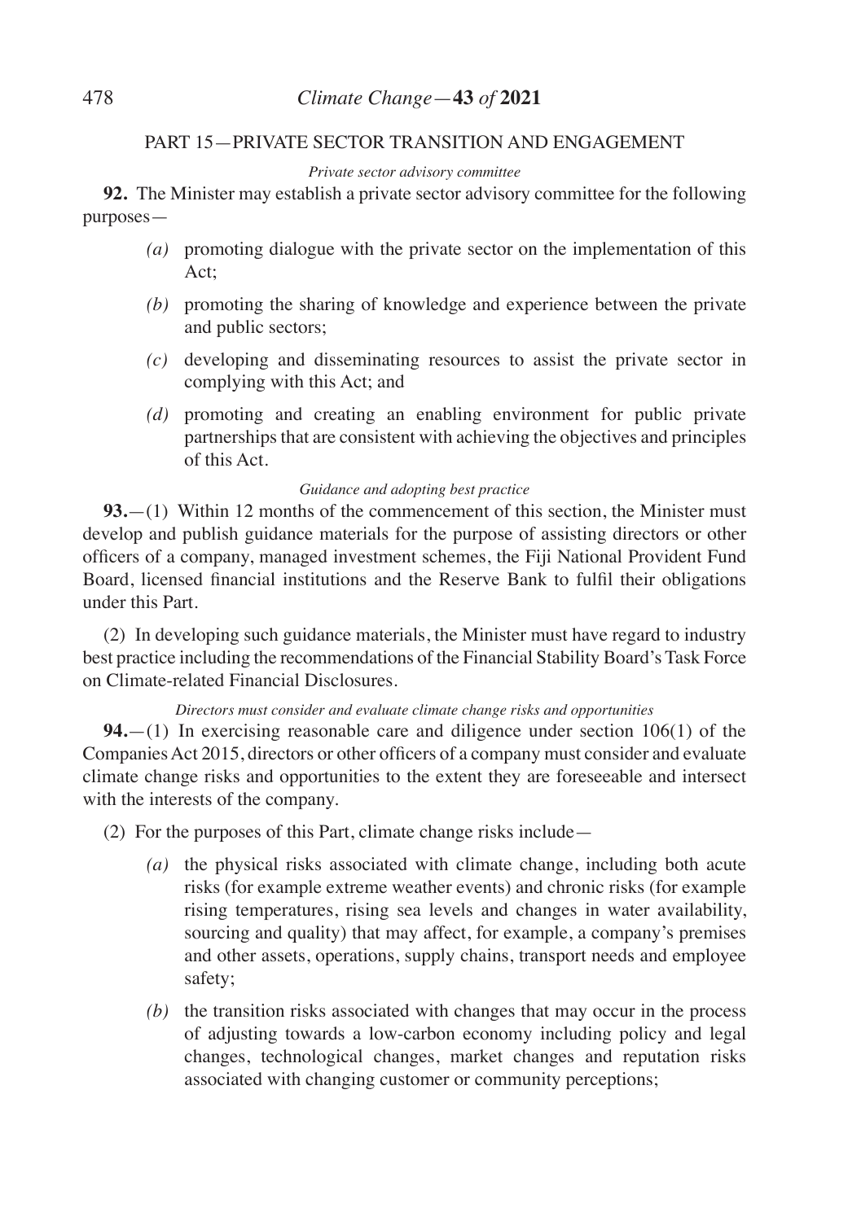## PART 15—PRIVATE SECTOR TRANSITION AND ENGAGEMENT

*Private sector advisory committee*

**92.** The Minister may establish a private sector advisory committee for the following purposes—

*(a)* promoting dialogue with the private sector on the implementation of this Act;

*(b)* promoting the sharing of knowledge and experience between the private and public sectors;

*(c)* developing and disseminating resources to assist the private sector in complying with this Act; and

*(d)* promoting and creating an enabling environment for public private partnerships that are consistent with achieving the objectives and principles of this Act.

*Guidance and adopting best practice*

**93.**—(1) Within 12 months of the commencement of this section, the Minister must develop and publish guidance materials for the purpose of assisting directors or other officers of a company, managed investment schemes, the Fiji National Provident Fund Board, licensed financial institutions and the Reserve Bank to fulfil their obligations under this Part.

(2) In developing such guidance materials, the Minister must have regard to industry best practice including the recommendations of the Financial Stability Board's Task Force on Climate-related Financial Disclosures.

*Directors must consider and evaluate climate change risks and opportunities*

**94.**—(1) In exercising reasonable care and diligence under section 106(1) of the Companies Act 2015, directors or other officers of a company must consider and evaluate climate change risks and opportunities to the extent they are foreseeable and intersect with the interests of the company.

(2) For the purposes of this Part, climate change risks include—

*(a)* the physical risks associated with climate change, including both acute risks (for example extreme weather events) and chronic risks (for example rising temperatures, rising sea levels and changes in water availability, sourcing and quality) that may affect, for example, a company's premises and other assets, operations, supply chains, transport needs and employee safety;

*(b)* the transition risks associated with changes that may occur in the process of adjusting towards a low-carbon economy including policy and legal changes, technological changes, market changes and reputation risks associated with changing customer or community perceptions;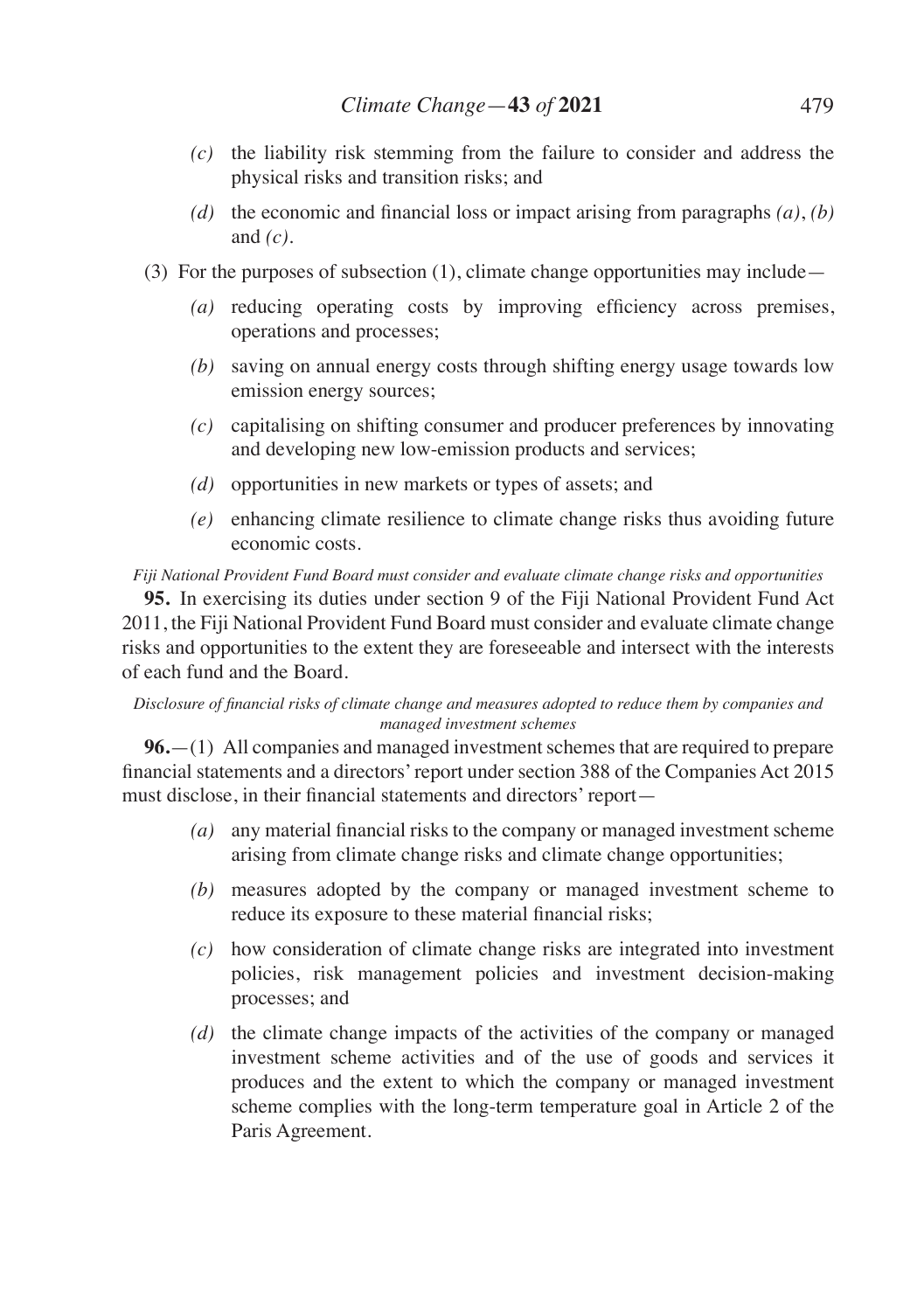- *(c)* the liability risk stemming from the failure to consider and address the physical risks and transition risks; and
- *(d)* the economic and financial loss or impact arising from paragraphs *(a)*, *(b)* and *(c)*.

(3) For the purposes of subsection (1), climate change opportunities may include—

- *(a)* reducing operating costs by improving efficiency across premises, operations and processes;
- *(b)* saving on annual energy costs through shifting energy usage towards low emission energy sources;
- *(c)* capitalising on shifting consumer and producer preferences by innovating and developing new low-emission products and services;
- *(d)* opportunities in new markets or types of assets; and
- *(e)* enhancing climate resilience to climate change risks thus avoiding future economic costs.

*Fiji National Provident Fund Board must consider and evaluate climate change risks and opportunities*

**95.** In exercising its duties under section 9 of the Fiji National Provident Fund Act 2011, the Fiji National Provident Fund Board must consider and evaluate climate change risks and opportunities to the extent they are foreseeable and intersect with the interests of each fund and the Board.

*Disclosure of financial risks of climate change and measures adopted to reduce them by companies and managed investment schemes*

**96.**—(1) All companies and managed investment schemes that are required to prepare financial statements and a directors' report under section 388 of the Companies Act 2015 must disclose, in their financial statements and directors' report—

- *(a)* any material financial risks to the company or managed investment scheme arising from climate change risks and climate change opportunities;
- *(b)* measures adopted by the company or managed investment scheme to reduce its exposure to these material financial risks;
- *(c)* how consideration of climate change risks are integrated into investment policies, risk management policies and investment decision-making processes; and
- *(d)* the climate change impacts of the activities of the company or managed investment scheme activities and of the use of goods and services it produces and the extent to which the company or managed investment scheme complies with the long-term temperature goal in Article 2 of the Paris Agreement.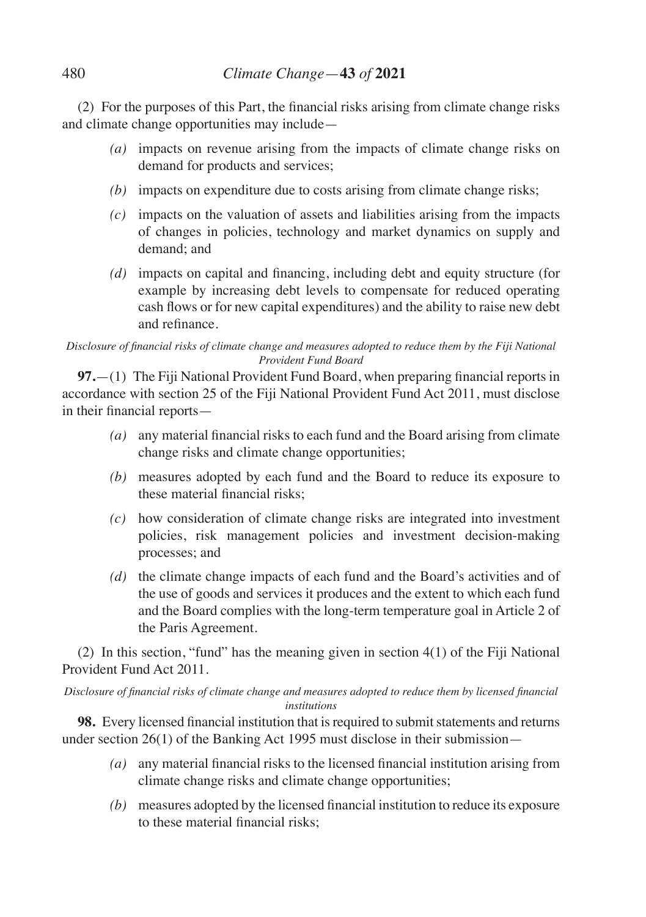(2) For the purposes of this Part, the financial risks arising from climate change risks and climate change opportunities may include—

- *(a)* impacts on revenue arising from the impacts of climate change risks on demand for products and services;
- *(b)* impacts on expenditure due to costs arising from climate change risks;
- *(c)* impacts on the valuation of assets and liabilities arising from the impacts of changes in policies, technology and market dynamics on supply and demand; and
- *(d)* impacts on capital and financing, including debt and equity structure (for example by increasing debt levels to compensate for reduced operating cash flows or for new capital expenditures) and the ability to raise new debt and refinance.

*Disclosure of financial risks of climate change and measures adopted to reduce them by the Fiji National Provident Fund Board*

**97.**—(1) The Fiji National Provident Fund Board, when preparing financial reports in accordance with section 25 of the Fiji National Provident Fund Act 2011, must disclose in their financial reports—

- *(a)* any material financial risks to each fund and the Board arising from climate change risks and climate change opportunities;
- *(b)* measures adopted by each fund and the Board to reduce its exposure to these material financial risks;
- *(c)* how consideration of climate change risks are integrated into investment policies, risk management policies and investment decision-making processes; and
- *(d)* the climate change impacts of each fund and the Board's activities and of the use of goods and services it produces and the extent to which each fund and the Board complies with the long-term temperature goal in Article 2 of the Paris Agreement.

(2) In this section, "fund" has the meaning given in section 4(1) of the Fiji National Provident Fund Act 2011.

*Disclosure of financial risks of climate change and measures adopted to reduce them by licensed financial institutions*

**98.** Every licensed financial institution that is required to submit statements and returns under section 26(1) of the Banking Act 1995 must disclose in their submission—

- *(a)* any material financial risks to the licensed financial institution arising from climate change risks and climate change opportunities;
- *(b)* measures adopted by the licensed financial institution to reduce its exposure to these material financial risks;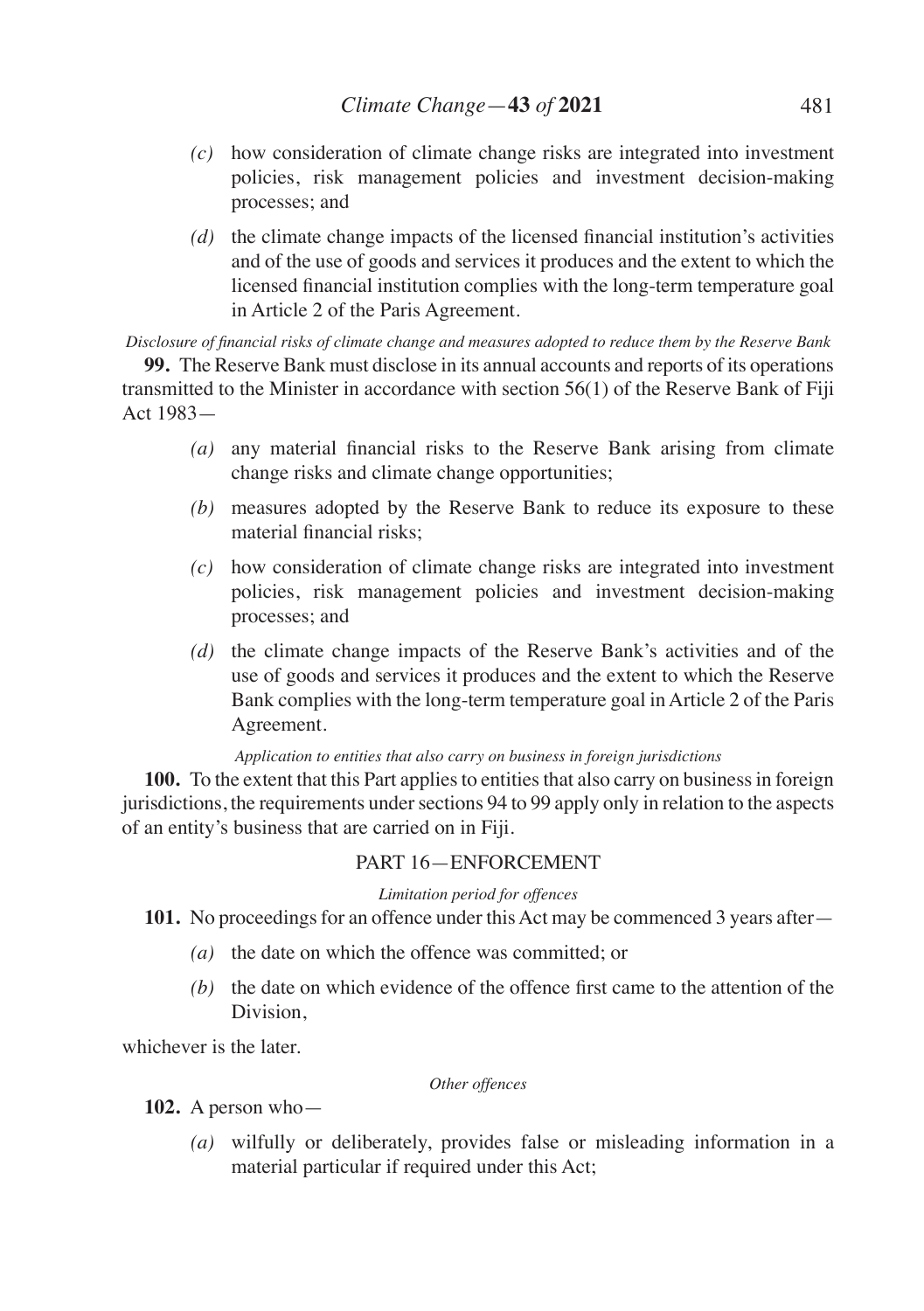- *(c)* how consideration of climate change risks are integrated into investment policies, risk management policies and investment decision-making processes; and
- *(d)* the climate change impacts of the licensed financial institution's activities and of the use of goods and services it produces and the extent to which the licensed financial institution complies with the long-term temperature goal in Article 2 of the Paris Agreement.

*Disclosure of financial risks of climate change and measures adopted to reduce them by the Reserve Bank*

**99.** The Reserve Bank must disclose in its annual accounts and reports of its operations transmitted to the Minister in accordance with section 56(1) of the Reserve Bank of Fiji Act 1983—

- *(a)* any material financial risks to the Reserve Bank arising from climate change risks and climate change opportunities;
- *(b)* measures adopted by the Reserve Bank to reduce its exposure to these material financial risks;
- *(c)* how consideration of climate change risks are integrated into investment policies, risk management policies and investment decision-making processes; and
- *(d)* the climate change impacts of the Reserve Bank's activities and of the use of goods and services it produces and the extent to which the Reserve Bank complies with the long-term temperature goal in Article 2 of the Paris Agreement.

*Application to entities that also carry on business in foreign jurisdictions*

**100.** To the extent that this Part applies to entities that also carry on business in foreign jurisdictions, the requirements under sections 94 to 99 apply only in relation to the aspects of an entity's business that are carried on in Fiji.

## PART 16—ENFORCEMENT

*Limitation period for offences*

**101.** No proceedings for an offence under this Act may be commenced 3 years after—

- *(a)* the date on which the offence was committed; or
- *(b)* the date on which evidence of the offence first came to the attention of the Division,

whichever is the later.

*Other offences*

**102.** A person who—

- *(a)* wilfully or deliberately, provides false or misleading information in a material particular if required under this Act;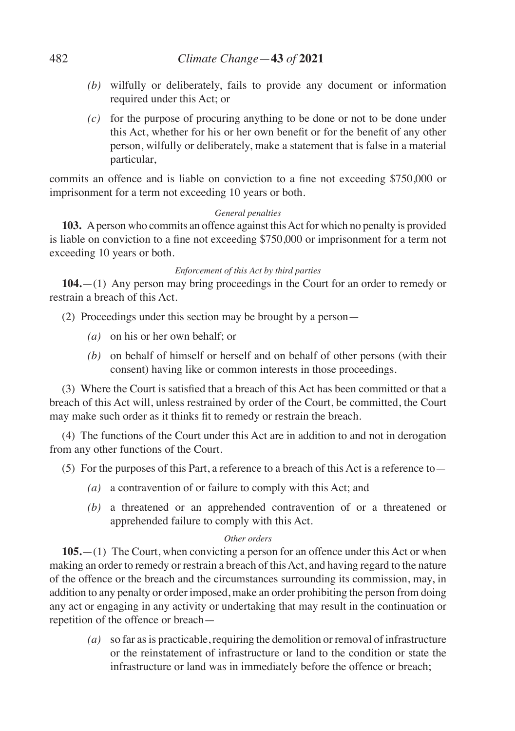*(b)* wilfully or deliberately, fails to provide any document or information required under this Act; or

*(c)* for the purpose of procuring anything to be done or not to be done under this Act, whether for his or her own benefit or for the benefit of any other person, wilfully or deliberately, make a statement that is false in a material particular,

commits an offence and is liable on conviction to a fine not exceeding $750,000 or imprisonment for a term not exceeding 10 years or both.

*General penalties*

**103.** A person who commits an offence against this Act for which no penalty is provided is liable on conviction to a fine not exceeding $750,000 or imprisonment for a term not exceeding 10 years or both.

*Enforcement of this Act by third parties*

**104.**—(1) Any person may bring proceedings in the Court for an order to remedy or restrain a breach of this Act.

(2) Proceedings under this section may be brought by a person—

*(a)* on his or her own behalf; or

*(b)* on behalf of himself or herself and on behalf of other persons (with their consent) having like or common interests in those proceedings.

(3) Where the Court is satisfied that a breach of this Act has been committed or that a breach of this Act will, unless restrained by order of the Court, be committed, the Court may make such order as it thinks fit to remedy or restrain the breach.

(4) The functions of the Court under this Act are in addition to and not in derogation from any other functions of the Court.

(5) For the purposes of this Part, a reference to a breach of this Act is a reference to—

*(a)* a contravention of or failure to comply with this Act; and

*(b)* a threatened or an apprehended contravention of or a threatened or apprehended failure to comply with this Act.

*Other orders*

**105.**—(1) The Court, when convicting a person for an offence under this Act or when making an order to remedy or restrain a breach of this Act, and having regard to the nature of the offence or the breach and the circumstances surrounding its commission, may, in addition to any penalty or order imposed, make an order prohibiting the person from doing any act or engaging in any activity or undertaking that may result in the continuation or repetition of the offence or breach—

*(a)* so far as is practicable, requiring the demolition or removal of infrastructure or the reinstatement of infrastructure or land to the condition or state the infrastructure or land was in immediately before the offence or breach;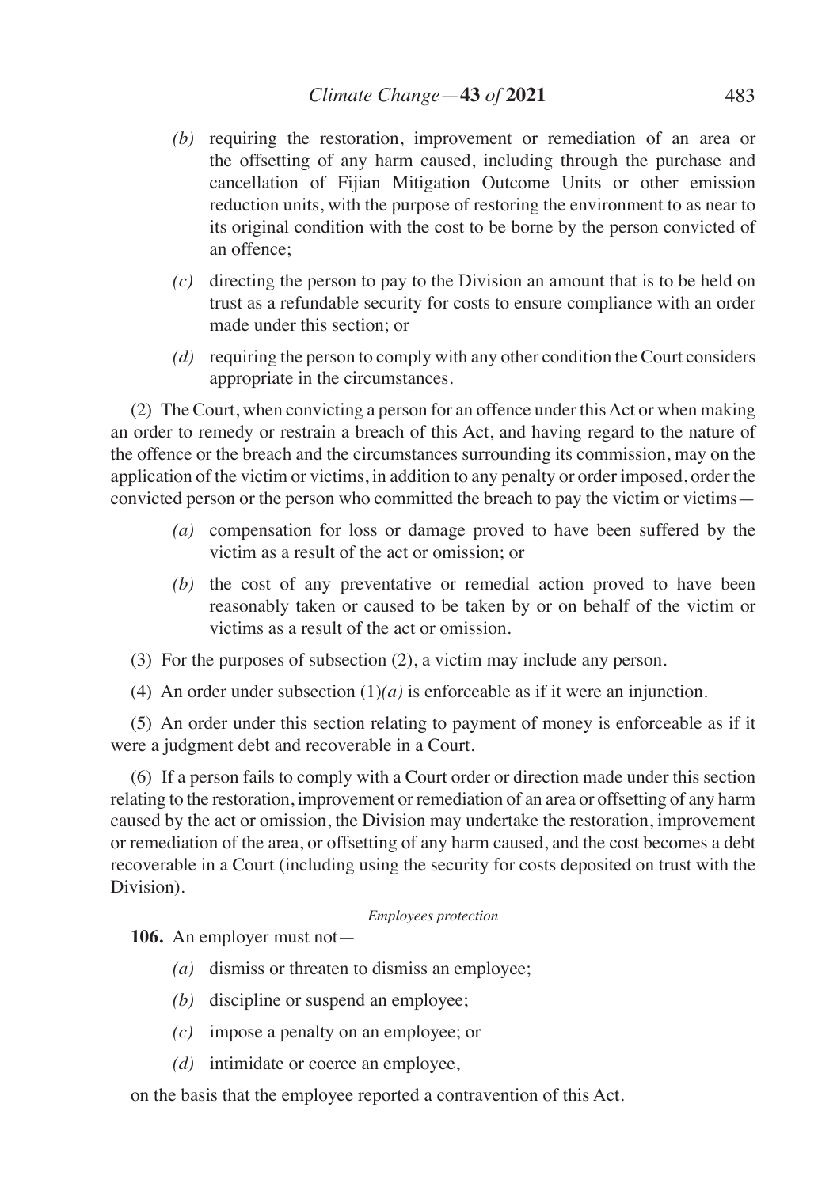*(b)* requiring the restoration, improvement or remediation of an area or the offsetting of any harm caused, including through the purchase and cancellation of Fijian Mitigation Outcome Units or other emission reduction units, with the purpose of restoring the environment to as near to its original condition with the cost to be borne by the person convicted of an offence;

*(c)* directing the person to pay to the Division an amount that is to be held on trust as a refundable security for costs to ensure compliance with an order made under this section; or

*(d)* requiring the person to comply with any other condition the Court considers appropriate in the circumstances.

(2) The Court, when convicting a person for an offence under this Act or when making an order to remedy or restrain a breach of this Act, and having regard to the nature of the offence or the breach and the circumstances surrounding its commission, may on the application of the victim or victims, in addition to any penalty or order imposed, order the convicted person or the person who committed the breach to pay the victim or victims—

*(a)* compensation for loss or damage proved to have been suffered by the victim as a result of the act or omission; or

*(b)* the cost of any preventative or remedial action proved to have been reasonably taken or caused to be taken by or on behalf of the victim or victims as a result of the act or omission.

(3) For the purposes of subsection (2), a victim may include any person.

(4) An order under subsection (1)*(a)* is enforceable as if it were an injunction.

(5) An order under this section relating to payment of money is enforceable as if it were a judgment debt and recoverable in a Court.

(6) If a person fails to comply with a Court order or direction made under this section relating to the restoration, improvement or remediation of an area or offsetting of any harm caused by the act or omission, the Division may undertake the restoration, improvement or remediation of the area, or offsetting of any harm caused, and the cost becomes a debt recoverable in a Court (including using the security for costs deposited on trust with the Division).

*Employees protection*

**106.** An employer must not—

*(a)* dismiss or threaten to dismiss an employee;

*(b)* discipline or suspend an employee;

*(c)* impose a penalty on an employee; or

*(d)* intimidate or coerce an employee,

on the basis that the employee reported a contravention of this Act.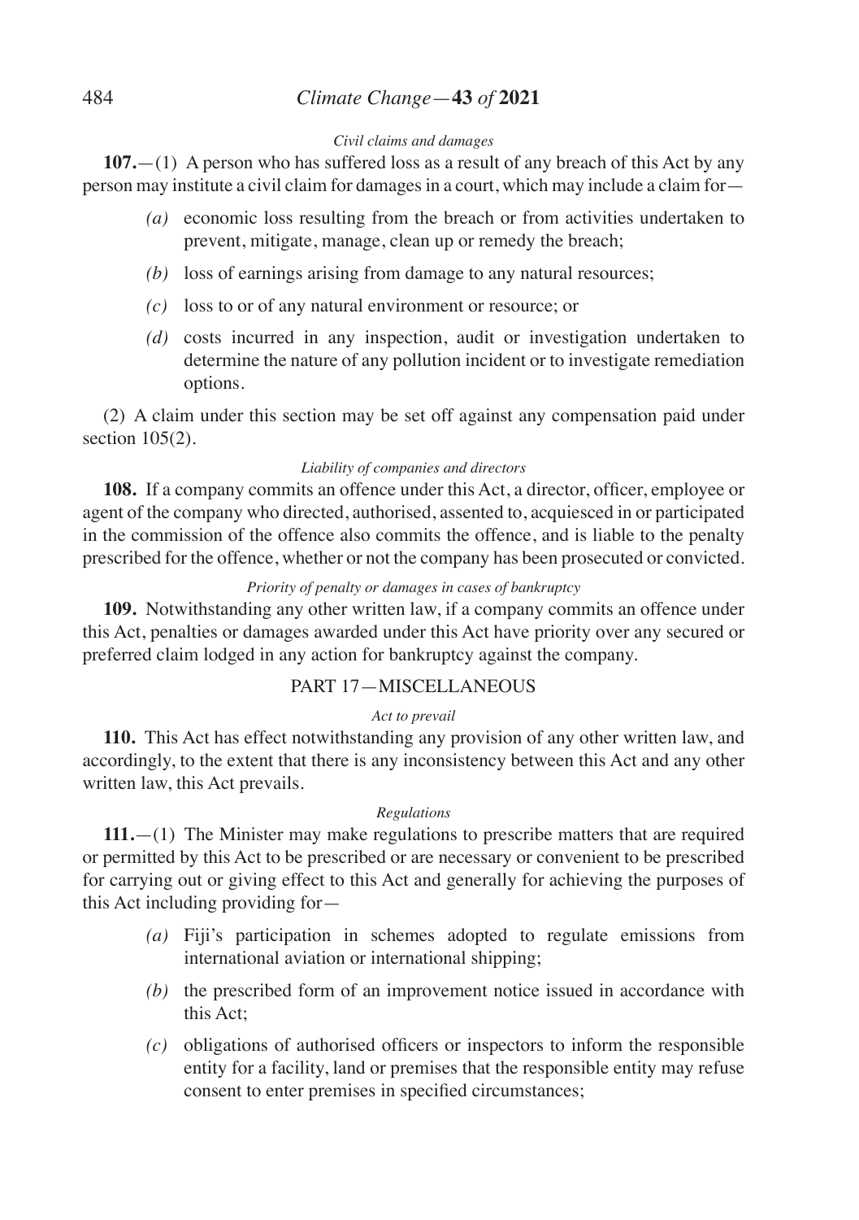*Civil claims and damages*

**107.**—(1) A person who has suffered loss as a result of any breach of this Act by any person may institute a civil claim for damages in a court, which may include a claim for—

- *(a)* economic loss resulting from the breach or from activities undertaken to prevent, mitigate, manage, clean up or remedy the breach;
- *(b)* loss of earnings arising from damage to any natural resources;
- *(c)* loss to or of any natural environment or resource; or
- *(d)* costs incurred in any inspection, audit or investigation undertaken to determine the nature of any pollution incident or to investigate remediation options.

(2) A claim under this section may be set off against any compensation paid under section 105(2).

*Liability of companies and directors*

**108.** If a company commits an offence under this Act, a director, officer, employee or agent of the company who directed, authorised, assented to, acquiesced in or participated in the commission of the offence also commits the offence, and is liable to the penalty prescribed for the offence, whether or not the company has been prosecuted or convicted.

*Priority of penalty or damages in cases of bankruptcy*

**109.** Notwithstanding any other written law, if a company commits an offence under this Act, penalties or damages awarded under this Act have priority over any secured or preferred claim lodged in any action for bankruptcy against the company.

## PART 17—MISCELLANEOUS

*Act to prevail*

**110.** This Act has effect notwithstanding any provision of any other written law, and accordingly, to the extent that there is any inconsistency between this Act and any other written law, this Act prevails.

*Regulations*

**111.**—(1) The Minister may make regulations to prescribe matters that are required or permitted by this Act to be prescribed or are necessary or convenient to be prescribed for carrying out or giving effect to this Act and generally for achieving the purposes of this Act including providing for—

- *(a)* Fiji's participation in schemes adopted to regulate emissions from international aviation or international shipping;
- *(b)* the prescribed form of an improvement notice issued in accordance with this Act;
- *(c)* obligations of authorised officers or inspectors to inform the responsible entity for a facility, land or premises that the responsible entity may refuse consent to enter premises in specified circumstances;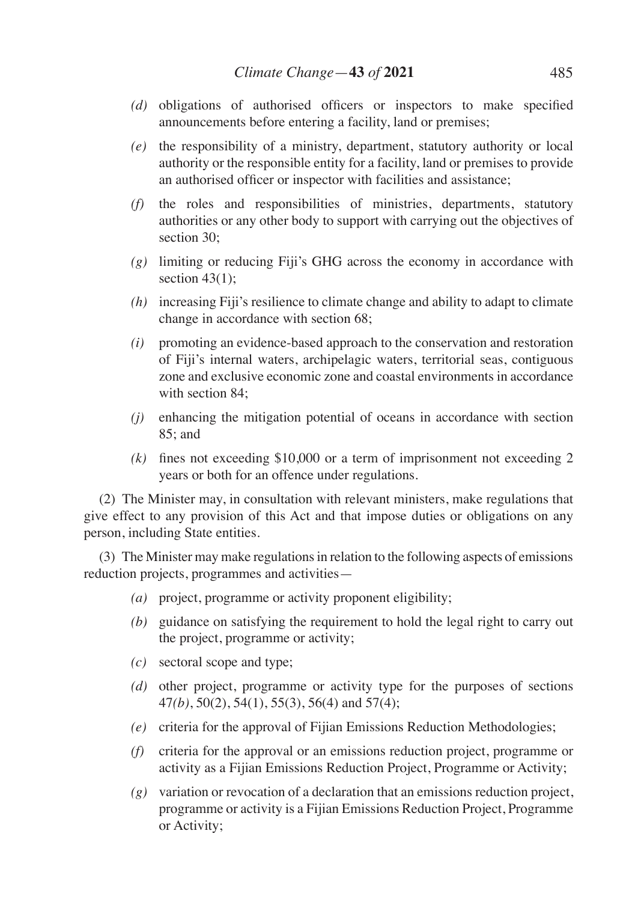*(d)* obligations of authorised officers or inspectors to make specified announcements before entering a facility, land or premises;

*(e)* the responsibility of a ministry, department, statutory authority or local authority or the responsible entity for a facility, land or premises to provide an authorised officer or inspector with facilities and assistance;

*(f)* the roles and responsibilities of ministries, departments, statutory authorities or any other body to support with carrying out the objectives of section 30;

*(g)* limiting or reducing Fiji's GHG across the economy in accordance with section 43(1);

*(h)* increasing Fiji's resilience to climate change and ability to adapt to climate change in accordance with section 68;

*(i)* promoting an evidence-based approach to the conservation and restoration of Fiji's internal waters, archipelagic waters, territorial seas, contiguous zone and exclusive economic zone and coastal environments in accordance with section 84;

*(j)* enhancing the mitigation potential of oceans in accordance with section 85; and

*(k)* fines not exceeding $10,000 or a term of imprisonment not exceeding 2 years or both for an offence under regulations.

(2) The Minister may, in consultation with relevant ministers, make regulations that give effect to any provision of this Act and that impose duties or obligations on any person, including State entities.

(3) The Minister may make regulations in relation to the following aspects of emissions reduction projects, programmes and activities—

*(a)* project, programme or activity proponent eligibility;

*(b)* guidance on satisfying the requirement to hold the legal right to carry out the project, programme or activity;

*(c)* sectoral scope and type;

*(d)* other project, programme or activity type for the purposes of sections 47*(b)*, 50(2), 54(1), 55(3), 56(4) and 57(4);

*(e)* criteria for the approval of Fijian Emissions Reduction Methodologies;

*(f)* criteria for the approval or an emissions reduction project, programme or activity as a Fijian Emissions Reduction Project, Programme or Activity;

*(g)* variation or revocation of a declaration that an emissions reduction project, programme or activity is a Fijian Emissions Reduction Project, Programme or Activity;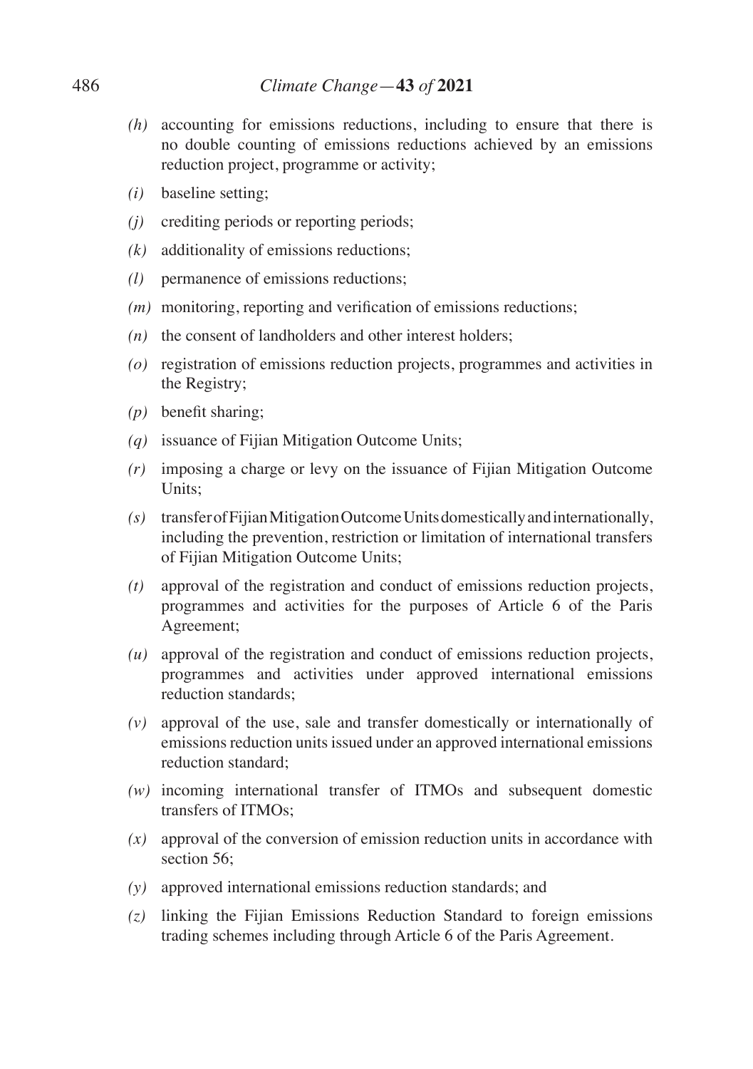*(h)* accounting for emissions reductions, including to ensure that there is no double counting of emissions reductions achieved by an emissions reduction project, programme or activity;

*(i)* baseline setting;

*(j)* crediting periods or reporting periods;

*(k)* additionality of emissions reductions;

*(l)* permanence of emissions reductions;

*(m)* monitoring, reporting and verification of emissions reductions;

*(n)* the consent of landholders and other interest holders;

*(o)* registration of emissions reduction projects, programmes and activities in the Registry;

*(p)* benefit sharing;

*(q)* issuance of Fijian Mitigation Outcome Units;

*(r)* imposing a charge or levy on the issuance of Fijian Mitigation Outcome Units;

*(s)* transfer of Fijian Mitigation Outcome Units domestically and internationally, including the prevention, restriction or limitation of international transfers of Fijian Mitigation Outcome Units;

*(t)* approval of the registration and conduct of emissions reduction projects, programmes and activities for the purposes of Article 6 of the Paris Agreement;

*(u)* approval of the registration and conduct of emissions reduction projects, programmes and activities under approved international emissions reduction standards;

*(v)* approval of the use, sale and transfer domestically or internationally of emissions reduction units issued under an approved international emissions reduction standard;

*(w)* incoming international transfer of ITMOs and subsequent domestic transfers of ITMOs;

*(x)* approval of the conversion of emission reduction units in accordance with section 56;

*(y)* approved international emissions reduction standards; and

*(z)* linking the Fijian Emissions Reduction Standard to foreign emissions trading schemes including through Article 6 of the Paris Agreement.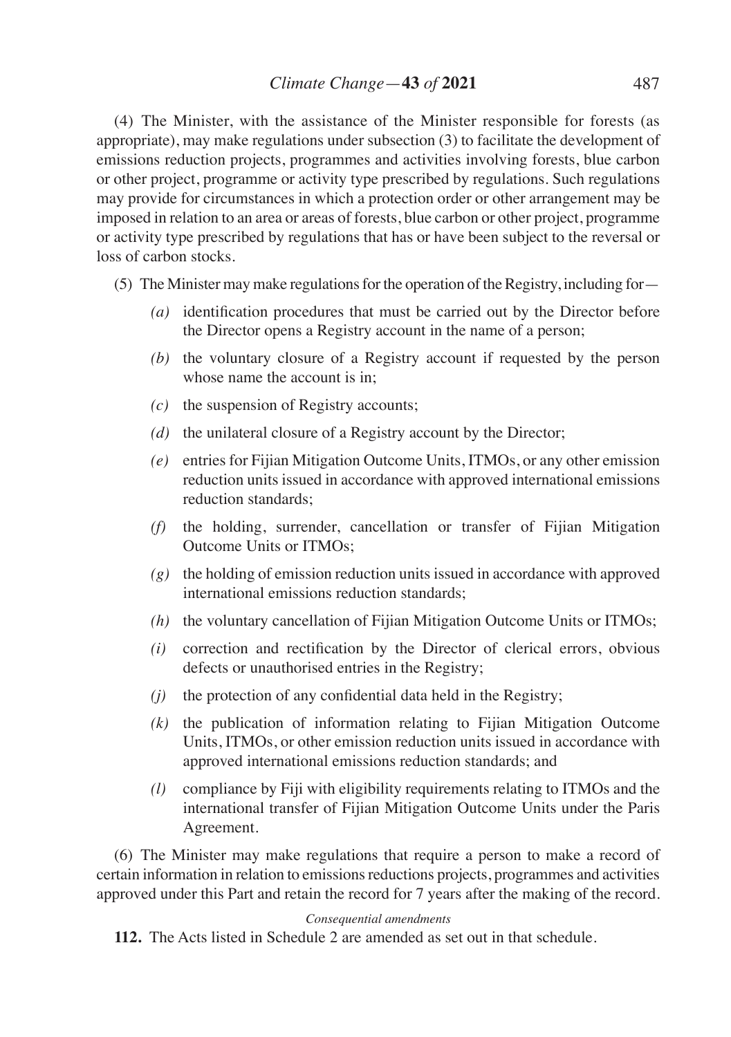(4) The Minister, with the assistance of the Minister responsible for forests (as appropriate), may make regulations under subsection (3) to facilitate the development of emissions reduction projects, programmes and activities involving forests, blue carbon or other project, programme or activity type prescribed by regulations. Such regulations may provide for circumstances in which a protection order or other arrangement may be imposed in relation to an area or areas of forests, blue carbon or other project, programme or activity type prescribed by regulations that has or have been subject to the reversal or loss of carbon stocks.

(5) The Minister may make regulations for the operation of the Registry, including for—

*(a)* identification procedures that must be carried out by the Director before the Director opens a Registry account in the name of a person;

*(b)* the voluntary closure of a Registry account if requested by the person whose name the account is in;

*(c)* the suspension of Registry accounts;

*(d)* the unilateral closure of a Registry account by the Director;

*(e)* entries for Fijian Mitigation Outcome Units, ITMOs, or any other emission reduction units issued in accordance with approved international emissions reduction standards;

*(f)* the holding, surrender, cancellation or transfer of Fijian Mitigation Outcome Units or ITMOs;

*(g)* the holding of emission reduction units issued in accordance with approved international emissions reduction standards;

*(h)* the voluntary cancellation of Fijian Mitigation Outcome Units or ITMOs;

*(i)* correction and rectification by the Director of clerical errors, obvious defects or unauthorised entries in the Registry;

*(j)* the protection of any confidential data held in the Registry;

*(k)* the publication of information relating to Fijian Mitigation Outcome Units, ITMOs, or other emission reduction units issued in accordance with approved international emissions reduction standards; and

*(l)* compliance by Fiji with eligibility requirements relating to ITMOs and the international transfer of Fijian Mitigation Outcome Units under the Paris Agreement.

(6) The Minister may make regulations that require a person to make a record of certain information in relation to emissions reductions projects, programmes and activities approved under this Part and retain the record for 7 years after the making of the record.

*Consequential amendments*

**112.** The Acts listed in Schedule 2 are amended as set out in that schedule.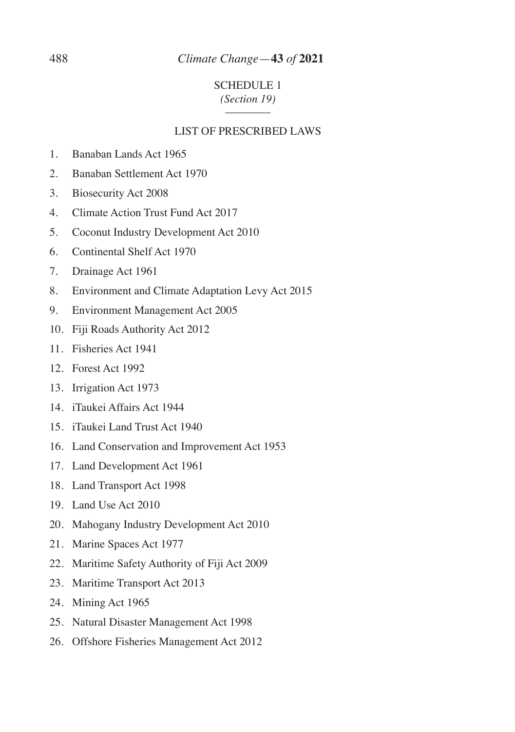## SCHEDULE 1

*(Section 19)*

### LIST OF PRESCRIBED LAWS

1. Banaban Lands Act 1965
2. Banaban Settlement Act 1970
3. Biosecurity Act 2008
4. Climate Action Trust Fund Act 2017
5. Coconut Industry Development Act 2010
6. Continental Shelf Act 1970
7. Drainage Act 1961
8. Environment and Climate Adaptation Levy Act 2015
9. Environment Management Act 2005
10. Fiji Roads Authority Act 2012
11. Fisheries Act 1941
12. Forest Act 1992
13. Irrigation Act 1973
14. iTaukei Affairs Act 1944
15. iTaukei Land Trust Act 1940
16. Land Conservation and Improvement Act 1953
17. Land Development Act 1961
18. Land Transport Act 1998
19. Land Use Act 2010
20. Mahogany Industry Development Act 2010
21. Marine Spaces Act 1977
22. Maritime Safety Authority of Fiji Act 2009
23. Maritime Transport Act 2013
24. Mining Act 1965
25. Natural Disaster Management Act 1998
26. Offshore Fisheries Management Act 2012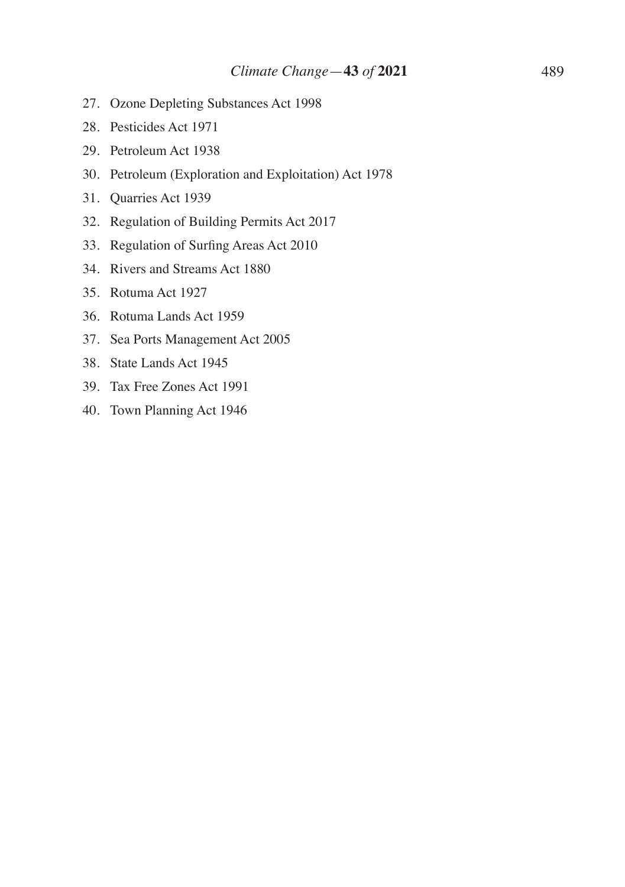27. Ozone Depleting Substances Act 1998
28. Pesticides Act 1971
29. Petroleum Act 1938
30. Petroleum (Exploration and Exploitation) Act 1978
31. Quarries Act 1939
32. Regulation of Building Permits Act 2017
33. Regulation of Surfing Areas Act 2010
34. Rivers and Streams Act 1880
35. Rotuma Act 1927
36. Rotuma Lands Act 1959
37. Sea Ports Management Act 2005
38. State Lands Act 1945
39. Tax Free Zones Act 1991
40. Town Planning Act 1946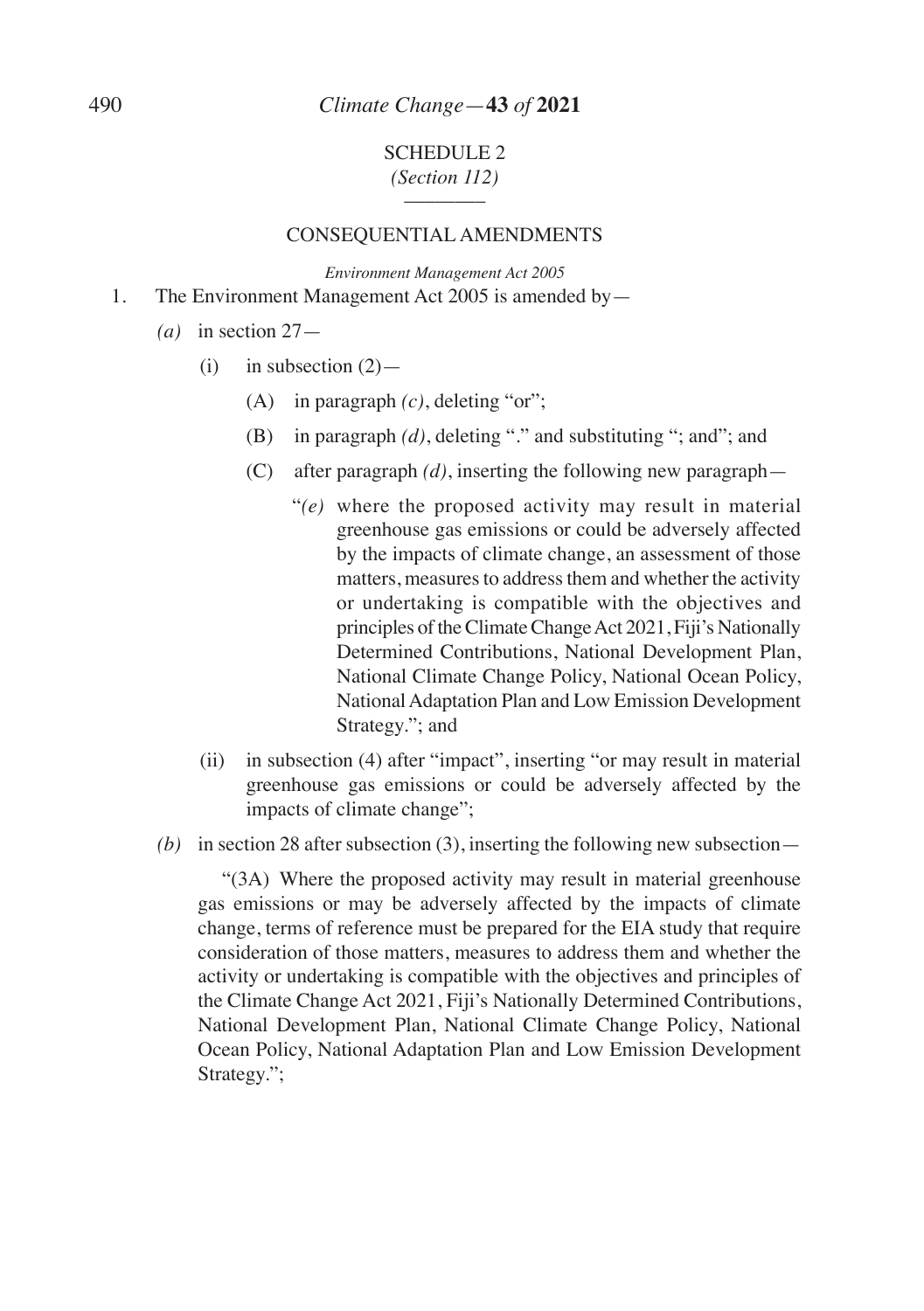## SCHEDULE 2

*(Section 112)*

---

### CONSEQUENTIAL AMENDMENTS

*Environment Management Act 2005*

1. The Environment Management Act 2005 is amended by—

   *(a)* in section 27—

   (i) in subsection (2)—

   (A) in paragraph *(c)*, deleting "or";

   (B) in paragraph *(d)*, deleting "." and substituting "; and"; and

   (C) after paragraph *(d)*, inserting the following new paragraph—

   "*(e)* where the proposed activity may result in material greenhouse gas emissions or could be adversely affected by the impacts of climate change, an assessment of those matters, measures to address them and whether the activity or undertaking is compatible with the objectives and principles of the Climate Change Act 2021, Fiji's Nationally Determined Contributions, National Development Plan, National Climate Change Policy, National Ocean Policy, National Adaptation Plan and Low Emission Development Strategy."; and

   (ii) in subsection (4) after "impact", inserting "or may result in material greenhouse gas emissions or could be adversely affected by the impacts of climate change";

   *(b)* in section 28 after subsection (3), inserting the following new subsection—

   "(3A) Where the proposed activity may result in material greenhouse gas emissions or may be adversely affected by the impacts of climate change, terms of reference must be prepared for the EIA study that require consideration of those matters, measures to address them and whether the activity or undertaking is compatible with the objectives and principles of the Climate Change Act 2021, Fiji's Nationally Determined Contributions, National Development Plan, National Climate Change Policy, National Ocean Policy, National Adaptation Plan and Low Emission Development Strategy.";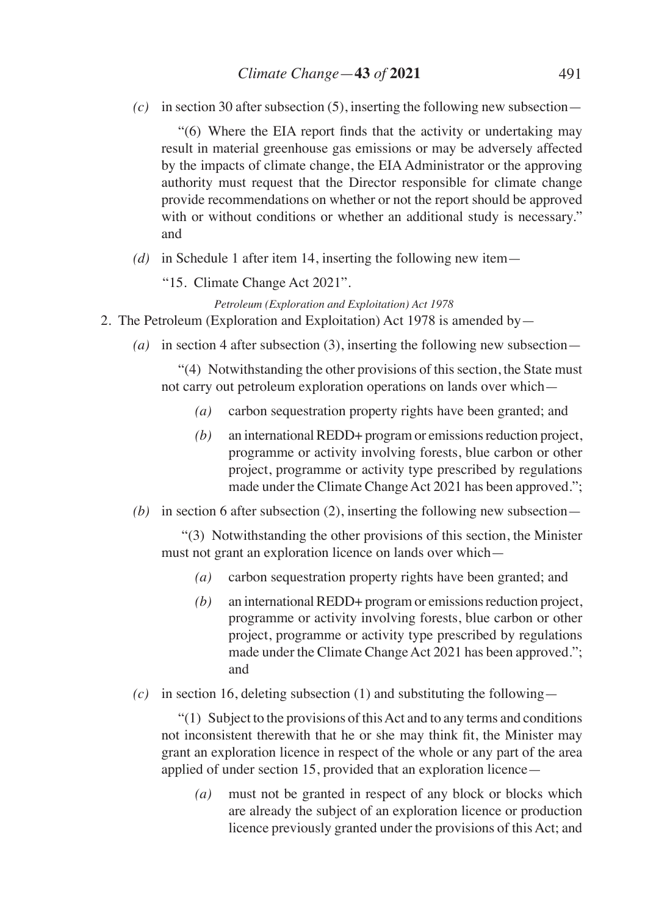*(c)* in section 30 after subsection (5), inserting the following new subsection—

"(6) Where the EIA report finds that the activity or undertaking may result in material greenhouse gas emissions or may be adversely affected by the impacts of climate change, the EIA Administrator or the approving authority must request that the Director responsible for climate change provide recommendations on whether or not the report should be approved with or without conditions or whether an additional study is necessary." and

*(d)* in Schedule 1 after item 14, inserting the following new item—

"15. Climate Change Act 2021".

*Petroleum (Exploration and Exploitation) Act 1978*

2. The Petroleum (Exploration and Exploitation) Act 1978 is amended by—

*(a)* in section 4 after subsection (3), inserting the following new subsection—

"(4) Notwithstanding the other provisions of this section, the State must not carry out petroleum exploration operations on lands over which—

*(a)* carbon sequestration property rights have been granted; and

*(b)* an international REDD+ program or emissions reduction project, programme or activity involving forests, blue carbon or other project, programme or activity type prescribed by regulations made under the Climate Change Act 2021 has been approved.";

*(b)* in section 6 after subsection (2), inserting the following new subsection—

"(3) Notwithstanding the other provisions of this section, the Minister must not grant an exploration licence on lands over which—

*(a)* carbon sequestration property rights have been granted; and

*(b)* an international REDD+ program or emissions reduction project, programme or activity involving forests, blue carbon or other project, programme or activity type prescribed by regulations made under the Climate Change Act 2021 has been approved."; and

*(c)* in section 16, deleting subsection (1) and substituting the following—

"(1) Subject to the provisions of this Act and to any terms and conditions not inconsistent therewith that he or she may think fit, the Minister may grant an exploration licence in respect of the whole or any part of the area applied of under section 15, provided that an exploration licence—

*(a)* must not be granted in respect of any block or blocks which are already the subject of an exploration licence or production licence previously granted under the provisions of this Act; and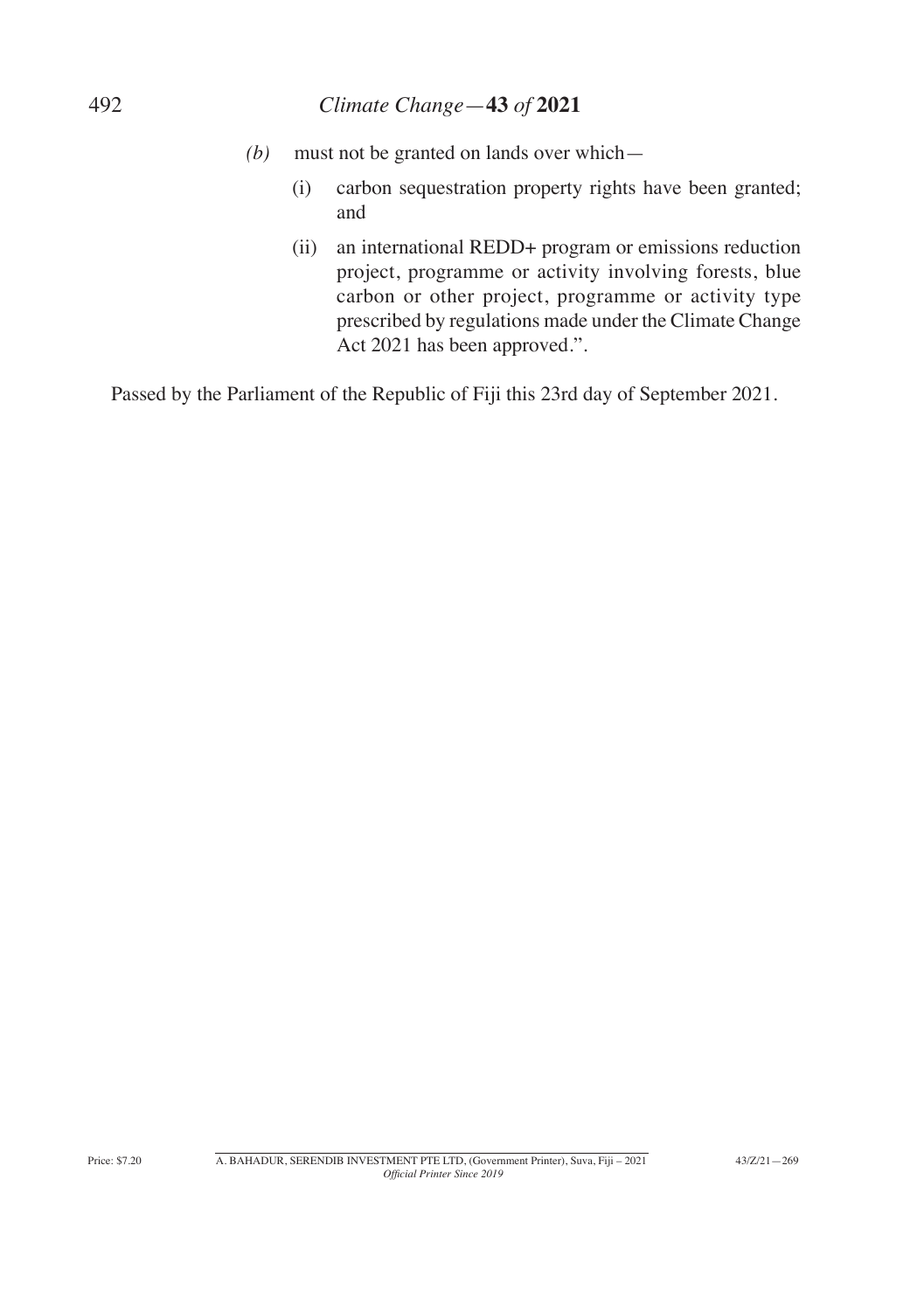*(b)* must not be granted on lands over which—

(i) carbon sequestration property rights have been granted; and

(ii) an international REDD+ program or emissions reduction project, programme or activity involving forests, blue carbon or other project, programme or activity type prescribed by regulations made under the Climate Change Act 2021 has been approved.".

Passed by the Parliament of the Republic of Fiji this 23rd day of September 2021.

Price: $7.20

A. BAHADUR, SERENDIB INVESTMENT PTE LTD, (Government Printer), Suva, Fiji – 2021
*Official Printer Since 2019*

43/Z/21—269